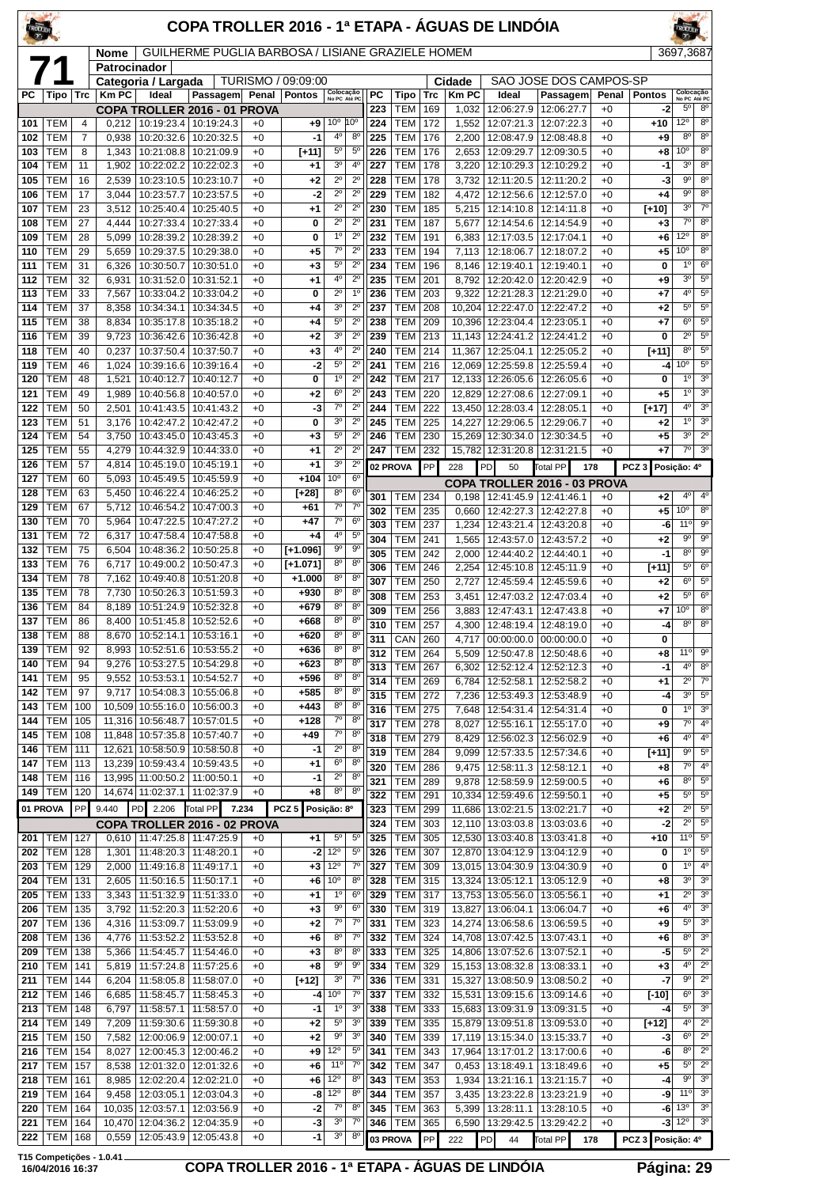# COPA TROLLER 2016 - 1ª ETAPA - ÁGUAS DE LINDÓIA

**71**

| Nome | GUILHERME PUGLIA BARBOSA / LISIANE GRAZIELE HOMEM | 3697,3687 |
|---|---|---|
| Patrocinador | | |
| Categoria / Largada | TURISMO / 09:09:00 | |
| Cidade | SAO JOSE DOS CAMPOS-SP | |

## COPA TROLLER 2016 - 01 PROVA

| PC | Tipo | Trc | Km PC | Ideal | Passagem | Penal | Pontos | Colocação No PC | Colocação Até PC |
|---|---|---|---|---|---|---|---|---|---|
| 101 | TEM | 4 | 0,212 | 10:19:23.4 | 10:19:24.3 | +0 | +9 | 10º | 10º |
| 102 | TEM | 7 | 0,938 | 10:20:32.6 | 10:20:32.5 | +0 | -1 | 4º | 8º |
| 103 | TEM | 8 | 1,343 | 10:21:08.8 | 10:21:09.9 | +0 | [+11] | 5º | 5º |
| 104 | TEM | 11 | 1,902 | 10:22:02.2 | 10:22:02.3 | +0 | +1 | 3º | 4º |
| 105 | TEM | 16 | 2,539 | 10:23:10.5 | 10:23:10.7 | +0 | +2 | 2º | 2º |
| 106 | TEM | 17 | 3,044 | 10:23:57.7 | 10:23:57.5 | +0 | -2 | 2º | 2º |
| 107 | TEM | 23 | 3,512 | 10:25:40.4 | 10:25:40.5 | +0 | +1 | 2º | 2º |
| 108 | TEM | 27 | 4,444 | 10:27:33.4 | 10:27:33.4 | +0 | 0 | 2º | 2º |
| 109 | TEM | 28 | 5,099 | 10:28:39.2 | 10:28:39.2 | +0 | 0 | 1º | 2º |
| 110 | TEM | 29 | 5,659 | 10:29:37.5 | 10:29:38.0 | +0 | +5 | 7º | 2º |
| 111 | TEM | 31 | 6,326 | 10:30:50.7 | 10:30:51.0 | +0 | +3 | 5º | 2º |
| 112 | TEM | 32 | 6,931 | 10:31:52.0 | 10:31:52.1 | +0 | +1 | 4º | 2º |
| 113 | TEM | 33 | 7,567 | 10:33:04.2 | 10:33:04.2 | +0 | 0 | 2º | 2º |
| 114 | TEM | 37 | 8,358 | 10:34:34.1 | 10:34:34.5 | +0 | +4 | 3º | 2º |
| 115 | TEM | 38 | 8,834 | 10:35:17.8 | 10:35:18.2 | +0 | +4 | 5º | 2º |
| 116 | TEM | 39 | 9,723 | 10:36:42.6 | 10:36:42.8 | +0 | +2 | 3º | 2º |
| 118 | TEM | 40 | 0,237 | 10:37:50.4 | 10:37:50.7 | +0 | +3 | 4º | 2º |
| 119 | TEM | 46 | 1,024 | 10:39:16.6 | 10:39:16.4 | +0 | -2 | 5º | 2º |
| 120 | TEM | 48 | 1,521 | 10:40:12.7 | 10:40:12.7 | +0 | 0 | 1º | 2º |
| 121 | TEM | 49 | 1,989 | 10:40:56.8 | 10:40:57.0 | +0 | +2 | 6º | 2º |
| 122 | TEM | 50 | 2,501 | 10:41:43.5 | 10:41:43.2 | +0 | -3 | 7º | 2º |
| 123 | TEM | 51 | 3,176 | 10:42:47.2 | 10:42:47.2 | +0 | 0 | 3º | 2º |
| 124 | TEM | 54 | 3,750 | 10:43:45.0 | 10:43:45.3 | +0 | +3 | 5º | 2º |
| 125 | TEM | 55 | 4,279 | 10:44:32.9 | 10:44:33.0 | +0 | +1 | 2º | 2º |
| 126 | TEM | 57 | 4,814 | 10:45:19.0 | 10:45:19.1 | +0 | +1 | 3º | 2º |
| 127 | TEM | 60 | 5,093 | 10:45:49.5 | 10:45:59.9 | +0 | +104 | 10º | 6º |
| 128 | TEM | 63 | 5,450 | 10:46:22.4 | 10:46:25.2 | +0 | [+28] | 8º | 6º |
| 129 | TEM | 67 | 5,712 | 10:46:54.2 | 10:47:00.3 | +0 | +61 | 7º | 7º |
| 130 | TEM | 70 | 5,964 | 10:47:22.5 | 10:47:27.2 | +0 | +47 | 7º | 6º |
| 131 | TEM | 72 | 6,317 | 10:47:58.4 | 10:47:58.8 | +0 | +4 | 4º | 6º |
| 132 | TEM | 75 | 6,504 | 10:48:36.2 | 10:50:25.8 | +0 | [+1.096] | 9º | 9º |
| 133 | TEM | 76 | 6,717 | 10:49:00.2 | 10:50:47.3 | +0 | [+1.071] | 8º | 8º |
| 134 | TEM | 78 | 7,162 | 10:49:40.8 | 10:51:20.8 | +0 | +1.000 | 8º | 8º |
| 135 | TEM | 78 | 7,730 | 10:50:26.3 | 10:51:59.3 | +0 | +930 | 8º | 8º |
| 136 | TEM | 84 | 8,189 | 10:51:24.9 | 10:52:32.8 | +0 | +679 | 8º | 8º |
| 137 | TEM | 86 | 8,400 | 10:51:45.8 | 10:52:52.6 | +0 | +668 | 8º | 8º |
| 138 | TEM | 88 | 8,670 | 10:52:14.1 | 10:53:16.1 | +0 | +620 | 8º | 8º |
| 139 | TEM | 92 | 8,993 | 10:52:51.6 | 10:53:55.2 | +0 | +636 | 8º | 8º |
| 140 | TEM | 94 | 9,276 | 10:53:27.5 | 10:54:29.8 | +0 | +623 | 8º | 8º |
| 141 | TEM | 95 | 9,552 | 10:53:53.1 | 10:54:52.7 | +0 | +596 | 8º | 8º |
| 142 | TEM | 97 | 9,717 | 10:54:08.3 | 10:55:06.8 | +0 | +585 | 8º | 8º |
| 143 | TEM | 100 | 10,509 | 10:55:16.0 | 10:56:00.3 | +0 | +443 | 8º | 8º |
| 144 | TEM | 105 | 11,316 | 10:56:48.7 | 10:57:01.5 | +0 | +128 | 7º | 8º |
| 145 | TEM | 108 | 11,848 | 10:57:35.8 | 10:57:40.7 | +0 | +49 | 7º | 8º |
| 146 | TEM | 111 | 12,621 | 10:58:50.9 | 10:58:50.8 | +0 | -1 | 2º | 8º |
| 147 | TEM | 113 | 13,239 | 10:59:43.4 | 10:59:43.5 | +0 | +1 | 6º | 8º |
| 148 | TEM | 116 | 13,995 | 11:00:50.2 | 11:00:50.1 | +0 | -1 | 2º | 8º |
| 149 | TEM | 120 | 14,674 | 11:02:37.1 | 11:02:37.9 | +0 | +8 | 8º | 8º |
| 01 PROVA | PP | 9.440 | PD 2.206 | Total PP | 7.234 | | PCZ 5 | Posição: 8º | |

## COPA TROLLER 2016 - 02 PROVA

| PC | Tipo | Trc | Km PC | Ideal | Passagem | Penal | Pontos | Colocação No PC | Colocação Até PC |
|---|---|---|---|---|---|---|---|---|---|
| 201 | TEM | 127 | 0,610 | 11:47:25.8 | 11:47:25.9 | +0 | +1 | 5º | 5º |
| 202 | TEM | 128 | 1,301 | 11:48:20.3 | 11:48:20.1 | +0 | -2 | 12º | 5º |
| 203 | TEM | 129 | 2,000 | 11:49:16.8 | 11:49:17.1 | +0 | +3 | 12º | 7º |
| 204 | TEM | 131 | 2,605 | 11:50:16.5 | 11:50:17.1 | +0 | +6 | 10º | 8º |
| 205 | TEM | 133 | 3,343 | 11:51:32.9 | 11:51:33.0 | +0 | +1 | 1º | 6º |
| 206 | TEM | 135 | 3,792 | 11:52:20.3 | 11:52:20.6 | +0 | +3 | 9º | 6º |
| 207 | TEM | 136 | 4,316 | 11:53:09.7 | 11:53:09.9 | +0 | +2 | 7º | 7º |
| 208 | TEM | 136 | 4,776 | 11:53:52.2 | 11:53:52.8 | +0 | +6 | 8º | 7º |
| 209 | TEM | 138 | 5,366 | 11:54:45.7 | 11:54:46.0 | +0 | +3 | 8º | 8º |
| 210 | TEM | 141 | 5,819 | 11:57:24.8 | 11:57:25.6 | +0 | +8 | 9º | 9º |
| 211 | TEM | 144 | 6,204 | 11:58:05.8 | 11:58:07.0 | +0 | [+12] | 3º | 7º |
| 212 | TEM | 146 | 6,685 | 11:58:45.7 | 11:58:45.3 | +0 | -4 | 10º | 7º |
| 213 | TEM | 148 | 6,797 | 11:58:57.1 | 11:58:57.0 | +0 | -1 | 1º | 3º |
| 214 | TEM | 149 | 7,209 | 11:59:30.6 | 11:59:30.8 | +0 | +2 | 5º | 3º |
| 215 | TEM | 150 | 7,582 | 12:00:06.9 | 12:00:07.1 | +0 | +2 | 9º | 3º |
| 216 | TEM | 154 | 8,027 | 12:00:45.3 | 12:00:46.2 | +0 | +9 | 12º | 5º |
| 217 | TEM | 157 | 8,538 | 12:01:32.0 | 12:01:32.6 | +0 | +6 | 11º | 7º |
| 218 | TEM | 161 | 8,985 | 12:02:20.4 | 12:02:21.0 | +0 | +6 | 12º | 8º |
| 219 | TEM | 164 | 9,458 | 12:03:05.1 | 12:03:04.3 | +0 | -8 | 12º | 8º |
| 220 | TEM | 164 | 10,035 | 12:03:57.1 | 12:03:56.9 | +0 | -2 | 7º | 8º |
| 221 | TEM | 164 | 10,470 | 12:04:36.2 | 12:04:35.9 | +0 | -3 | 3º | 7º |
| 222 | TEM | 168 | 0,559 | 12:05:43.9 | 12:05:43.8 | +0 | -1 | 3º | 8º |
| 223 | TEM | 169 | 1,032 | 12:06:27.9 | 12:06:27.7 | +0 | -2 | 5º | 8º |
| 224 | TEM | 172 | 1,552 | 12:07:21.3 | 12:07:22.3 | +0 | +10 | 12º | 8º |
| 225 | TEM | 176 | 2,200 | 12:08:47.9 | 12:08:48.8 | +0 | +9 | 8º | 8º |
| 226 | TEM | 176 | 2,653 | 12:09:29.7 | 12:09:30.5 | +0 | +8 | 10º | 8º |
| 227 | TEM | 178 | 3,220 | 12:10:29.3 | 12:10:29.2 | +0 | -1 | 3º | 8º |
| 228 | TEM | 178 | 3,732 | 12:11:20.5 | 12:11:20.2 | +0 | -3 | 9º | 8º |
| 229 | TEM | 182 | 4,472 | 12:12:56.6 | 12:12:57.0 | +0 | +4 | 9º | 8º |
| 230 | TEM | 185 | 5,215 | 12:14:10.8 | 12:14:11.8 | +0 | [+10] | 3º | 7º |
| 231 | TEM | 187 | 5,677 | 12:14:54.6 | 12:14:54.9 | +0 | +3 | 7º | 8º |
| 232 | TEM | 191 | 6,383 | 12:17:03.5 | 12:17:04.1 | +0 | +6 | 12º | 8º |
| 233 | TEM | 194 | 7,113 | 12:18:06.7 | 12:18:07.2 | +0 | +5 | 10º | 8º |
| 234 | TEM | 196 | 8,146 | 12:19:40.1 | 12:19:40.1 | +0 | 0 | 1º | 6º |
| 235 | TEM | 201 | 8,792 | 12:20:42.0 | 12:20:42.9 | +0 | +9 | 3º | 5º |
| 236 | TEM | 203 | 9,322 | 12:21:28.3 | 12:21:29.0 | +0 | +7 | 4º | 5º |
| 237 | TEM | 208 | 10,204 | 12:22:47.0 | 12:22:47.2 | +0 | +2 | 5º | 5º |
| 238 | TEM | 209 | 10,396 | 12:23:04.4 | 12:23:05.1 | +0 | +7 | 6º | 5º |
| 239 | TEM | 213 | 11,143 | 12:24:41.2 | 12:24:41.2 | +0 | 0 | 2º | 5º |
| 240 | TEM | 214 | 11,367 | 12:25:04.1 | 12:25:05.2 | +0 | [+11] | 8º | 5º |
| 241 | TEM | 216 | 12,069 | 12:25:59.8 | 12:25:59.4 | +0 | -4 | 10º | 5º |
| 242 | TEM | 217 | 12,133 | 12:26:05.6 | 12:26:05.6 | +0 | 0 | 1º | 3º |
| 243 | TEM | 220 | 12,829 | 12:27:08.6 | 12:27:09.1 | +0 | +5 | 1º | 3º |
| 244 | TEM | 222 | 13,450 | 12:28:03.4 | 12:28:05.1 | +0 | [+17] | 4º | 3º |
| 245 | TEM | 225 | 14,227 | 12:29:06.5 | 12:29:06.7 | +0 | +2 | 1º | 3º |
| 246 | TEM | 230 | 15,269 | 12:30:34.0 | 12:30:34.5 | +0 | +5 | 3º | 2º |
| 247 | TEM | 232 | 15,782 | 12:31:20.8 | 12:31:21.5 | +0 | +7 | 7º | 3º |
| 02 PROVA | PP | 228 | PD 50 | Total PP | 178 | | PCZ 3 | Posição: 4º | |

## COPA TROLLER 2016 - 03 PROVA

| PC | Tipo | Trc | Km PC | Ideal | Passagem | Penal | Pontos | Colocação No PC | Colocação Até PC |
|---|---|---|---|---|---|---|---|---|---|
| 301 | TEM | 234 | 0,198 | 12:41:45.9 | 12:41:46.1 | +0 | +2 | 4º | 4º |
| 302 | TEM | 235 | 0,660 | 12:42:27.3 | 12:42:27.8 | +0 | +5 | 10º | 8º |
| 303 | TEM | 237 | 1,234 | 12:43:21.4 | 12:43:20.8 | +0 | -6 | 11º | 9º |
| 304 | TEM | 241 | 1,565 | 12:43:57.0 | 12:43:57.2 | +0 | +2 | 9º | 9º |
| 305 | TEM | 242 | 2,000 | 12:44:40.2 | 12:44:40.1 | +0 | -1 | 8º | 9º |
| 306 | TEM | 246 | 2,254 | 12:45:10.8 | 12:45:11.9 | +0 | [+11] | 5º | 6º |
| 307 | TEM | 250 | 2,727 | 12:45:59.4 | 12:45:59.6 | +0 | +2 | 6º | 5º |
| 308 | TEM | 253 | 3,451 | 12:47:03.2 | 12:47:03.4 | +0 | +2 | 5º | 6º |
| 309 | TEM | 256 | 3,883 | 12:47:43.1 | 12:47:43.8 | +0 | +7 | 10º | 8º |
| 310 | TEM | 257 | 4,300 | 12:48:19.4 | 12:48:19.0 | +0 | -4 | 8º | 8º |
| 311 | CAN | 260 | 4,717 | 00:00:00.0 | 00:00:00.0 | +0 | 0 | | |
| 312 | TEM | 264 | 5,509 | 12:50:47.8 | 12:50:48.6 | +0 | +8 | 11º | 9º |
| 313 | TEM | 267 | 6,302 | 12:52:12.4 | 12:52:12.3 | +0 | -1 | 4º | 8º |
| 314 | TEM | 269 | 6,784 | 12:52:58.1 | 12:52:58.2 | +0 | +1 | 2º | 7º |
| 315 | TEM | 272 | 7,236 | 12:53:49.3 | 12:53:48.9 | +0 | -4 | 3º | 5º |
| 316 | TEM | 275 | 7,648 | 12:54:31.4 | 12:54:31.4 | +0 | 0 | 1º | 3º |
| 317 | TEM | 278 | 8,027 | 12:55:16.1 | 12:55:17.0 | +0 | +9 | 7º | 4º |
| 318 | TEM | 279 | 8,429 | 12:56:02.3 | 12:56:02.9 | +0 | +6 | 4º | 4º |
| 319 | TEM | 284 | 9,099 | 12:57:33.5 | 12:57:34.6 | +0 | [+11] | 9º | 5º |
| 320 | TEM | 286 | 9,475 | 12:58:11.3 | 12:58:12.1 | +0 | +8 | 7º | 4º |
| 321 | TEM | 289 | 9,878 | 12:58:59.9 | 12:59:00.5 | +0 | +6 | 8º | 5º |
| 322 | TEM | 291 | 10,334 | 12:59:49.6 | 12:59:50.1 | +0 | +5 | 5º | 5º |
| 323 | TEM | 299 | 11,686 | 13:02:21.5 | 13:02:21.7 | +0 | +2 | 2º | 5º |
| 324 | TEM | 303 | 12,110 | 13:03:03.8 | 13:03:03.6 | +0 | -2 | 2º | 5º |
| 325 | TEM | 305 | 12,530 | 13:03:40.8 | 13:03:41.8 | +0 | +10 | 11º | 5º |
| 326 | TEM | 307 | 12,870 | 13:04:12.9 | 13:04:12.9 | +0 | 0 | 1º | 5º |
| 327 | TEM | 309 | 13,015 | 13:04:30.9 | 13:04:30.9 | +0 | 0 | 1º | 4º |
| 328 | TEM | 315 | 13,324 | 13:05:12.1 | 13:05:12.9 | +0 | +8 | 3º | 3º |
| 329 | TEM | 317 | 13,753 | 13:05:56.0 | 13:05:56.1 | +0 | +1 | 2º | 3º |
| 330 | TEM | 319 | 13,827 | 13:06:04.1 | 13:06:04.7 | +0 | +6 | 4º | 3º |
| 331 | TEM | 323 | 14,274 | 13:06:58.6 | 13:06:59.5 | +0 | +9 | 5º | 3º |
| 332 | TEM | 324 | 14,708 | 13:07:42.5 | 13:07:43.1 | +0 | +6 | 8º | 3º |
| 333 | TEM | 325 | 14,806 | 13:07:52.6 | 13:07:52.1 | +0 | -5 | 5º | 2º |
| 334 | TEM | 329 | 15,153 | 13:08:32.8 | 13:08:33.1 | +0 | +3 | 4º | 2º |
| 336 | TEM | 331 | 15,327 | 13:08:50.9 | 13:08:50.2 | +0 | -7 | 9º | 2º |
| 337 | TEM | 332 | 15,531 | 13:09:15.6 | 13:09:14.6 | +0 | [-10] | 6º | 3º |
| 338 | TEM | 333 | 15,683 | 13:09:31.9 | 13:09:31.5 | +0 | -4 | 5º | 3º |
| 339 | TEM | 335 | 15,879 | 13:09:51.8 | 13:09:53.0 | +0 | [+12] | 4º | 2º |
| 340 | TEM | 339 | 17,119 | 13:15:34.0 | 13:15:33.7 | +0 | -3 | 6º | 2º |
| 341 | TEM | 343 | 17,964 | 13:17:01.2 | 13:17:00.6 | +0 | -6 | 8º | 2º |
| 342 | TEM | 347 | 0,453 | 13:18:49.1 | 13:18:49.6 | +0 | +5 | 5º | 2º |
| 343 | TEM | 353 | 1,934 | 13:21:16.1 | 13:21:15.7 | +0 | -4 | 9º | 3º |
| 344 | TEM | 357 | 3,435 | 13:23:22.8 | 13:23:21.9 | +0 | -9 | 11º | 3º |
| 345 | TEM | 363 | 5,399 | 13:28:11.1 | 13:28:10.5 | +0 | -6 | 13º | 3º |
| 346 | TEM | 365 | 6,590 | 13:29:42.5 | 13:29:42.2 | +0 | -3 | 12º | 3º |
| 03 PROVA | PP | 222 | PD 44 | Total PP | 178 | | PCZ 3 | Posição: 4º | |

T15 Competições - 1.0.41
16/04/2016 16:37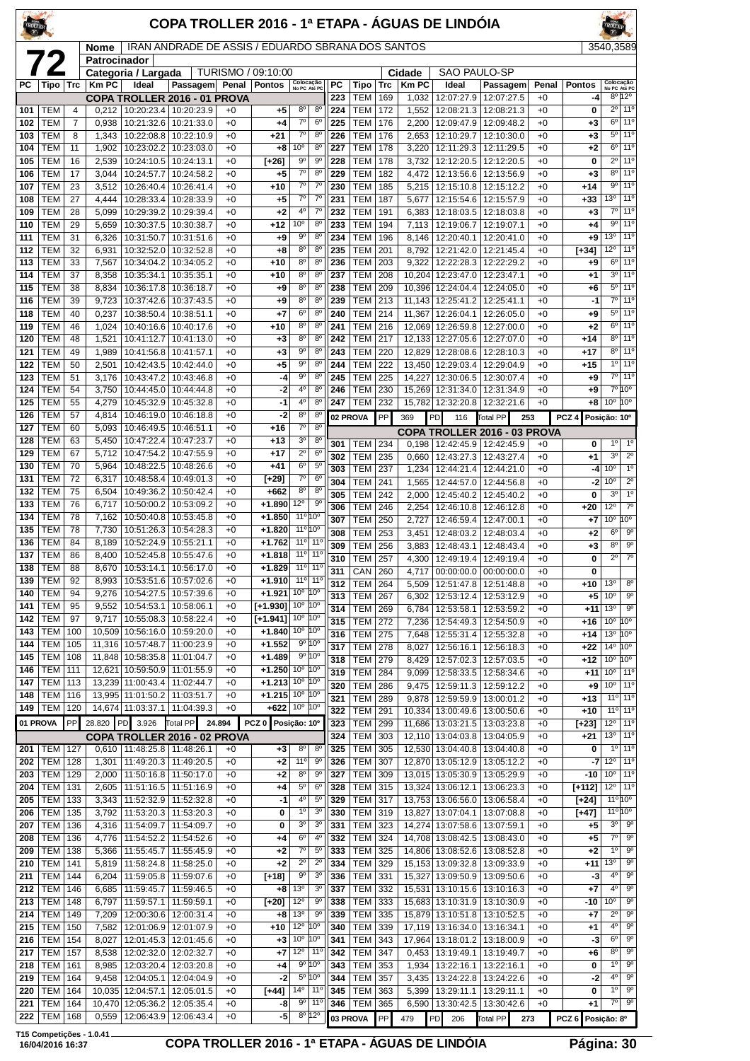# COPA TROLLER 2016 - 1ª ETAPA - ÁGUAS DE LINDÓIA

**72**

**Nome:** IRAN ANDRADE DE ASSIS / EDUARDO SBRANA DOS SANTOS — 3540,3589

**Patrocinador:**

**Categoria / Largada:** TURISMO / 09:10:00 — **Cidade:** SAO PAULO-SP

| PC | Tipo | Trc | Km PC | Ideal | Passagem | Penal | Pontos | Colocação No PC | Colocação Até PC |
|---|---|---|---|---|---|---|---|---|---|
| **COPA TROLLER 2016 - 01 PROVA** | | | | | | | | | |
| 101 | TEM | 4 | 0,212 | 10:20:23.4 | 10:20:23.9 | +0 | +5 | 8º | 8º |
| 102 | TEM | 7 | 0,938 | 10:21:32.6 | 10:21:33.0 | +0 | +4 | 7º | 6º |
| 103 | TEM | 8 | 1,343 | 10:22:08.8 | 10:22:10.9 | +0 | +21 | 7º | 8º |
| 104 | TEM | 11 | 1,902 | 10:23:02.2 | 10:23:03.0 | +0 | +8 | 10º | 8º |
| 105 | TEM | 16 | 2,539 | 10:24:10.5 | 10:24:13.1 | +0 | [+26] | 9º | 9º |
| 106 | TEM | 17 | 3,044 | 10:24:57.7 | 10:24:58.2 | +0 | +5 | 7º | 8º |
| 107 | TEM | 23 | 3,512 | 10:26:40.4 | 10:26:41.4 | +0 | +10 | 7º | 7º |
| 108 | TEM | 27 | 4,444 | 10:28:33.4 | 10:28:33.9 | +0 | +5 | 7º | 7º |
| 109 | TEM | 28 | 5,099 | 10:29:39.2 | 10:29:39.4 | +0 | +2 | 4º | 7º |
| 110 | TEM | 29 | 5,659 | 10:30:37.5 | 10:30:38.7 | +0 | +12 | 10º | 8º |
| 111 | TEM | 31 | 6,326 | 10:31:50.7 | 10:31:51.6 | +0 | +9 | 9º | 8º |
| 112 | TEM | 32 | 6,931 | 10:32:52.0 | 10:32:52.8 | +0 | +8 | 8º | 8º |
| 113 | TEM | 33 | 7,567 | 10:34:04.2 | 10:34:05.2 | +0 | +10 | 8º | 8º |
| 114 | TEM | 37 | 8,358 | 10:35:34.1 | 10:35:35.1 | +0 | +10 | 8º | 8º |
| 115 | TEM | 38 | 8,834 | 10:36:17.8 | 10:36:18.7 | +0 | +9 | 8º | 8º |
| 116 | TEM | 39 | 9,723 | 10:37:42.6 | 10:37:43.5 | +0 | +9 | 8º | 8º |
| 118 | TEM | 40 | 0,237 | 10:38:50.4 | 10:38:51.1 | +0 | +7 | 6º | 8º |
| 119 | TEM | 46 | 1,024 | 10:40:16.6 | 10:40:17.6 | +0 | +10 | 8º | 8º |
| 120 | TEM | 48 | 1,521 | 10:41:12.7 | 10:41:13.0 | +0 | +3 | 8º | 8º |
| 121 | TEM | 49 | 1,989 | 10:41:56.8 | 10:41:57.1 | +0 | +3 | 9º | 8º |
| 122 | TEM | 50 | 2,501 | 10:42:43.5 | 10:42:44.0 | +0 | +5 | 9º | 8º |
| 123 | TEM | 51 | 3,176 | 10:43:47.2 | 10:43:46.8 | +0 | -4 | 9º | 8º |
| 124 | TEM | 54 | 3,750 | 10:44:45.0 | 10:44:44.8 | +0 | -2 | 4º | 8º |
| 125 | TEM | 55 | 4,279 | 10:45:32.9 | 10:45:32.8 | +0 | -1 | 4º | 8º |
| 126 | TEM | 57 | 4,814 | 10:46:19.0 | 10:46:18.8 | +0 | -2 | 8º | 8º |
| 127 | TEM | 60 | 5,093 | 10:46:49.5 | 10:46:51.1 | +0 | +16 | 7º | 8º |
| 128 | TEM | 63 | 5,450 | 10:47:22.4 | 10:47:23.7 | +0 | +13 | 3º | 8º |
| 129 | TEM | 67 | 5,712 | 10:47:54.2 | 10:47:55.9 | +0 | +17 | 2º | 6º |
| 130 | TEM | 70 | 5,964 | 10:48:22.5 | 10:48:26.6 | +0 | +41 | 6º | 5º |
| 131 | TEM | 72 | 6,317 | 10:48:58.4 | 10:49:01.3 | +0 | [+29] | 7º | 6º |
| 132 | TEM | 75 | 6,504 | 10:49:36.2 | 10:50:42.4 | +0 | +662 | 8º | 8º |
| 133 | TEM | 76 | 6,717 | 10:50:00.2 | 10:53:09.2 | +0 | +1.890 | 12º | 9º |
| 134 | TEM | 78 | 7,162 | 10:50:40.8 | 10:53:45.8 | +0 | +1.850 | 11º | 10º |
| 135 | TEM | 78 | 7,730 | 10:51:26.3 | 10:54:28.3 | +0 | +1.820 | 11º | 10º |
| 136 | TEM | 84 | 8,189 | 10:52:24.9 | 10:55:21.1 | +0 | +1.762 | 11º | 11º |
| 137 | TEM | 86 | 8,400 | 10:52:45.8 | 10:55:47.6 | +0 | +1.818 | 11º | 11º |
| 138 | TEM | 88 | 8,670 | 10:53:14.1 | 10:56:17.0 | +0 | +1.829 | 11º | 11º |
| 139 | TEM | 92 | 8,993 | 10:53:51.6 | 10:57:02.6 | +0 | +1.910 | 11º | 11º |
| 140 | TEM | 94 | 9,276 | 10:54:27.5 | 10:57:39.6 | +0 | +1.921 | 10º | 10º |
| 141 | TEM | 95 | 9,552 | 10:54:53.1 | 10:58:06.1 | +0 | [+1.930] | 10º | 10º |
| 142 | TEM | 97 | 9,717 | 10:55:08.3 | 10:58:22.4 | +0 | [+1.941] | 10º | 10º |
| 143 | TEM | 100 | 10,509 | 10:56:16.0 | 10:59:20.0 | +0 | +1.840 | 10º | 10º |
| 144 | TEM | 105 | 11,316 | 10:57:48.7 | 11:00:23.9 | +0 | +1.552 | 9º | 10º |
| 145 | TEM | 108 | 11,848 | 10:58:35.8 | 11:01:04.7 | +0 | +1.489 | 9º | 10º |
| 146 | TEM | 111 | 12,621 | 10:59:50.9 | 11:01:55.9 | +0 | +1.250 | 10º | 10º |
| 147 | TEM | 113 | 13,239 | 11:00:43.4 | 11:02:44.7 | +0 | +1.213 | 10º | 10º |
| 148 | TEM | 116 | 13,995 | 11:01:50.2 | 11:03:51.7 | +0 | +1.215 | 10º | 10º |
| 149 | TEM | 120 | 14,674 | 11:03:37.1 | 11:04:39.3 | +0 | +622 | 10º | 10º |
| **01 PROVA** | PP | 28.820 | PD 3.926 | Total PP 24.894 | | | PCZ 0 | Posição: 10º | |
| **COPA TROLLER 2016 - 02 PROVA** | | | | | | | | | |
| 201 | TEM | 127 | 0,610 | 11:48:25.8 | 11:48:26.1 | +0 | +3 | 8º | 8º |
| 202 | TEM | 128 | 1,301 | 11:49:20.3 | 11:49:20.5 | +0 | +2 | 11º | 9º |
| 203 | TEM | 129 | 2,000 | 11:50:16.8 | 11:50:17.0 | +0 | +2 | 8º | 9º |
| 204 | TEM | 131 | 2,605 | 11:51:16.5 | 11:51:16.9 | +0 | +4 | 5º | 6º |
| 205 | TEM | 133 | 3,343 | 11:52:32.9 | 11:52:32.8 | +0 | -1 | 4º | 5º |
| 206 | TEM | 135 | 3,792 | 11:53:20.3 | 11:53:20.3 | +0 | 0 | 1º | 3º |
| 207 | TEM | 136 | 4,316 | 11:54:09.7 | 11:54:09.7 | +0 | 0 | 3º | 3º |
| 208 | TEM | 136 | 4,776 | 11:54:52.2 | 11:54:52.6 | +0 | +4 | 6º | 4º |
| 209 | TEM | 138 | 5,366 | 11:55:45.7 | 11:55:45.9 | +0 | +2 | 7º | 5º |
| 210 | TEM | 141 | 5,819 | 11:58:24.8 | 11:58:25.0 | +0 | +2 | 2º | 2º |
| 211 | TEM | 144 | 6,204 | 11:59:05.8 | 11:59:07.6 | +0 | [+18] | 9º | 3º |
| 212 | TEM | 146 | 6,685 | 11:59:45.7 | 11:59:46.5 | +0 | +8 | 13º | 3º |
| 213 | TEM | 148 | 6,797 | 11:59:57.1 | 11:59:59.1 | +0 | [+20] | 12º | 9º |
| 214 | TEM | 149 | 7,209 | 12:00:30.6 | 12:00:31.4 | +0 | +8 | 13º | 9º |
| 215 | TEM | 150 | 7,582 | 12:01:06.9 | 12:01:07.9 | +0 | +10 | 12º | 10º |
| 216 | TEM | 154 | 8,027 | 12:01:45.3 | 12:01:45.6 | +0 | +3 | 10º | 10º |
| 217 | TEM | 157 | 8,538 | 12:02:32.0 | 12:02:32.7 | +0 | +7 | 12º | 11º |
| 218 | TEM | 161 | 8,985 | 12:03:20.4 | 12:03:20.8 | +0 | +4 | 9º | 10º |
| 219 | TEM | 164 | 9,458 | 12:04:05.1 | 12:04:04.9 | +0 | -2 | 5º | 10º |
| 220 | TEM | 164 | 10,035 | 12:04:57.1 | 12:05:01.5 | +0 | [+44] | 14º | 11º |
| 221 | TEM | 164 | 10,470 | 12:05:36.2 | 12:05:35.4 | +0 | -8 | 9º | 11º |
| 222 | TEM | 168 | 0,559 | 12:06:43.9 | 12:06:43.4 | +0 | -5 | 8º | 12º |
| 223 | TEM | 169 | 1,032 | 12:07:27.9 | 12:07:27.5 | +0 | -4 | 8º | 12º |
| 224 | TEM | 172 | 1,552 | 12:08:21.3 | 12:08:21.3 | +0 | 0 | 2º | 11º |
| 225 | TEM | 176 | 2,200 | 12:09:47.9 | 12:09:48.2 | +0 | +3 | 6º | 11º |
| 226 | TEM | 176 | 2,653 | 12:10:29.7 | 12:10:30.0 | +0 | +3 | 5º | 11º |
| 227 | TEM | 178 | 3,220 | 12:11:29.3 | 12:11:29.5 | +0 | +2 | 6º | 11º |
| 228 | TEM | 178 | 3,732 | 12:12:20.5 | 12:12:20.5 | +0 | 0 | 2º | 11º |
| 229 | TEM | 182 | 4,472 | 12:13:56.6 | 12:13:56.9 | +0 | +3 | 8º | 11º |
| 230 | TEM | 185 | 5,215 | 12:15:10.8 | 12:15:12.2 | +0 | +14 | 9º | 11º |
| 231 | TEM | 187 | 5,677 | 12:15:54.6 | 12:15:57.9 | +0 | +33 | 13º | 11º |
| 232 | TEM | 191 | 6,383 | 12:18:03.5 | 12:18:03.8 | +0 | +3 | 7º | 11º |
| 233 | TEM | 194 | 7,113 | 12:19:06.7 | 12:19:07.1 | +0 | +4 | 9º | 11º |
| 234 | TEM | 196 | 8,146 | 12:20:40.1 | 12:20:41.0 | +0 | +9 | 13º | 11º |
| 235 | TEM | 201 | 8,792 | 12:21:42.0 | 12:21:45.4 | +0 | [+34] | 12º | 11º |
| 236 | TEM | 203 | 9,322 | 12:22:28.3 | 12:22:29.2 | +0 | +9 | 6º | 11º |
| 237 | TEM | 208 | 10,204 | 12:23:47.0 | 12:23:47.1 | +0 | +1 | 3º | 11º |
| 238 | TEM | 209 | 10,396 | 12:24:04.4 | 12:24:05.0 | +0 | +6 | 5º | 11º |
| 239 | TEM | 213 | 11,143 | 12:25:41.2 | 12:25:41.1 | +0 | -1 | 7º | 11º |
| 240 | TEM | 214 | 11,367 | 12:26:04.1 | 12:26:05.0 | +0 | +9 | 5º | 11º |
| 241 | TEM | 216 | 12,069 | 12:26:59.8 | 12:27:00.0 | +0 | +2 | 6º | 11º |
| 242 | TEM | 217 | 12,133 | 12:27:05.6 | 12:27:07.0 | +0 | +14 | 8º | 11º |
| 243 | TEM | 220 | 12,829 | 12:28:08.6 | 12:28:10.3 | +0 | +17 | 8º | 11º |
| 244 | TEM | 222 | 13,450 | 12:29:03.4 | 12:29:04.9 | +0 | +15 | 1º | 11º |
| 245 | TEM | 225 | 14,227 | 12:30:06.5 | 12:30:07.4 | +0 | +9 | 7º | 11º |
| 246 | TEM | 230 | 15,269 | 12:31:34.0 | 12:31:34.9 | +0 | +9 | 7º | 10º |
| 247 | TEM | 232 | 15,782 | 12:32:20.8 | 12:32:21.6 | +0 | +8 | 10º | 10º |
| **02 PROVA** | PP | 369 | PD 116 | Total PP 253 | | | PCZ 4 | Posição: 10º | |
| **COPA TROLLER 2016 - 03 PROVA** | | | | | | | | | |
| 301 | TEM | 234 | 0,198 | 12:42:45.9 | 12:42:45.9 | +0 | 0 | 1º | 1º |
| 302 | TEM | 235 | 0,660 | 12:43:27.3 | 12:43:27.4 | +0 | +1 | 3º | 2º |
| 303 | TEM | 237 | 1,234 | 12:44:21.4 | 12:44:21.0 | +0 | -4 | 10º | 1º |
| 304 | TEM | 241 | 1,565 | 12:44:57.0 | 12:44:56.8 | +0 | -2 | 10º | 2º |
| 305 | TEM | 242 | 2,000 | 12:45:40.2 | 12:45:40.2 | +0 | 0 | 3º | 1º |
| 306 | TEM | 246 | 2,254 | 12:46:10.8 | 12:46:12.8 | +0 | +20 | 12º | 7º |
| 307 | TEM | 250 | 2,727 | 12:46:59.4 | 12:47:00.1 | +0 | +7 | 10º | 10º |
| 308 | TEM | 253 | 3,451 | 12:48:03.2 | 12:48:03.4 | +0 | +2 | 6º | 9º |
| 309 | TEM | 256 | 3,883 | 12:48:43.1 | 12:48:43.4 | +0 | +3 | 8º | 9º |
| 310 | TEM | 257 | 4,300 | 12:49:19.4 | 12:49:19.4 | +0 | 0 | 2º | 7º |
| 311 | CAN | 260 | 4,717 | 00:00:00.0 | 00:00:00.0 | +0 | 0 | | |
| 312 | TEM | 264 | 5,509 | 12:51:47.8 | 12:51:48.8 | +0 | +10 | 13º | 8º |
| 313 | TEM | 267 | 6,302 | 12:53:12.4 | 12:53:12.9 | +0 | +5 | 10º | 9º |
| 314 | TEM | 269 | 6,784 | 12:53:58.1 | 12:53:59.2 | +0 | +11 | 13º | 9º |
| 315 | TEM | 272 | 7,236 | 12:54:49.3 | 12:54:50.9 | +0 | +16 | 10º | 10º |
| 316 | TEM | 275 | 7,648 | 12:55:31.4 | 12:55:32.8 | +0 | +14 | 13º | 10º |
| 317 | TEM | 278 | 8,027 | 12:56:16.1 | 12:56:18.3 | +0 | +22 | 14º | 10º |
| 318 | TEM | 279 | 8,429 | 12:57:02.3 | 12:57:03.5 | +0 | +12 | 10º | 10º |
| 319 | TEM | 284 | 9,099 | 12:58:33.5 | 12:58:34.6 | +0 | +11 | 10º | 11º |
| 320 | TEM | 286 | 9,475 | 12:59:11.3 | 12:59:12.2 | +0 | +9 | 10º | 11º |
| 321 | TEM | 289 | 9,878 | 12:59:59.9 | 13:00:01.2 | +0 | +13 | 11º | 11º |
| 322 | TEM | 291 | 10,334 | 13:00:49.6 | 13:00:50.6 | +0 | +10 | 11º | 11º |
| 323 | TEM | 299 | 11,686 | 13:03:21.5 | 13:03:23.8 | +0 | [+23] | 12º | 11º |
| 324 | TEM | 304 | 12,110 | 13:04:03.8 | 13:04:05.9 | +0 | +21 | 13º | 11º |
| 325 | TEM | 305 | 12,530 | 13:04:40.8 | 13:04:40.8 | +0 | 0 | 1º | 11º |
| 326 | TEM | 307 | 12,870 | 13:05:12.9 | 13:05:12.2 | +0 | -7 | 12º | 11º |
| 327 | TEM | 309 | 13,015 | 13:05:30.9 | 13:05:29.9 | +0 | -10 | 10º | 11º |
| 328 | TEM | 315 | 13,324 | 13:06:12.1 | 13:06:23.3 | +0 | [+112] | 12º | 11º |
| 329 | TEM | 317 | 13,753 | 13:06:56.0 | 13:06:58.4 | +0 | [+24] | 11º | 10º |
| 330 | TEM | 319 | 13,827 | 13:07:04.1 | 13:07:08.8 | +0 | [+47] | 11º | 10º |
| 331 | TEM | 323 | 14,274 | 13:07:58.6 | 13:07:59.1 | +0 | +5 | 3º | 9º |
| 332 | TEM | 324 | 14,708 | 13:08:42.5 | 13:08:43.0 | +0 | +5 | 7º | 9º |
| 333 | TEM | 325 | 14,806 | 13:08:52.6 | 13:08:52.8 | +0 | +2 | 1º | 9º |
| 334 | TEM | 329 | 15,153 | 13:09:32.8 | 13:09:33.9 | +0 | +11 | 13º | 9º |
| 336 | TEM | 331 | 15,327 | 13:09:50.9 | 13:09:50.6 | +0 | -3 | 4º | 9º |
| 337 | TEM | 332 | 15,531 | 13:10:15.6 | 13:10:16.3 | +0 | +7 | 4º | 9º |
| 338 | TEM | 333 | 15,683 | 13:10:31.9 | 13:10:30.9 | +0 | -10 | 10º | 9º |
| 339 | TEM | 335 | 15,879 | 13:10:51.8 | 13:10:52.5 | +0 | +7 | 2º | 9º |
| 340 | TEM | 339 | 17,119 | 13:16:34.0 | 13:16:34.1 | +0 | +1 | 4º | 9º |
| 341 | TEM | 343 | 17,964 | 13:18:01.2 | 13:18:00.9 | +0 | -3 | 6º | 9º |
| 342 | TEM | 347 | 0,453 | 13:19:49.1 | 13:19:49.7 | +0 | +6 | 8º | 9º |
| 343 | TEM | 353 | 1,934 | 13:22:16.1 | 13:22:16.1 | +0 | 0 | 1º | 9º |
| 344 | TEM | 357 | 3,435 | 13:24:22.8 | 13:24:22.6 | +0 | -2 | 4º | 9º |
| 345 | TEM | 363 | 5,399 | 13:29:11.1 | 13:29:11.1 | +0 | 0 | 1º | 9º |
| 346 | TEM | 365 | 6,590 | 13:30:42.5 | 13:30:42.6 | +0 | +1 | 7º | 9º |
| **03 PROVA** | PP | 479 | PD 206 | Total PP 273 | | | PCZ 6 | Posição: 8º | |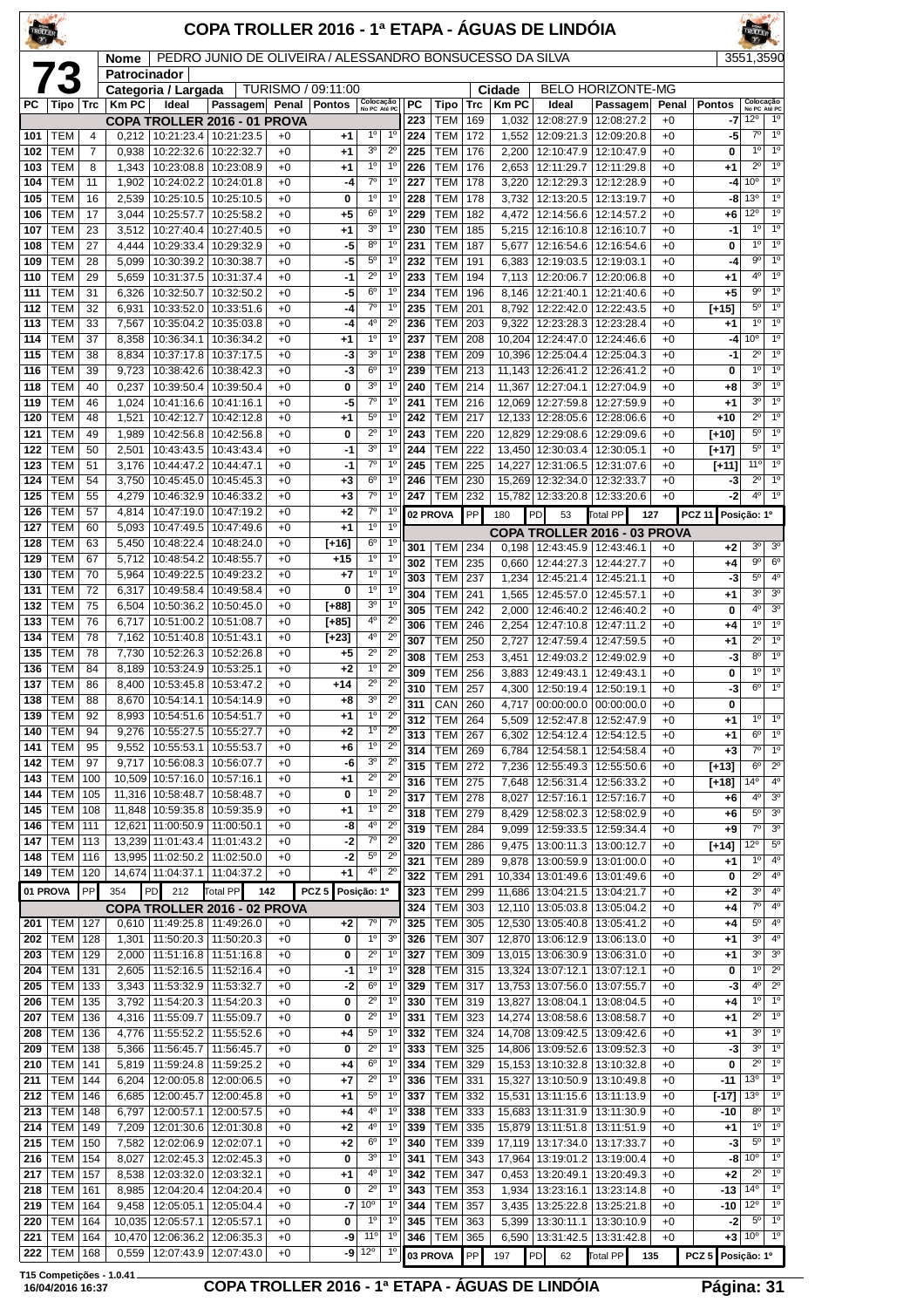# COPA TROLLER 2016 - 1ª ETAPA - ÁGUAS DE LINDÓIA

**73**

| Nome | PEDRO JUNIO DE OLIVEIRA / ALESSANDRO BONSUCESSO DA SILVA | 3551,3590 |
|---|---|---|
| Patrocinador | | |
| Categoria / Largada | TURISMO / 09:11:00 | |
| Cidade | BELO HORIZONTE-MG | |

## COPA TROLLER 2016 - 01 PROVA

| PC | Tipo | Trc | Km PC | Ideal | Passagem | Penal | Pontos | Colocação No PC | Colocação Até PC |
|---|---|---|---|---|---|---|---|---|---|
| 101 | TEM | 4 | 0,212 | 10:21:23.4 | 10:21:23.5 | +0 | +1 | 1º | 1º |
| 102 | TEM | 7 | 0,938 | 10:22:32.6 | 10:22:32.7 | +0 | +1 | 3º | 2º |
| 103 | TEM | 8 | 1,343 | 10:23:08.8 | 10:23:08.9 | +0 | +1 | 1º | 1º |
| 104 | TEM | 11 | 1,902 | 10:24:02.2 | 10:24:01.8 | +0 | -4 | 7º | 1º |
| 105 | TEM | 16 | 2,539 | 10:25:10.5 | 10:25:10.5 | +0 | 0 | 1º | 1º |
| 106 | TEM | 17 | 3,044 | 10:25:57.7 | 10:25:58.2 | +0 | +5 | 6º | 1º |
| 107 | TEM | 23 | 3,512 | 10:27:40.4 | 10:27:40.5 | +0 | +1 | 3º | 1º |
| 108 | TEM | 27 | 4,444 | 10:29:33.4 | 10:29:32.9 | +0 | -5 | 8º | 1º |
| 109 | TEM | 28 | 5,099 | 10:30:39.2 | 10:30:38.7 | +0 | -5 | 5º | 1º |
| 110 | TEM | 29 | 5,659 | 10:31:37.5 | 10:31:37.4 | +0 | -1 | 2º | 1º |
| 111 | TEM | 31 | 6,326 | 10:32:50.7 | 10:32:50.2 | +0 | -5 | 6º | 1º |
| 112 | TEM | 32 | 6,931 | 10:33:52.0 | 10:33:51.6 | +0 | -4 | 7º | 1º |
| 113 | TEM | 33 | 7,567 | 10:35:04.2 | 10:35:03.8 | +0 | -4 | 4º | 1º |
| 114 | TEM | 37 | 8,358 | 10:36:34.1 | 10:36:34.2 | +0 | +1 | 1º | 1º |
| 115 | TEM | 38 | 8,834 | 10:37:17.8 | 10:37:17.5 | +0 | -3 | 3º | 1º |
| 116 | TEM | 39 | 9,723 | 10:38:42.6 | 10:38:42.3 | +0 | -3 | 6º | 1º |
| 118 | TEM | 40 | 0,237 | 10:39:50.4 | 10:39:50.4 | +0 | 0 | 3º | 1º |
| 119 | TEM | 46 | 1,024 | 10:41:16.6 | 10:41:16.1 | +0 | -5 | 7º | 1º |
| 120 | TEM | 48 | 1,521 | 10:42:12.7 | 10:42:12.8 | +0 | +1 | 5º | 1º |
| 121 | TEM | 49 | 1,989 | 10:42:56.8 | 10:42:56.8 | +0 | 0 | 2º | 1º |
| 122 | TEM | 50 | 2,501 | 10:43:43.5 | 10:43:43.4 | +0 | -1 | 3º | 1º |
| 123 | TEM | 51 | 3,176 | 10:44:47.2 | 10:44:47.1 | +0 | -1 | 7º | 1º |
| 124 | TEM | 54 | 3,750 | 10:45:45.0 | 10:45:45.3 | +0 | +3 | 6º | 1º |
| 125 | TEM | 55 | 4,279 | 10:46:32.9 | 10:46:33.2 | +0 | +3 | 7º | 1º |
| 126 | TEM | 57 | 4,814 | 10:47:19.0 | 10:47:19.2 | +0 | +2 | 7º | 1º |
| 127 | TEM | 60 | 5,093 | 10:47:49.5 | 10:47:49.6 | +0 | +1 | 1º | 1º |
| 128 | TEM | 63 | 5,450 | 10:48:22.4 | 10:48:24.0 | +0 | [+16] | 6º | 1º |
| 129 | TEM | 67 | 5,712 | 10:48:54.2 | 10:48:55.7 | +0 | +15 | 1º | 1º |
| 130 | TEM | 70 | 5,964 | 10:49:22.5 | 10:49:23.2 | +0 | +7 | 1º | 1º |
| 131 | TEM | 72 | 6,317 | 10:49:58.4 | 10:49:58.4 | +0 | 0 | 1º | 1º |
| 132 | TEM | 75 | 6,504 | 10:50:36.2 | 10:50:45.0 | +0 | [+88] | 3º | 1º |
| 133 | TEM | 76 | 6,717 | 10:51:00.2 | 10:51:08.7 | +0 | [+85] | 4º | 2º |
| 134 | TEM | 78 | 7,162 | 10:51:40.8 | 10:51:43.1 | +0 | [+23] | 4º | 2º |
| 135 | TEM | 78 | 7,730 | 10:52:26.3 | 10:52:26.8 | +0 | +5 | 2º | 2º |
| 136 | TEM | 84 | 8,189 | 10:53:24.9 | 10:53:25.1 | +0 | +2 | 1º | 2º |
| 137 | TEM | 86 | 8,400 | 10:53:45.8 | 10:53:47.2 | +0 | +14 | 2º | 2º |
| 138 | TEM | 88 | 8,670 | 10:54:14.1 | 10:54:14.9 | +0 | +8 | 3º | 2º |
| 139 | TEM | 92 | 8,993 | 10:54:51.6 | 10:54:51.7 | +0 | +1 | 1º | 2º |
| 140 | TEM | 94 | 9,276 | 10:55:27.5 | 10:55:27.7 | +0 | +2 | 1º | 2º |
| 141 | TEM | 95 | 9,552 | 10:55:53.1 | 10:55:53.7 | +0 | +6 | 1º | 2º |
| 142 | TEM | 97 | 9,717 | 10:56:08.3 | 10:56:07.7 | +0 | -6 | 3º | 2º |
| 143 | TEM | 100 | 10,509 | 10:57:16.0 | 10:57:16.1 | +0 | +1 | 2º | 2º |
| 144 | TEM | 105 | 11,316 | 10:58:48.7 | 10:58:48.7 | +0 | 0 | 1º | 2º |
| 145 | TEM | 108 | 11,848 | 10:59:35.8 | 10:59:35.9 | +0 | +1 | 1º | 2º |
| 146 | TEM | 111 | 12,621 | 11:00:50.9 | 11:00:50.1 | +0 | -8 | 4º | 2º |
| 147 | TEM | 113 | 13,239 | 11:01:43.4 | 11:01:43.2 | +0 | -2 | 7º | 2º |
| 148 | TEM | 116 | 13,995 | 11:02:50.2 | 11:02:50.0 | +0 | -2 | 5º | 2º |
| 149 | TEM | 120 | 14,674 | 11:04:37.1 | 11:04:37.2 | +0 | +1 | 4º | 2º |

01 PROVA | PP 354 | PD 212 | Total PP 142 | PCZ 5 | Posição: 1º

## COPA TROLLER 2016 - 02 PROVA

| PC | Tipo | Trc | Km PC | Ideal | Passagem | Penal | Pontos | Colocação No PC | Colocação Até PC |
|---|---|---|---|---|---|---|---|---|---|
| 201 | TEM | 127 | 0,610 | 11:49:25.8 | 11:49:26.0 | +0 | +2 | 7º | 7º |
| 202 | TEM | 128 | 1,301 | 11:50:20.3 | 11:50:20.3 | +0 | 0 | 1º | 3º |
| 203 | TEM | 129 | 2,000 | 11:51:16.8 | 11:51:16.8 | +0 | 0 | 2º | 1º |
| 204 | TEM | 131 | 2,605 | 11:52:16.5 | 11:52:16.4 | +0 | -1 | 1º | 1º |
| 205 | TEM | 133 | 3,343 | 11:53:32.9 | 11:53:32.7 | +0 | -2 | 6º | 1º |
| 206 | TEM | 135 | 3,792 | 11:54:20.3 | 11:54:20.3 | +0 | 0 | 2º | 1º |
| 207 | TEM | 136 | 4,316 | 11:55:09.7 | 11:55:09.7 | +0 | 0 | 2º | 1º |
| 208 | TEM | 136 | 4,776 | 11:55:52.2 | 11:55:52.6 | +0 | +4 | 5º | 1º |
| 209 | TEM | 138 | 5,366 | 11:56:45.7 | 11:56:45.7 | +0 | 0 | 2º | 1º |
| 210 | TEM | 141 | 5,819 | 11:59:24.8 | 11:59:25.2 | +0 | +4 | 6º | 1º |
| 211 | TEM | 144 | 6,204 | 12:00:05.8 | 12:00:06.5 | +0 | +7 | 2º | 1º |
| 212 | TEM | 146 | 6,685 | 12:00:45.7 | 12:00:45.8 | +0 | +1 | 5º | 1º |
| 213 | TEM | 148 | 6,797 | 12:00:57.1 | 12:00:57.5 | +0 | +4 | 4º | 1º |
| 214 | TEM | 149 | 7,209 | 12:01:30.6 | 12:01:30.8 | +0 | +2 | 4º | 1º |
| 215 | TEM | 150 | 7,582 | 12:02:06.9 | 12:02:07.1 | +0 | +2 | 6º | 1º |
| 216 | TEM | 154 | 8,027 | 12:02:45.3 | 12:02:45.3 | +0 | 0 | 3º | 1º |
| 217 | TEM | 157 | 8,538 | 12:03:32.0 | 12:03:32.1 | +0 | +1 | 4º | 1º |
| 218 | TEM | 161 | 8,985 | 12:04:20.4 | 12:04:20.4 | +0 | 0 | 2º | 1º |
| 219 | TEM | 164 | 9,458 | 12:05:05.1 | 12:05:04.4 | +0 | -7 | 10º | 1º |
| 220 | TEM | 164 | 10,035 | 12:05:57.1 | 12:05:57.1 | +0 | 0 | 1º | 1º |
| 221 | TEM | 164 | 10,470 | 12:06:36.2 | 12:06:35.3 | +0 | -9 | 11º | 1º |
| 222 | TEM | 168 | 0,559 | 12:07:43.9 | 12:07:43.0 | +0 | -9 | 12º | 1º |
| 223 | TEM | 169 | 1,032 | 12:08:27.9 | 12:08:27.2 | +0 | -7 | 12º | 1º |
| 224 | TEM | 172 | 1,552 | 12:09:21.3 | 12:09:20.8 | +0 | -5 | 7º | 1º |
| 225 | TEM | 176 | 2,200 | 12:10:47.9 | 12:10:47.9 | +0 | 0 | 1º | 1º |
| 226 | TEM | 176 | 2,653 | 12:11:29.7 | 12:11:29.8 | +0 | +1 | 2º | 1º |
| 227 | TEM | 178 | 3,220 | 12:12:29.3 | 12:12:28.9 | +0 | -4 | 10º | 1º |
| 228 | TEM | 178 | 3,732 | 12:13:20.5 | 12:13:19.7 | +0 | -8 | 13º | 1º |
| 229 | TEM | 182 | 4,472 | 12:14:56.6 | 12:14:57.2 | +0 | +6 | 12º | 1º |
| 230 | TEM | 185 | 5,215 | 12:16:10.8 | 12:16:10.7 | +0 | -1 | 1º | 1º |
| 231 | TEM | 187 | 5,677 | 12:16:54.6 | 12:16:54.6 | +0 | 0 | 1º | 1º |
| 232 | TEM | 191 | 6,383 | 12:19:03.5 | 12:19:03.1 | +0 | -4 | 9º | 1º |
| 233 | TEM | 194 | 7,113 | 12:20:06.7 | 12:20:06.8 | +0 | +1 | 4º | 1º |
| 234 | TEM | 196 | 8,146 | 12:21:40.1 | 12:21:40.6 | +0 | +5 | 9º | 1º |
| 235 | TEM | 201 | 8,792 | 12:22:42.0 | 12:22:43.5 | +0 | [+15] | 5º | 1º |
| 236 | TEM | 203 | 9,322 | 12:23:28.3 | 12:23:28.4 | +0 | +1 | 1º | 1º |
| 237 | TEM | 208 | 10,204 | 12:24:47.0 | 12:24:46.6 | +0 | -4 | 10º | 1º |
| 238 | TEM | 209 | 10,396 | 12:25:04.4 | 12:25:04.3 | +0 | -1 | 2º | 1º |
| 239 | TEM | 213 | 11,143 | 12:26:41.2 | 12:26:41.2 | +0 | 0 | 1º | 1º |
| 240 | TEM | 214 | 11,367 | 12:27:04.1 | 12:27:04.9 | +0 | +8 | 3º | 1º |
| 241 | TEM | 216 | 12,069 | 12:27:59.8 | 12:27:59.9 | +0 | +1 | 3º | 1º |
| 242 | TEM | 217 | 12,133 | 12:28:05.6 | 12:28:06.6 | +0 | +10 | 2º | 1º |
| 243 | TEM | 220 | 12,829 | 12:29:08.6 | 12:29:09.6 | +0 | [+10] | 5º | 1º |
| 244 | TEM | 222 | 13,450 | 12:30:03.4 | 12:30:05.1 | +0 | [+17] | 5º | 1º |
| 245 | TEM | 225 | 14,227 | 12:31:06.5 | 12:31:07.6 | +0 | [+11] | 11º | 1º |
| 246 | TEM | 230 | 15,269 | 12:32:34.0 | 12:32:33.7 | +0 | -3 | 2º | 1º |
| 247 | TEM | 232 | 15,782 | 12:33:20.8 | 12:33:20.6 | +0 | -2 | 4º | 1º |

02 PROVA | PP 180 | PD 53 | Total PP 127 | PCZ 11 | Posição: 1º

## COPA TROLLER 2016 - 03 PROVA

| PC | Tipo | Trc | Km PC | Ideal | Passagem | Penal | Pontos | Colocação No PC | Colocação Até PC |
|---|---|---|---|---|---|---|---|---|---|
| 301 | TEM | 234 | 0,198 | 12:43:45.9 | 12:43:46.1 | +0 | +2 | 3º | 3º |
| 302 | TEM | 235 | 0,660 | 12:44:27.3 | 12:44:27.7 | +0 | +4 | 9º | 6º |
| 303 | TEM | 237 | 1,234 | 12:45:21.4 | 12:45:21.1 | +0 | -3 | 5º | 4º |
| 304 | TEM | 241 | 1,565 | 12:45:57.0 | 12:45:57.1 | +0 | +1 | 3º | 3º |
| 305 | TEM | 242 | 2,000 | 12:46:40.2 | 12:46:40.2 | +0 | 0 | 4º | 3º |
| 306 | TEM | 246 | 2,254 | 12:47:10.8 | 12:47:11.2 | +0 | +4 | 1º | 1º |
| 307 | TEM | 250 | 2,727 | 12:47:59.4 | 12:47:59.5 | +0 | +1 | 2º | 1º |
| 308 | TEM | 253 | 3,451 | 12:49:03.2 | 12:49:02.9 | +0 | -3 | 8º | 1º |
| 309 | TEM | 256 | 3,883 | 12:49:43.1 | 12:49:43.1 | +0 | 0 | 1º | 1º |
| 310 | TEM | 257 | 4,300 | 12:50:19.4 | 12:50:19.1 | +0 | -3 | 6º | 1º |
| 311 | CAN | 260 | 4,717 | 00:00:00.0 | 00:00:00.0 | +0 | 0 | | |
| 312 | TEM | 264 | 5,509 | 12:52:47.8 | 12:52:47.9 | +0 | +1 | 1º | 1º |
| 313 | TEM | 267 | 6,302 | 12:54:12.4 | 12:54:12.5 | +0 | +1 | 6º | 1º |
| 314 | TEM | 269 | 6,784 | 12:54:58.1 | 12:54:58.4 | +0 | +3 | 7º | 1º |
| 315 | TEM | 272 | 7,236 | 12:55:49.3 | 12:55:50.6 | +0 | [+13] | 6º | 2º |
| 316 | TEM | 275 | 7,648 | 12:56:31.4 | 12:56:33.2 | +0 | [+18] | 14º | 4º |
| 317 | TEM | 278 | 8,027 | 12:57:16.1 | 12:57:16.7 | +0 | +6 | 4º | 3º |
| 318 | TEM | 279 | 8,429 | 12:58:02.3 | 12:58:02.9 | +0 | +6 | 5º | 3º |
| 319 | TEM | 284 | 9,099 | 12:59:33.5 | 12:59:34.4 | +0 | +9 | 7º | 3º |
| 320 | TEM | 286 | 9,475 | 13:00:11.3 | 13:00:12.7 | +0 | [+14] | 12º | 5º |
| 321 | TEM | 289 | 9,878 | 13:00:59.9 | 13:01:00.0 | +0 | +1 | 1º | 4º |
| 322 | TEM | 291 | 10,334 | 13:01:49.6 | 13:01:49.6 | +0 | 0 | 2º | 4º |
| 323 | TEM | 299 | 11,686 | 13:04:21.5 | 13:04:21.7 | +0 | +2 | 3º | 4º |
| 324 | TEM | 303 | 12,110 | 13:05:03.8 | 13:05:04.2 | +0 | +4 | 7º | 4º |
| 325 | TEM | 305 | 12,530 | 13:05:40.8 | 13:05:41.2 | +0 | +4 | 5º | 4º |
| 326 | TEM | 307 | 12,870 | 13:06:12.9 | 13:06:13.0 | +0 | +1 | 3º | 4º |
| 327 | TEM | 309 | 13,015 | 13:06:30.9 | 13:06:31.0 | +0 | +1 | 3º | 3º |
| 328 | TEM | 315 | 13,324 | 13:07:12.1 | 13:07:12.1 | +0 | 0 | 1º | 2º |
| 329 | TEM | 317 | 13,753 | 13:07:56.0 | 13:07:55.7 | +0 | -3 | 4º | 2º |
| 330 | TEM | 319 | 13,827 | 13:08:04.1 | 13:08:04.5 | +0 | +4 | 1º | 1º |
| 331 | TEM | 323 | 14,274 | 13:08:58.6 | 13:08:58.7 | +0 | +1 | 2º | 1º |
| 332 | TEM | 324 | 14,708 | 13:09:42.5 | 13:09:42.6 | +0 | +1 | 3º | 1º |
| 333 | TEM | 325 | 14,806 | 13:09:52.6 | 13:09:52.3 | +0 | -3 | 3º | 1º |
| 334 | TEM | 329 | 15,153 | 13:10:32.8 | 13:10:32.8 | +0 | 0 | 2º | 1º |
| 336 | TEM | 331 | 15,327 | 13:10:50.9 | 13:10:49.8 | +0 | -11 | 13º | 1º |
| 337 | TEM | 332 | 15,531 | 13:11:15.6 | 13:11:13.9 | +0 | [-17] | 13º | 1º |
| 338 | TEM | 333 | 15,683 | 13:11:31.9 | 13:11:30.9 | +0 | -10 | 8º | 1º |
| 339 | TEM | 335 | 15,879 | 13:11:51.8 | 13:11:51.9 | +0 | +1 | 1º | 1º |
| 340 | TEM | 339 | 17,119 | 13:17:34.0 | 13:17:33.7 | +0 | -3 | 5º | 1º |
| 341 | TEM | 343 | 17,964 | 13:19:01.2 | 13:19:00.4 | +0 | -8 | 10º | 1º |
| 342 | TEM | 347 | 0,453 | 13:20:49.1 | 13:20:49.3 | +0 | +2 | 2º | 1º |
| 343 | TEM | 353 | 1,934 | 13:23:16.1 | 13:23:14.8 | +0 | -13 | 14º | 1º |
| 344 | TEM | 357 | 3,435 | 13:25:22.8 | 13:25:21.8 | +0 | -10 | 12º | 1º |
| 345 | TEM | 363 | 5,399 | 13:30:11.1 | 13:30:10.9 | +0 | -2 | 5º | 1º |
| 346 | TEM | 365 | 6,590 | 13:31:42.5 | 13:31:42.8 | +0 | +3 | 10º | 1º |

03 PROVA | PP 197 | PD 62 | Total PP 135 | PCZ 5 | Posição: 1º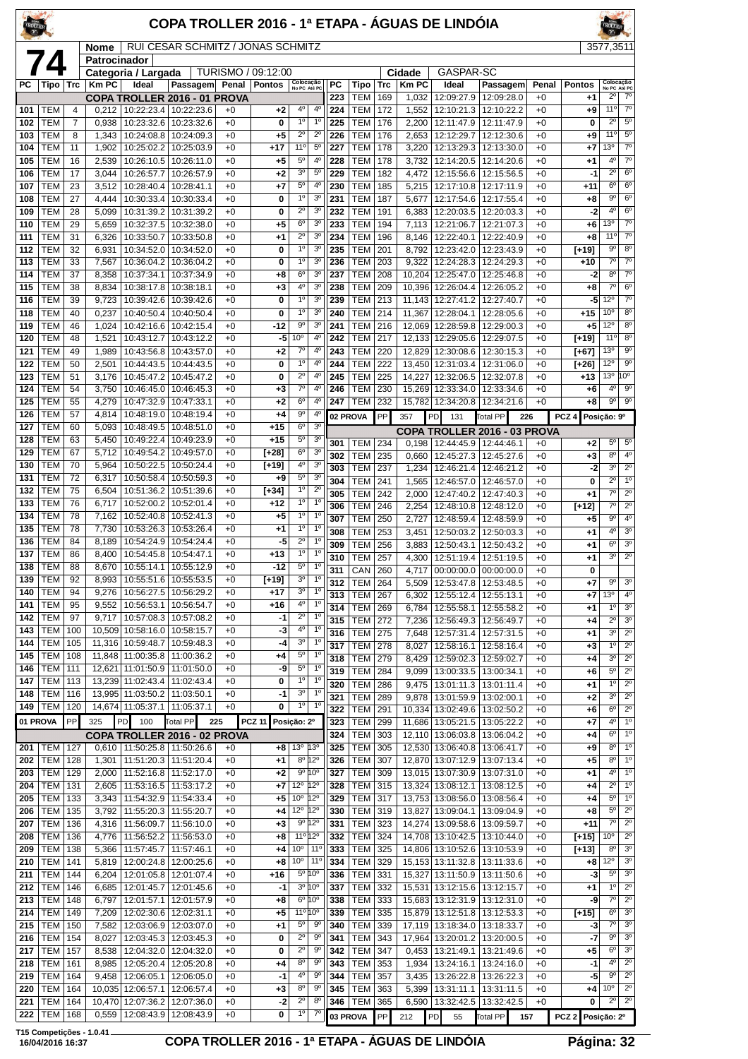# COPA TROLLER 2016 - 1ª ETAPA - ÁGUAS DE LINDÓIA

**74**

| | |
|---|---|
| Nome | RUI CESAR SCHMITZ / JONAS SCHMITZ |
| Patrocinador | |
| Categoria / Largada | TURISMO / 09:12:00 |
| Cidade | GASPAR-SC |
| | 3577,3511 |

## COPA TROLLER 2016 - 01 PROVA

| PC | Tipo | Trc | Km PC | Ideal | Passagem | Penal | Pontos | Colocação No PC | Colocação Até PC |
|---|---|---|---|---|---|---|---|---|---|
| 101 | TEM | 4 | 0,212 | 10:22:23.4 | 10:22:23.6 | +0 | +2 | 4º | 4º |
| 102 | TEM | 7 | 0,938 | 10:23:32.6 | 10:23:32.6 | +0 | 0 | 1º | 1º |
| 103 | TEM | 8 | 1,343 | 10:24:08.8 | 10:24:09.3 | +0 | +5 | 2º | 2º |
| 104 | TEM | 11 | 1,902 | 10:25:02.2 | 10:25:03.9 | +0 | +17 | 11º | 5º |
| 105 | TEM | 16 | 2,539 | 10:26:10.5 | 10:26:11.0 | +0 | +5 | 5º | 4º |
| 106 | TEM | 17 | 3,044 | 10:26:57.7 | 10:26:57.9 | +0 | +2 | 3º | 5º |
| 107 | TEM | 23 | 3,512 | 10:28:40.4 | 10:28:41.1 | +0 | +7 | 5º | 4º |
| 108 | TEM | 27 | 4,444 | 10:30:33.4 | 10:30:33.4 | +0 | 0 | 1º | 3º |
| 109 | TEM | 28 | 5,099 | 10:31:39.2 | 10:31:39.2 | +0 | 0 | 2º | 3º |
| 110 | TEM | 29 | 5,659 | 10:32:37.5 | 10:32:38.0 | +0 | +5 | 6º | 3º |
| 111 | TEM | 31 | 6,326 | 10:33:50.7 | 10:33:50.8 | +0 | +1 | 2º | 3º |
| 112 | TEM | 32 | 6,931 | 10:34:52.0 | 10:34:52.0 | +0 | 0 | 1º | 3º |
| 113 | TEM | 33 | 7,567 | 10:36:04.2 | 10:36:04.2 | +0 | 0 | 1º | 3º |
| 114 | TEM | 37 | 8,358 | 10:37:34.1 | 10:37:34.9 | +0 | +8 | 6º | 3º |
| 115 | TEM | 38 | 8,834 | 10:38:17.8 | 10:38:18.1 | +0 | +3 | 4º | 3º |
| 116 | TEM | 39 | 9,723 | 10:39:42.6 | 10:39:42.6 | +0 | 0 | 1º | 3º |
| 118 | TEM | 40 | 0,237 | 10:40:50.4 | 10:40:50.4 | +0 | 0 | 1º | 3º |
| 119 | TEM | 46 | 1,024 | 10:42:16.6 | 10:42:15.4 | +0 | -12 | 9º | 3º |
| 120 | TEM | 48 | 1,521 | 10:43:12.7 | 10:43:12.2 | +0 | -5 | 10º | 4º |
| 121 | TEM | 49 | 1,989 | 10:43:56.8 | 10:43:57.0 | +0 | +2 | 7º | 4º |
| 122 | TEM | 50 | 2,501 | 10:44:43.5 | 10:44:43.5 | +0 | 0 | 1º | 4º |
| 123 | TEM | 51 | 3,176 | 10:45:47.2 | 10:45:47.2 | +0 | 0 | 2º | 4º |
| 124 | TEM | 54 | 3,750 | 10:46:45.0 | 10:46:45.3 | +0 | +3 | 7º | 4º |
| 125 | TEM | 55 | 4,279 | 10:47:32.9 | 10:47:33.1 | +0 | +2 | 6º | 4º |
| 126 | TEM | 57 | 4,814 | 10:48:19.0 | 10:48:19.4 | +0 | +4 | 9º | 4º |
| 127 | TEM | 60 | 5,093 | 10:48:49.5 | 10:48:51.0 | +0 | +15 | 6º | 3º |
| 128 | TEM | 63 | 5,450 | 10:49:22.4 | 10:49:23.9 | +0 | +15 | 5º | 3º |
| 129 | TEM | 67 | 5,712 | 10:49:54.2 | 10:49:57.0 | +0 | [+28] | 6º | 3º |
| 130 | TEM | 70 | 5,964 | 10:50:22.5 | 10:50:24.4 | +0 | [+19] | 4º | 3º |
| 131 | TEM | 72 | 6,317 | 10:50:58.4 | 10:50:59.3 | +0 | +9 | 5º | 3º |
| 132 | TEM | 75 | 6,504 | 10:51:36.2 | 10:51:39.6 | +0 | [+34] | 1º | 2º |
| 133 | TEM | 76 | 6,717 | 10:52:00.2 | 10:52:01.4 | +0 | +12 | 1º | 1º |
| 134 | TEM | 78 | 7,162 | 10:52:40.8 | 10:52:41.3 | +0 | +5 | 1º | 1º |
| 135 | TEM | 78 | 7,730 | 10:53:26.3 | 10:53:26.4 | +0 | +1 | 1º | 1º |
| 136 | TEM | 84 | 8,189 | 10:54:24.9 | 10:54:24.4 | +0 | -5 | 2º | 1º |
| 137 | TEM | 86 | 8,400 | 10:54:45.8 | 10:54:47.1 | +0 | +13 | 1º | 1º |
| 138 | TEM | 88 | 8,670 | 10:55:14.1 | 10:55:12.9 | +0 | -12 | 5º | 1º |
| 139 | TEM | 92 | 8,993 | 10:55:51.6 | 10:55:53.5 | +0 | [+19] | 3º | 1º |
| 140 | TEM | 94 | 9,276 | 10:56:27.5 | 10:56:29.2 | +0 | +17 | 3º | 1º |
| 141 | TEM | 95 | 9,552 | 10:56:53.1 | 10:56:54.7 | +0 | +16 | 4º | 1º |
| 142 | TEM | 97 | 9,717 | 10:57:08.3 | 10:57:08.2 | +0 | -1 | 2º | 1º |
| 143 | TEM | 100 | 10,509 | 10:58:16.0 | 10:58:15.7 | +0 | -3 | 4º | 1º |
| 144 | TEM | 105 | 11,316 | 10:59:48.7 | 10:59:48.3 | +0 | -4 | 3º | 1º |
| 145 | TEM | 108 | 11,848 | 11:00:35.8 | 11:00:36.2 | +0 | +4 | 5º | 1º |
| 146 | TEM | 111 | 12,621 | 11:01:50.9 | 11:01:50.0 | +0 | -9 | 5º | 1º |
| 147 | TEM | 113 | 13,239 | 11:02:43.4 | 11:02:43.4 | +0 | 0 | 1º | 1º |
| 148 | TEM | 116 | 13,995 | 11:03:50.2 | 11:03:50.1 | +0 | -1 | 3º | 1º |
| 149 | TEM | 120 | 14,674 | 11:05:37.1 | 11:05:37.1 | +0 | 0 | 1º | 1º |

01 PROVA | PP 325 | PD 100 | Total PP 225 | PCZ 11 | Posição: 2º

## COPA TROLLER 2016 - 02 PROVA

| PC | Tipo | Trc | Km PC | Ideal | Passagem | Penal | Pontos | Colocação No PC | Colocação Até PC |
|---|---|---|---|---|---|---|---|---|---|
| 201 | TEM | 127 | 0,610 | 11:50:25.8 | 11:50:26.6 | +0 | +8 | 13º | 13º |
| 202 | TEM | 128 | 1,301 | 11:51:20.3 | 11:51:20.4 | +0 | +1 | 8º | 12º |
| 203 | TEM | 129 | 2,000 | 11:52:16.8 | 11:52:17.0 | +0 | +2 | 9º | 10º |
| 204 | TEM | 131 | 2,605 | 11:53:16.5 | 11:53:17.2 | +0 | +7 | 12º | 12º |
| 205 | TEM | 133 | 3,343 | 11:54:32.9 | 11:54:33.4 | +0 | +5 | 10º | 12º |
| 206 | TEM | 135 | 3,792 | 11:55:20.3 | 11:55:20.7 | +0 | +4 | 12º | 12º |
| 207 | TEM | 136 | 4,316 | 11:56:09.7 | 11:56:10.0 | +0 | +3 | 9º | 12º |
| 208 | TEM | 136 | 4,776 | 11:56:52.2 | 11:56:53.0 | +0 | +8 | 11º | 12º |
| 209 | TEM | 138 | 5,366 | 11:57:45.7 | 11:57:46.1 | +0 | +4 | 10º | 11º |
| 210 | TEM | 141 | 5,819 | 12:00:24.8 | 12:00:25.6 | +0 | +8 | 10º | 11º |
| 211 | TEM | 144 | 6,204 | 12:01:05.8 | 12:01:07.4 | +0 | +16 | 5º | 10º |
| 212 | TEM | 146 | 6,685 | 12:01:45.7 | 12:01:45.6 | +0 | -1 | 3º | 10º |
| 213 | TEM | 148 | 6,797 | 12:01:57.1 | 12:01:57.9 | +0 | +8 | 6º | 10º |
| 214 | TEM | 149 | 7,209 | 12:02:30.6 | 12:02:31.1 | +0 | +5 | 11º | 10º |
| 215 | TEM | 150 | 7,582 | 12:03:06.9 | 12:03:07.0 | +0 | +1 | 5º | 9º |
| 216 | TEM | 154 | 8,027 | 12:03:45.3 | 12:03:45.3 | +0 | 0 | 2º | 9º |
| 217 | TEM | 157 | 8,538 | 12:04:32.0 | 12:04:32.0 | +0 | 0 | 2º | 9º |
| 218 | TEM | 161 | 8,985 | 12:05:20.4 | 12:05:20.8 | +0 | +4 | 8º | 9º |
| 219 | TEM | 164 | 9,458 | 12:06:05.1 | 12:06:05.0 | +0 | -1 | 4º | 9º |
| 220 | TEM | 164 | 10,035 | 12:06:57.1 | 12:06:57.4 | +0 | +3 | 8º | 9º |
| 221 | TEM | 164 | 10,470 | 12:07:36.2 | 12:07:36.0 | +0 | -2 | 2º | 8º |
| 222 | TEM | 168 | 0,559 | 12:08:43.9 | 12:08:43.9 | +0 | 0 | 1º | 7º |
| 223 | TEM | 169 | 1,032 | 12:09:27.9 | 12:09:28.0 | +0 | +1 | 2º | 7º |
| 224 | TEM | 172 | 1,552 | 12:10:21.3 | 12:10:22.2 | +0 | +9 | 11º | 7º |
| 225 | TEM | 176 | 2,200 | 12:11:47.9 | 12:11:47.9 | +0 | 0 | 2º | 5º |
| 226 | TEM | 176 | 2,653 | 12:12:29.7 | 12:12:30.6 | +0 | +9 | 11º | 5º |
| 227 | TEM | 178 | 3,220 | 12:13:29.3 | 12:13:30.0 | +0 | +7 | 13º | 7º |
| 228 | TEM | 178 | 3,732 | 12:14:20.5 | 12:14:20.6 | +0 | +1 | 4º | 7º |
| 229 | TEM | 182 | 4,472 | 12:15:56.6 | 12:15:56.5 | +0 | -1 | 2º | 6º |
| 230 | TEM | 185 | 5,215 | 12:17:10.8 | 12:17:11.9 | +0 | +11 | 6º | 6º |
| 231 | TEM | 187 | 5,677 | 12:17:54.6 | 12:17:55.4 | +0 | +8 | 9º | 6º |
| 232 | TEM | 191 | 6,383 | 12:20:03.5 | 12:20:03.3 | +0 | -2 | 4º | 6º |
| 233 | TEM | 194 | 7,113 | 12:21:06.7 | 12:21:07.3 | +0 | +6 | 13º | 7º |
| 234 | TEM | 196 | 8,146 | 12:22:40.1 | 12:22:40.9 | +0 | +8 | 11º | 7º |
| 235 | TEM | 201 | 8,792 | 12:23:42.0 | 12:23:43.9 | +0 | [+19] | 9º | 8º |
| 236 | TEM | 203 | 9,322 | 12:24:28.3 | 12:24:29.3 | +0 | +10 | 7º | 7º |
| 237 | TEM | 208 | 10,204 | 12:25:47.0 | 12:25:46.8 | +0 | -2 | 8º | 7º |
| 238 | TEM | 209 | 10,396 | 12:26:04.4 | 12:26:05.2 | +0 | +8 | 7º | 6º |
| 239 | TEM | 213 | 11,143 | 12:27:41.2 | 12:27:40.7 | +0 | -5 | 12º | 7º |
| 240 | TEM | 214 | 11,367 | 12:28:04.1 | 12:28:05.6 | +0 | +15 | 10º | 8º |
| 241 | TEM | 216 | 12,069 | 12:28:59.8 | 12:29:00.3 | +0 | +5 | 12º | 8º |
| 242 | TEM | 217 | 12,133 | 12:29:05.6 | 12:29:07.5 | +0 | [+19] | 11º | 8º |
| 243 | TEM | 220 | 12,829 | 12:30:08.6 | 12:30:15.3 | +0 | [+67] | 13º | 9º |
| 244 | TEM | 222 | 13,450 | 12:31:03.4 | 12:31:06.0 | +0 | [+26] | 12º | 9º |
| 245 | TEM | 225 | 14,227 | 12:32:06.5 | 12:32:07.8 | +0 | +13 | 13º | 10º |
| 246 | TEM | 230 | 15,269 | 12:33:34.0 | 12:33:34.6 | +0 | +6 | 4º | 9º |
| 247 | TEM | 232 | 15,782 | 12:34:20.8 | 12:34:21.6 | +0 | +8 | 9º | 9º |

02 PROVA | PP 357 | PD 131 | Total PP 226 | PCZ 4 | Posição: 9º

## COPA TROLLER 2016 - 03 PROVA

| PC | Tipo | Trc | Km PC | Ideal | Passagem | Penal | Pontos | Colocação No PC | Colocação Até PC |
|---|---|---|---|---|---|---|---|---|---|
| 301 | TEM | 234 | 0,198 | 12:44:45.9 | 12:44:46.1 | +0 | +2 | 5º | 5º |
| 302 | TEM | 235 | 0,660 | 12:45:27.3 | 12:45:27.6 | +0 | +3 | 8º | 4º |
| 303 | TEM | 237 | 1,234 | 12:46:21.4 | 12:46:21.2 | +0 | -2 | 3º | 2º |
| 304 | TEM | 241 | 1,565 | 12:46:57.0 | 12:46:57.0 | +0 | 0 | 2º | 1º |
| 305 | TEM | 242 | 2,000 | 12:47:40.2 | 12:47:40.3 | +0 | +1 | 7º | 2º |
| 306 | TEM | 246 | 2,254 | 12:48:10.8 | 12:48:12.0 | +0 | [+12] | 7º | 2º |
| 307 | TEM | 250 | 2,727 | 12:48:59.4 | 12:48:59.9 | +0 | +5 | 9º | 4º |
| 308 | TEM | 253 | 3,451 | 12:50:03.2 | 12:50:03.3 | +0 | +1 | 4º | 3º |
| 309 | TEM | 256 | 3,883 | 12:50:43.1 | 12:50:43.2 | +0 | +1 | 6º | 3º |
| 310 | TEM | 257 | 4,300 | 12:51:19.4 | 12:51:19.5 | +0 | +1 | 3º | 2º |
| 311 | CAN | 260 | 4,717 | 00:00:00.0 | 00:00:00.0 | +0 | 0 | | |
| 312 | TEM | 264 | 5,509 | 12:53:47.8 | 12:53:48.5 | +0 | +7 | 9º | 3º |
| 313 | TEM | 267 | 6,302 | 12:55:12.4 | 12:55:13.1 | +0 | +7 | 13º | 4º |
| 314 | TEM | 269 | 6,784 | 12:55:58.1 | 12:55:58.2 | +0 | +1 | 1º | 3º |
| 315 | TEM | 272 | 7,236 | 12:56:49.3 | 12:56:49.7 | +0 | +4 | 2º | 3º |
| 316 | TEM | 275 | 7,648 | 12:57:31.4 | 12:57:31.5 | +0 | +1 | 3º | 2º |
| 317 | TEM | 278 | 8,027 | 12:58:16.1 | 12:58:16.4 | +0 | +3 | 1º | 2º |
| 318 | TEM | 279 | 8,429 | 12:59:02.3 | 12:59:02.7 | +0 | +4 | 3º | 2º |
| 319 | TEM | 284 | 9,099 | 13:00:33.5 | 13:00:34.1 | +0 | +6 | 5º | 2º |
| 320 | TEM | 286 | 9,475 | 13:01:11.3 | 13:01:11.4 | +0 | +1 | 1º | 2º |
| 321 | TEM | 289 | 9,878 | 13:01:59.9 | 13:02:00.1 | +0 | +2 | 3º | 2º |
| 322 | TEM | 291 | 10,334 | 13:02:49.6 | 13:02:50.2 | +0 | +6 | 6º | 2º |
| 323 | TEM | 299 | 11,686 | 13:05:21.5 | 13:05:22.2 | +0 | +7 | 4º | 1º |
| 324 | TEM | 303 | 12,110 | 13:06:03.8 | 13:06:04.2 | +0 | +4 | 6º | 1º |
| 325 | TEM | 305 | 12,530 | 13:06:40.8 | 13:06:41.7 | +0 | +9 | 8º | 1º |
| 326 | TEM | 307 | 12,870 | 13:07:12.9 | 13:07:13.4 | +0 | +5 | 8º | 1º |
| 327 | TEM | 309 | 13,015 | 13:07:30.9 | 13:07:31.0 | +0 | +1 | 4º | 1º |
| 328 | TEM | 315 | 13,324 | 13:08:12.1 | 13:08:12.5 | +0 | +4 | 2º | 1º |
| 329 | TEM | 317 | 13,753 | 13:08:56.0 | 13:08:56.4 | +0 | +4 | 5º | 1º |
| 330 | TEM | 319 | 13,827 | 13:09:04.1 | 13:09:04.9 | +0 | +8 | 5º | 2º |
| 331 | TEM | 323 | 14,274 | 13:09:58.6 | 13:09:59.7 | +0 | +11 | 7º | 2º |
| 332 | TEM | 324 | 14,708 | 13:10:42.5 | 13:10:44.0 | +0 | [+15] | 10º | 2º |
| 333 | TEM | 325 | 14,806 | 13:10:52.6 | 13:10:53.9 | +0 | [+13] | 8º | 3º |
| 334 | TEM | 329 | 15,153 | 13:11:32.8 | 13:11:33.6 | +0 | +8 | 12º | 3º |
| 336 | TEM | 331 | 15,327 | 13:11:50.9 | 13:11:50.6 | +0 | -3 | 5º | 3º |
| 337 | TEM | 332 | 15,531 | 13:12:15.6 | 13:12:15.7 | +0 | +1 | 1º | 2º |
| 338 | TEM | 333 | 15,683 | 13:12:31.9 | 13:12:31.0 | +0 | -9 | 7º | 2º |
| 339 | TEM | 335 | 15,879 | 13:12:51.8 | 13:12:53.3 | +0 | [+15] | 6º | 3º |
| 340 | TEM | 339 | 17,119 | 13:18:34.0 | 13:18:33.7 | +0 | -3 | 7º | 3º |
| 341 | TEM | 343 | 17,964 | 13:20:01.2 | 13:20:00.5 | +0 | -7 | 9º | 3º |
| 342 | TEM | 347 | 0,453 | 13:21:49.1 | 13:21:49.6 | +0 | +5 | 6º | 3º |
| 343 | TEM | 353 | 1,934 | 13:24:16.1 | 13:24:16.0 | +0 | -1 | 4º | 2º |
| 344 | TEM | 357 | 3,435 | 13:26:22.8 | 13:26:22.3 | +0 | -5 | 9º | 2º |
| 345 | TEM | 363 | 5,399 | 13:31:11.1 | 13:31:11.5 | +0 | +4 | 10º | 2º |
| 346 | TEM | 365 | 6,590 | 13:32:42.5 | 13:32:42.5 | +0 | 0 | 2º | 2º |

03 PROVA | PP 212 | PD 55 | Total PP 157 | PCZ 2 | Posição: 2º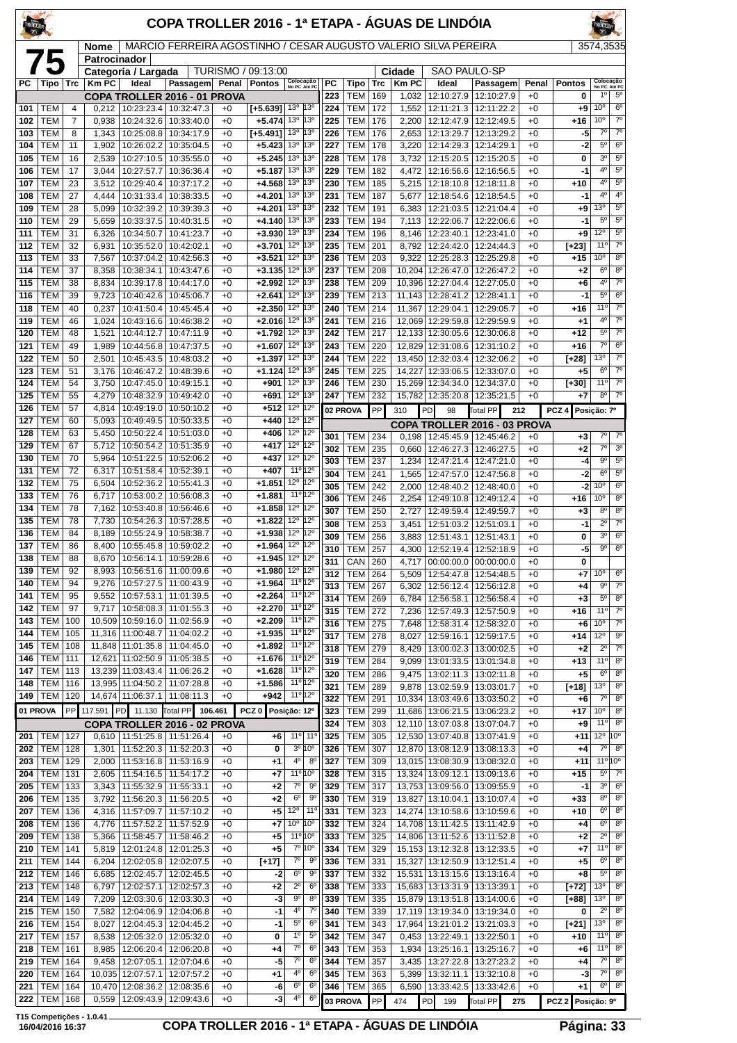# COPA TROLLER 2016 - 1ª ETAPA - ÁGUAS DE LINDÓIA

**75**

**Nome:** MARCIO FERREIRA AGOSTINHO / CESAR AUGUSTO VALERIO SILVA PEREIRA — 3574,3535

**Patrocinador:**

**Categoria / Largada:** TURISMO / 09:13:00 — **Cidade:** SAO PAULO-SP

## COPA TROLLER 2016 - 01 PROVA

| PC | Tipo | Trc | Km PC | Ideal | Passagem | Penal | Pontos | Colocação No PC | Colocação Até PC |
|---|---|---|---|---|---|---|---|---|---|
| 101 | TEM | 4 | 0,212 | 10:23:23.4 | 10:32:47.3 | +0 | [+5.639] | 13º | 13º |
| 102 | TEM | 7 | 0,938 | 10:24:32.6 | 10:33:40.0 | +0 | +5.474 | 13º | 13º |
| 103 | TEM | 8 | 1,343 | 10:25:08.8 | 10:34:17.9 | +0 | [+5.491] | 13º | 13º |
| 104 | TEM | 11 | 1,902 | 10:26:02.2 | 10:35:04.5 | +0 | +5.423 | 13º | 13º |
| 105 | TEM | 16 | 2,539 | 10:27:10.5 | 10:35:55.0 | +0 | +5.245 | 13º | 13º |
| 106 | TEM | 17 | 3,044 | 10:27:57.7 | 10:36:36.4 | +0 | +5.187 | 13º | 13º |
| 107 | TEM | 23 | 3,512 | 10:29:40.4 | 10:37:17.2 | +0 | +4.568 | 13º | 13º |
| 108 | TEM | 27 | 4,444 | 10:31:33.4 | 10:38:33.5 | +0 | +4.201 | 13º | 13º |
| 109 | TEM | 28 | 5,099 | 10:32:39.2 | 10:39:39.3 | +0 | +4.201 | 13º | 13º |
| 110 | TEM | 29 | 5,659 | 10:33:37.5 | 10:40:31.5 | +0 | +4.140 | 13º | 13º |
| 111 | TEM | 31 | 6,326 | 10:34:50.7 | 10:41:23.7 | +0 | +3.930 | 13º | 13º |
| 112 | TEM | 32 | 6,931 | 10:35:52.0 | 10:42:02.1 | +0 | +3.701 | 12º | 13º |
| 113 | TEM | 33 | 7,567 | 10:37:04.2 | 10:42:56.3 | +0 | +3.521 | 12º | 13º |
| 114 | TEM | 37 | 8,358 | 10:38:34.1 | 10:43:47.6 | +0 | +3.135 | 12º | 13º |
| 115 | TEM | 38 | 8,834 | 10:39:17.8 | 10:44:17.0 | +0 | +2.992 | 12º | 13º |
| 116 | TEM | 39 | 9,723 | 10:40:42.6 | 10:45:06.7 | +0 | +2.641 | 12º | 13º |
| 118 | TEM | 40 | 0,237 | 10:41:50.4 | 10:45:45.4 | +0 | +2.350 | 12º | 13º |
| 119 | TEM | 46 | 1,024 | 10:43:16.6 | 10:46:38.2 | +0 | +2.016 | 12º | 13º |
| 120 | TEM | 48 | 1,521 | 10:44:12.7 | 10:47:11.9 | +0 | +1.792 | 12º | 13º |
| 121 | TEM | 49 | 1,989 | 10:44:56.8 | 10:47:37.5 | +0 | +1.607 | 12º | 13º |
| 122 | TEM | 50 | 2,501 | 10:45:43.5 | 10:48:03.2 | +0 | +1.397 | 12º | 13º |
| 123 | TEM | 51 | 3,176 | 10:46:47.2 | 10:48:39.6 | +0 | +1.124 | 12º | 13º |
| 124 | TEM | 54 | 3,750 | 10:47:45.0 | 10:49:15.1 | +0 | +901 | 12º | 13º |
| 125 | TEM | 55 | 4,279 | 10:48:32.9 | 10:49:42.0 | +0 | +691 | 12º | 13º |
| 126 | TEM | 57 | 4,814 | 10:49:19.0 | 10:50:10.2 | +0 | +512 | 12º | 12º |
| 127 | TEM | 60 | 5,093 | 10:49:49.5 | 10:50:33.5 | +0 | +440 | 12º | 12º |
| 128 | TEM | 63 | 5,450 | 10:50:22.4 | 10:51:03.0 | +0 | +406 | 12º | 12º |
| 129 | TEM | 67 | 5,712 | 10:50:54.2 | 10:51:35.9 | +0 | +417 | 12º | 12º |
| 130 | TEM | 70 | 5,964 | 10:51:22.5 | 10:52:06.2 | +0 | +437 | 12º | 12º |
| 131 | TEM | 72 | 6,317 | 10:51:58.4 | 10:52:39.1 | +0 | +407 | 11º | 12º |
| 132 | TEM | 75 | 6,504 | 10:52:36.2 | 10:55:41.3 | +0 | +1.851 | 12º | 12º |
| 133 | TEM | 76 | 6,717 | 10:53:00.2 | 10:56:08.3 | +0 | +1.881 | 11º | 12º |
| 134 | TEM | 78 | 7,162 | 10:53:40.8 | 10:56:46.6 | +0 | +1.858 | 12º | 12º |
| 135 | TEM | 78 | 7,730 | 10:54:26.3 | 10:57:28.5 | +0 | +1.822 | 12º | 12º |
| 136 | TEM | 84 | 8,189 | 10:55:24.9 | 10:58:38.7 | +0 | +1.938 | 12º | 12º |
| 137 | TEM | 86 | 8,400 | 10:55:45.8 | 10:59:02.2 | +0 | +1.964 | 12º | 12º |
| 138 | TEM | 88 | 8,670 | 10:56:14.1 | 10:59:28.6 | +0 | +1.945 | 12º | 12º |
| 139 | TEM | 92 | 8,993 | 10:56:51.6 | 11:00:09.6 | +0 | +1.980 | 12º | 12º |
| 140 | TEM | 94 | 9,276 | 10:57:27.5 | 11:00:43.9 | +0 | +1.964 | 11º | 12º |
| 141 | TEM | 95 | 9,552 | 10:57:53.1 | 11:01:39.5 | +0 | +2.264 | 11º | 12º |
| 142 | TEM | 97 | 9,717 | 10:58:08.3 | 11:01:55.3 | +0 | +2.270 | 11º | 12º |
| 143 | TEM | 100 | 10,509 | 10:59:16.0 | 11:02:56.9 | +0 | +2.209 | 11º | 12º |
| 144 | TEM | 105 | 11,316 | 11:00:48.7 | 11:04:02.2 | +0 | +1.935 | 11º | 12º |
| 145 | TEM | 108 | 11,848 | 11:01:35.8 | 11:04:45.0 | +0 | +1.892 | 11º | 12º |
| 146 | TEM | 111 | 12,621 | 11:02:50.9 | 11:05:38.5 | +0 | +1.676 | 11º | 12º |
| 147 | TEM | 113 | 13,239 | 11:03:43.4 | 11:06:26.2 | +0 | +1.628 | 11º | 12º |
| 148 | TEM | 116 | 13,995 | 11:04:50.2 | 11:07:28.8 | +0 | +1.586 | 11º | 12º |
| 149 | TEM | 120 | 14,674 | 11:06:37.1 | 11:08:11.3 | +0 | +942 | 11º | 12º |

**01 PROVA** — PP 117.591 — PD 11.130 — Total PP 106.461 — PCZ 0 — Posição: 12º

## COPA TROLLER 2016 - 02 PROVA

| PC | Tipo | Trc | Km PC | Ideal | Passagem | Penal | Pontos | Colocação No PC | Colocação Até PC |
|---|---|---|---|---|---|---|---|---|---|
| 201 | TEM | 127 | 0,610 | 11:51:25.8 | 11:51:26.4 | +0 | +6 | 11º | 11º |
| 202 | TEM | 128 | 1,301 | 11:52:20.3 | 11:52:20.3 | +0 | 0 | 3º | 10º |
| 203 | TEM | 129 | 2,000 | 11:53:16.8 | 11:53:16.9 | +0 | +1 | 4º | 8º |
| 204 | TEM | 131 | 2,605 | 11:54:16.5 | 11:54:17.2 | +0 | +7 | 11º | 10º |
| 205 | TEM | 133 | 3,343 | 11:55:32.9 | 11:55:33.1 | +0 | +2 | 7º | 9º |
| 206 | TEM | 135 | 3,792 | 11:56:20.3 | 11:56:20.5 | +0 | +2 | 6º | 9º |
| 207 | TEM | 136 | 4,316 | 11:57:09.7 | 11:57:10.2 | +0 | +5 | 12º | 11º |
| 208 | TEM | 136 | 4,776 | 11:57:52.2 | 11:57:52.9 | +0 | +7 | 10º | 10º |
| 209 | TEM | 138 | 5,366 | 11:58:45.7 | 11:58:46.2 | +0 | +5 | 11º | 10º |
| 210 | TEM | 141 | 5,819 | 12:01:24.8 | 12:01:25.3 | +0 | +5 | 7º | 10º |
| 211 | TEM | 144 | 6,204 | 12:02:05.8 | 12:02:07.5 | +0 | [+17] | 7º | 9º |
| 212 | TEM | 146 | 6,685 | 12:02:45.7 | 12:02:45.5 | +0 | -2 | 6º | 9º |
| 213 | TEM | 148 | 6,797 | 12:02:57.1 | 12:02:57.3 | +0 | +2 | 2º | 6º |
| 214 | TEM | 149 | 7,209 | 12:03:30.6 | 12:03:30.3 | +0 | -3 | 9º | 8º |
| 215 | TEM | 150 | 7,582 | 12:04:06.9 | 12:04:06.8 | +0 | -1 | 4º | 7º |
| 216 | TEM | 154 | 8,027 | 12:04:45.3 | 12:04:45.2 | +0 | -1 | 5º | 6º |
| 217 | TEM | 157 | 8,538 | 12:05:32.0 | 12:05:32.0 | +0 | 0 | 1º | 5º |
| 218 | TEM | 161 | 8,985 | 12:06:20.4 | 12:06:20.8 | +0 | +4 | 7º | 6º |
| 219 | TEM | 164 | 9,458 | 12:07:05.1 | 12:07:04.6 | +0 | -5 | 7º | 6º |
| 220 | TEM | 164 | 10,035 | 12:07:57.1 | 12:07:57.2 | +0 | +1 | 4º | 6º |
| 221 | TEM | 164 | 10,470 | 12:08:36.2 | 12:08:35.6 | +0 | -6 | 6º | 6º |
| 222 | TEM | 168 | 0,559 | 12:09:43.9 | 12:09:43.6 | +0 | -3 | 4º | 6º |
| 223 | TEM | 169 | 1,032 | 12:10:27.9 | 12:10:27.9 | +0 | 0 | 1º | 5º |
| 224 | TEM | 172 | 1,552 | 12:11:21.3 | 12:11:22.2 | +0 | +9 | 10º | 6º |
| 225 | TEM | 176 | 2,200 | 12:12:47.9 | 12:12:49.5 | +0 | +16 | 10º | 7º |
| 226 | TEM | 176 | 2,653 | 12:13:29.7 | 12:13:29.2 | +0 | -5 | 7º | 7º |
| 227 | TEM | 178 | 3,220 | 12:14:29.3 | 12:14:29.1 | +0 | -2 | 5º | 6º |
| 228 | TEM | 178 | 3,732 | 12:15:20.5 | 12:15:20.5 | +0 | 0 | 3º | 5º |
| 229 | TEM | 182 | 4,472 | 12:16:56.6 | 12:16:56.5 | +0 | -1 | 4º | 5º |
| 230 | TEM | 185 | 5,215 | 12:18:10.8 | 12:18:11.8 | +0 | +10 | 4º | 5º |
| 231 | TEM | 187 | 5,677 | 12:18:54.6 | 12:18:54.5 | +0 | -1 | 4º | 4º |
| 232 | TEM | 191 | 6,383 | 12:21:03.5 | 12:21:04.4 | +0 | +9 | 13º | 5º |
| 233 | TEM | 194 | 7,113 | 12:22:06.7 | 12:22:06.6 | +0 | -1 | 5º | 5º |
| 234 | TEM | 196 | 8,146 | 12:23:40.1 | 12:23:41.0 | +0 | +9 | 12º | 5º |
| 235 | TEM | 201 | 8,792 | 12:24:42.0 | 12:24:44.3 | +0 | [+23] | 11º | 7º |
| 236 | TEM | 203 | 9,322 | 12:25:28.3 | 12:25:29.8 | +0 | +15 | 10º | 8º |
| 237 | TEM | 208 | 10,204 | 12:26:47.0 | 12:26:47.2 | +0 | +2 | 6º | 8º |
| 238 | TEM | 209 | 10,396 | 12:27:04.4 | 12:27:05.0 | +0 | +6 | 4º | 7º |
| 239 | TEM | 213 | 11,143 | 12:28:41.2 | 12:28:41.1 | +0 | -1 | 5º | 6º |
| 240 | TEM | 214 | 11,367 | 12:29:04.1 | 12:29:05.7 | +0 | +16 | 11º | 7º |
| 241 | TEM | 216 | 12,069 | 12:29:59.8 | 12:29:59.9 | +0 | +1 | 4º | 7º |
| 242 | TEM | 217 | 12,133 | 12:30:05.6 | 12:30:06.8 | +0 | +12 | 5º | 7º |
| 243 | TEM | 220 | 12,829 | 12:31:08.6 | 12:31:10.2 | +0 | +16 | 7º | 6º |
| 244 | TEM | 222 | 13,450 | 12:32:03.4 | 12:32:06.2 | +0 | [+28] | 13º | 7º |
| 245 | TEM | 225 | 14,227 | 12:33:06.5 | 12:33:07.0 | +0 | +5 | 6º | 7º |
| 246 | TEM | 230 | 15,269 | 12:34:34.0 | 12:34:37.0 | +0 | [+30] | 11º | 7º |
| 247 | TEM | 232 | 15,782 | 12:35:20.8 | 12:35:21.5 | +0 | +7 | 8º | 7º |

**02 PROVA** — PP 310 — PD 98 — Total PP 212 — PCZ 4 — Posição: 7º

## COPA TROLLER 2016 - 03 PROVA

| PC | Tipo | Trc | Km PC | Ideal | Passagem | Penal | Pontos | Colocação No PC | Colocação Até PC |
|---|---|---|---|---|---|---|---|---|---|
| 301 | TEM | 234 | 0,198 | 12:45:45.9 | 12:45:46.2 | +0 | +3 | 7º | 7º |
| 302 | TEM | 235 | 0,660 | 12:46:27.3 | 12:46:27.5 | +0 | +2 | 7º | 3º |
| 303 | TEM | 237 | 1,234 | 12:47:21.4 | 12:47:21.0 | +0 | -4 | 9º | 5º |
| 304 | TEM | 241 | 1,565 | 12:47:57.0 | 12:47:56.8 | +0 | -2 | 6º | 5º |
| 305 | TEM | 242 | 2,000 | 12:48:40.2 | 12:48:40.0 | +0 | -2 | 10º | 6º |
| 306 | TEM | 246 | 2,254 | 12:49:10.8 | 12:49:12.4 | +0 | +16 | 10º | 8º |
| 307 | TEM | 250 | 2,727 | 12:49:59.4 | 12:49:59.7 | +0 | +3 | 8º | 8º |
| 308 | TEM | 253 | 3,451 | 12:51:03.2 | 12:51:03.1 | +0 | -1 | 2º | 7º |
| 309 | TEM | 256 | 3,883 | 12:51:43.1 | 12:51:43.1 | +0 | 0 | 3º | 6º |
| 310 | TEM | 257 | 4,300 | 12:52:19.4 | 12:52:18.9 | +0 | -5 | 9º | 6º |
| 311 | CAN | 260 | 4,717 | 00:00:00.0 | 00:00:00.0 | +0 | 0 | | |
| 312 | TEM | 264 | 5,509 | 12:54:47.8 | 12:54:48.5 | +0 | +7 | 10º | 6º |
| 313 | TEM | 267 | 6,302 | 12:56:12.4 | 12:56:12.8 | +0 | +4 | 9º | 7º |
| 314 | TEM | 269 | 6,784 | 12:56:58.1 | 12:56:58.4 | +0 | +3 | 5º | 8º |
| 315 | TEM | 272 | 7,236 | 12:57:49.3 | 12:57:50.9 | +0 | +16 | 11º | 7º |
| 316 | TEM | 275 | 7,648 | 12:58:31.4 | 12:58:32.0 | +0 | +6 | 10º | 7º |
| 317 | TEM | 278 | 8,027 | 12:59:16.1 | 12:59:17.5 | +0 | +14 | 12º | 9º |
| 318 | TEM | 279 | 8,429 | 13:00:02.3 | 13:00:02.5 | +0 | +2 | 2º | 7º |
| 319 | TEM | 284 | 9,099 | 13:01:33.5 | 13:01:34.8 | +0 | +13 | 11º | 8º |
| 320 | TEM | 286 | 9,475 | 13:02:11.3 | 13:02:11.8 | +0 | +5 | 6º | 8º |
| 321 | TEM | 289 | 9,878 | 13:02:59.9 | 13:03:01.7 | +0 | [+18] | 13º | 8º |
| 322 | TEM | 291 | 10,334 | 13:03:49.6 | 13:03:50.2 | +0 | +6 | 7º | 8º |
| 323 | TEM | 299 | 11,686 | 13:06:21.5 | 13:06:23.2 | +0 | +17 | 10º | 8º |
| 324 | TEM | 303 | 12,110 | 13:07:03.8 | 13:07:04.7 | +0 | +9 | 11º | 8º |
| 325 | TEM | 305 | 12,530 | 13:07:40.8 | 13:07:41.9 | +0 | +11 | 12º | 10º |
| 326 | TEM | 307 | 12,870 | 13:08:12.9 | 13:08:13.3 | +0 | +4 | 7º | 8º |
| 327 | TEM | 309 | 13,015 | 13:08:30.9 | 13:08:32.0 | +0 | +11 | 11º | 10º |
| 328 | TEM | 315 | 13,324 | 13:09:12.1 | 13:09:13.6 | +0 | +15 | 5º | 7º |
| 329 | TEM | 317 | 13,753 | 13:09:56.0 | 13:09:55.9 | +0 | -1 | 3º | 6º |
| 330 | TEM | 319 | 13,827 | 13:10:04.1 | 13:10:07.4 | +0 | +33 | 8º | 8º |
| 331 | TEM | 323 | 14,274 | 13:10:58.6 | 13:10:59.6 | +0 | +10 | 6º | 8º |
| 332 | TEM | 324 | 14,708 | 13:11:42.5 | 13:11:42.9 | +0 | +4 | 6º | 8º |
| 333 | TEM | 325 | 14,806 | 13:11:52.6 | 13:11:52.8 | +0 | +2 | 2º | 8º |
| 334 | TEM | 329 | 15,153 | 13:12:32.8 | 13:12:33.5 | +0 | +7 | 11º | 8º |
| 336 | TEM | 331 | 15,327 | 13:12:50.9 | 13:12:51.4 | +0 | +5 | 6º | 8º |
| 337 | TEM | 332 | 15,531 | 13:13:15.6 | 13:13:16.4 | +0 | +8 | 5º | 8º |
| 338 | TEM | 333 | 15,683 | 13:13:31.9 | 13:13:39.1 | +0 | [+72] | 13º | 8º |
| 339 | TEM | 335 | 15,879 | 13:13:51.8 | 13:14:00.6 | +0 | [+88] | 13º | 8º |
| 340 | TEM | 339 | 17,119 | 13:19:34.0 | 13:19:34.0 | +0 | 0 | 2º | 8º |
| 341 | TEM | 343 | 17,964 | 13:21:01.2 | 13:21:03.3 | +0 | [+21] | 13º | 8º |
| 342 | TEM | 347 | 0,453 | 13:22:49.1 | 13:22:50.1 | +0 | +10 | 11º | 8º |
| 343 | TEM | 353 | 1,934 | 13:25:16.1 | 13:25:16.7 | +0 | +6 | 11º | 8º |
| 344 | TEM | 357 | 3,435 | 13:27:22.8 | 13:27:23.2 | +0 | +4 | 7º | 8º |
| 345 | TEM | 363 | 5,399 | 13:32:11.1 | 13:32:10.8 | +0 | -3 | 7º | 8º |
| 346 | TEM | 365 | 6,590 | 13:33:42.5 | 13:33:42.6 | +0 | +1 | 6º | 8º |

**03 PROVA** — PP 474 — PD 199 — Total PP 275 — PCZ 2 — Posição: 9º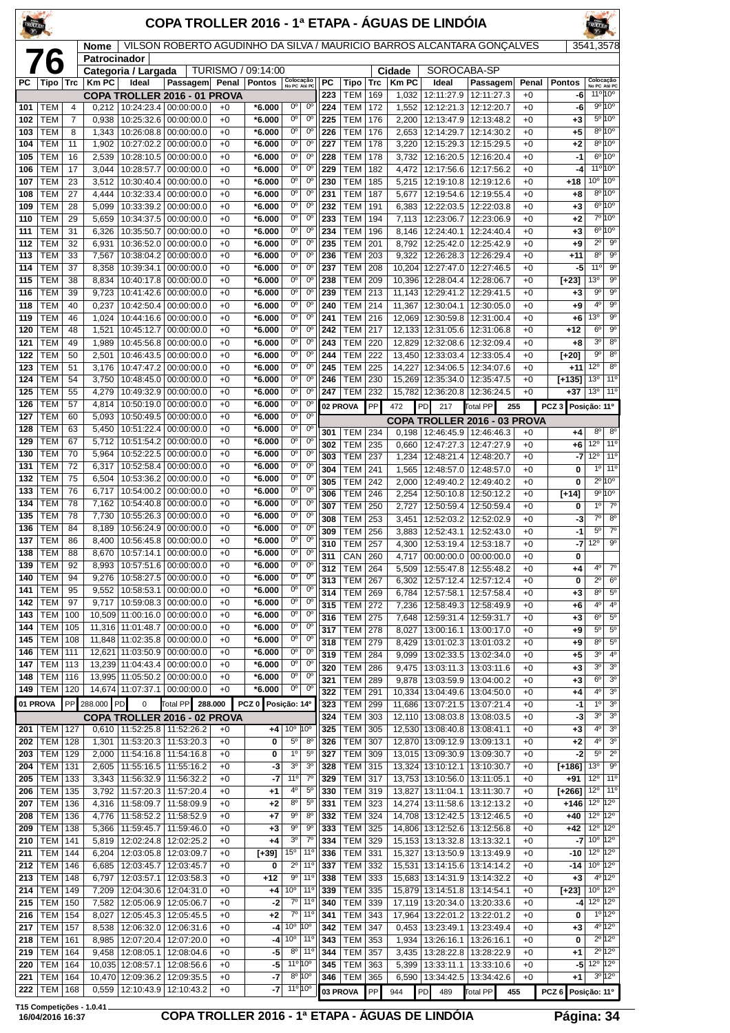# COPA TROLLER 2016 - 1ª ETAPA - ÁGUAS DE LINDÓIA

**76**

| Nome | VILSON ROBERTO AGUDINHO DA SILVA / MAURICIO BARROS ALCANTARA GONÇALVES | 3541,3578 |
|---|---|---|
| Patrocinador | | |
| Categoria / Largada | TURISMO / 09:14:00 | Cidade: SOROCABA-SP |

| PC | Tipo | Trc | Km PC | Ideal | Passagem | Penal | Pontos | Colocação No PC | Colocação Até PC |
|---|---|---|---|---|---|---|---|---|---|
| **COPA TROLLER 2016 - 01 PROVA** | | | | | | | | | |
| 101 | TEM | 4 | 0,212 | 10:24:23.4 | 00:00:00.0 | +0 | *6.000 | 0º | 0º |
| 102 | TEM | 7 | 0,938 | 10:25:32.6 | 00:00:00.0 | +0 | *6.000 | 0º | 0º |
| 103 | TEM | 8 | 1,343 | 10:26:08.8 | 00:00:00.0 | +0 | *6.000 | 0º | 0º |
| 104 | TEM | 11 | 1,902 | 10:27:02.2 | 00:00:00.0 | +0 | *6.000 | 0º | 0º |
| 105 | TEM | 16 | 2,539 | 10:28:10.5 | 00:00:00.0 | +0 | *6.000 | 0º | 0º |
| 106 | TEM | 17 | 3,044 | 10:28:57.7 | 00:00:00.0 | +0 | *6.000 | 0º | 0º |
| 107 | TEM | 23 | 3,512 | 10:30:40.4 | 00:00:00.0 | +0 | *6.000 | 0º | 0º |
| 108 | TEM | 27 | 4,444 | 10:32:33.4 | 00:00:00.0 | +0 | *6.000 | 0º | 0º |
| 109 | TEM | 28 | 5,099 | 10:33:39.2 | 00:00:00.0 | +0 | *6.000 | 0º | 0º |
| 110 | TEM | 29 | 5,659 | 10:34:37.5 | 00:00:00.0 | +0 | *6.000 | 0º | 0º |
| 111 | TEM | 31 | 6,326 | 10:35:50.7 | 00:00:00.0 | +0 | *6.000 | 0º | 0º |
| 112 | TEM | 32 | 6,931 | 10:36:52.0 | 00:00:00.0 | +0 | *6.000 | 0º | 0º |
| 113 | TEM | 33 | 7,567 | 10:38:04.2 | 00:00:00.0 | +0 | *6.000 | 0º | 0º |
| 114 | TEM | 37 | 8,358 | 10:39:34.1 | 00:00:00.0 | +0 | *6.000 | 0º | 0º |
| 115 | TEM | 38 | 8,834 | 10:40:17.8 | 00:00:00.0 | +0 | *6.000 | 0º | 0º |
| 116 | TEM | 39 | 9,723 | 10:41:42.6 | 00:00:00.0 | +0 | *6.000 | 0º | 0º |
| 118 | TEM | 40 | 0,237 | 10:42:50.4 | 00:00:00.0 | +0 | *6.000 | 0º | 0º |
| 119 | TEM | 46 | 1,024 | 10:44:16.6 | 00:00:00.0 | +0 | *6.000 | 0º | 0º |
| 120 | TEM | 48 | 1,521 | 10:45:12.7 | 00:00:00.0 | +0 | *6.000 | 0º | 0º |
| 121 | TEM | 49 | 1,989 | 10:45:56.8 | 00:00:00.0 | +0 | *6.000 | 0º | 0º |
| 122 | TEM | 50 | 2,501 | 10:46:43.5 | 00:00:00.0 | +0 | *6.000 | 0º | 0º |
| 123 | TEM | 51 | 3,176 | 10:47:47.2 | 00:00:00.0 | +0 | *6.000 | 0º | 0º |
| 124 | TEM | 54 | 3,750 | 10:48:45.0 | 00:00:00.0 | +0 | *6.000 | 0º | 0º |
| 125 | TEM | 55 | 4,279 | 10:49:32.9 | 00:00:00.0 | +0 | *6.000 | 0º | 0º |
| 126 | TEM | 57 | 4,814 | 10:50:19.0 | 00:00:00.0 | +0 | *6.000 | 0º | 0º |
| 127 | TEM | 60 | 5,093 | 10:50:49.5 | 00:00:00.0 | +0 | *6.000 | 0º | 0º |
| 128 | TEM | 63 | 5,450 | 10:51:22.4 | 00:00:00.0 | +0 | *6.000 | 0º | 0º |
| 129 | TEM | 67 | 5,712 | 10:51:54.2 | 00:00:00.0 | +0 | *6.000 | 0º | 0º |
| 130 | TEM | 70 | 5,964 | 10:52:22.5 | 00:00:00.0 | +0 | *6.000 | 0º | 0º |
| 131 | TEM | 72 | 6,317 | 10:52:58.4 | 00:00:00.0 | +0 | *6.000 | 0º | 0º |
| 132 | TEM | 75 | 6,504 | 10:53:36.2 | 00:00:00.0 | +0 | *6.000 | 0º | 0º |
| 133 | TEM | 76 | 6,717 | 10:54:00.2 | 00:00:00.0 | +0 | *6.000 | 0º | 0º |
| 134 | TEM | 78 | 7,162 | 10:54:40.8 | 00:00:00.0 | +0 | *6.000 | 0º | 0º |
| 135 | TEM | 78 | 7,730 | 10:55:26.3 | 00:00:00.0 | +0 | *6.000 | 0º | 0º |
| 136 | TEM | 84 | 8,189 | 10:56:24.9 | 00:00:00.0 | +0 | *6.000 | 0º | 0º |
| 137 | TEM | 86 | 8,400 | 10:56:45.8 | 00:00:00.0 | +0 | *6.000 | 0º | 0º |
| 138 | TEM | 88 | 8,670 | 10:57:14.1 | 00:00:00.0 | +0 | *6.000 | 0º | 0º |
| 139 | TEM | 92 | 8,993 | 10:57:51.6 | 00:00:00.0 | +0 | *6.000 | 0º | 0º |
| 140 | TEM | 94 | 9,276 | 10:58:27.5 | 00:00:00.0 | +0 | *6.000 | 0º | 0º |
| 141 | TEM | 95 | 9,552 | 10:58:53.1 | 00:00:00.0 | +0 | *6.000 | 0º | 0º |
| 142 | TEM | 97 | 9,717 | 10:59:08.3 | 00:00:00.0 | +0 | *6.000 | 0º | 0º |
| 143 | TEM | 100 | 10,509 | 11:00:16.0 | 00:00:00.0 | +0 | *6.000 | 0º | 0º |
| 144 | TEM | 105 | 11,316 | 11:01:48.7 | 00:00:00.0 | +0 | *6.000 | 0º | 0º |
| 145 | TEM | 108 | 11,848 | 11:02:35.8 | 00:00:00.0 | +0 | *6.000 | 0º | 0º |
| 146 | TEM | 111 | 12,621 | 11:03:50.9 | 00:00:00.0 | +0 | *6.000 | 0º | 0º |
| 147 | TEM | 113 | 13,239 | 11:04:43.4 | 00:00:00.0 | +0 | *6.000 | 0º | 0º |
| 148 | TEM | 116 | 13,995 | 11:05:50.2 | 00:00:00.0 | +0 | *6.000 | 0º | 0º |
| 149 | TEM | 120 | 14,674 | 11:07:37.1 | 00:00:00.0 | +0 | *6.000 | 0º | 0º |
| 01 PROVA | PP | 288.000 | PD 0 | Total PP 288.000 | | | PCZ 0 | Posição: 14º | |
| **COPA TROLLER 2016 - 02 PROVA** | | | | | | | | | |
| 201 | TEM | 127 | 0,610 | 11:52:25.8 | 11:52:26.2 | +0 | +4 | 10º | 10º |
| 202 | TEM | 128 | 1,301 | 11:53:20.3 | 11:53:20.3 | +0 | 0 | 5º | 8º |
| 203 | TEM | 129 | 2,000 | 11:54:16.8 | 11:54:16.8 | +0 | 0 | 1º | 5º |
| 204 | TEM | 131 | 2,605 | 11:55:16.5 | 11:55:16.2 | +0 | -3 | 3º | 3º |
| 205 | TEM | 133 | 3,343 | 11:56:32.9 | 11:56:32.2 | +0 | -7 | 11º | 7º |
| 206 | TEM | 135 | 3,792 | 11:57:20.3 | 11:57:20.4 | +0 | +1 | 4º | 5º |
| 207 | TEM | 136 | 4,316 | 11:58:09.7 | 11:58:09.9 | +0 | +2 | 8º | 5º |
| 208 | TEM | 136 | 4,776 | 11:58:52.2 | 11:58:52.9 | +0 | +7 | 9º | 8º |
| 209 | TEM | 138 | 5,366 | 11:59:45.7 | 11:59:46.0 | +0 | +3 | 9º | 9º |
| 210 | TEM | 141 | 5,819 | 12:02:24.8 | 12:02:25.2 | +0 | +4 | 3º | 7º |
| 211 | TEM | 144 | 6,204 | 12:03:05.8 | 12:03:09.7 | +0 | [+39] | 15º | 11º |
| 212 | TEM | 146 | 6,685 | 12:03:45.7 | 12:03:45.7 | +0 | 0 | 2º | 11º |
| 213 | TEM | 148 | 6,797 | 12:03:57.1 | 12:03:58.3 | +0 | +12 | 9º | 11º |
| 214 | TEM | 149 | 7,209 | 12:04:30.6 | 12:04:31.0 | +0 | +4 | 10º | 11º |
| 215 | TEM | 150 | 7,582 | 12:05:06.9 | 12:05:06.7 | +0 | -2 | 7º | 11º |
| 216 | TEM | 154 | 8,027 | 12:05:45.3 | 12:05:45.5 | +0 | +2 | 7º | 11º |
| 217 | TEM | 157 | 8,538 | 12:06:32.0 | 12:06:31.6 | +0 | -4 | 10º | 10º |
| 218 | TEM | 161 | 8,985 | 12:07:20.4 | 12:07:20.0 | +0 | -4 | 10º | 11º |
| 219 | TEM | 164 | 9,458 | 12:08:05.1 | 12:08:04.6 | +0 | -5 | 8º | 11º |
| 220 | TEM | 164 | 10,035 | 12:08:57.1 | 12:08:56.6 | +0 | -5 | 11º | 10º |
| 221 | TEM | 164 | 10,470 | 12:09:36.2 | 12:09:35.5 | +0 | -7 | 8º | 10º |
| 222 | TEM | 168 | 0,559 | 12:10:43.9 | 12:10:43.2 | +0 | -7 | 11º | 10º |
| 223 | TEM | 169 | 1,032 | 12:11:27.9 | 12:11:27.3 | +0 | -6 | 11º | 10º |
| 224 | TEM | 172 | 1,552 | 12:12:21.3 | 12:12:20.7 | +0 | -6 | 9º | 10º |
| 225 | TEM | 176 | 2,200 | 12:13:47.9 | 12:13:48.2 | +0 | +3 | 5º | 10º |
| 226 | TEM | 176 | 2,653 | 12:14:29.7 | 12:14:30.2 | +0 | +5 | 8º | 10º |
| 227 | TEM | 178 | 3,220 | 12:15:29.3 | 12:15:29.5 | +0 | +2 | 8º | 10º |
| 228 | TEM | 178 | 3,732 | 12:16:20.5 | 12:16:20.4 | +0 | -1 | 6º | 10º |
| 229 | TEM | 182 | 4,472 | 12:17:56.6 | 12:17:56.2 | +0 | -4 | 11º | 10º |
| 230 | TEM | 185 | 5,215 | 12:19:10.8 | 12:19:12.6 | +0 | +18 | 10º | 10º |
| 231 | TEM | 187 | 5,677 | 12:19:54.6 | 12:19:55.4 | +0 | +8 | 8º | 10º |
| 232 | TEM | 191 | 6,383 | 12:22:03.5 | 12:22:03.8 | +0 | +3 | 6º | 10º |
| 233 | TEM | 194 | 7,113 | 12:23:06.7 | 12:23:06.9 | +0 | +2 | 7º | 10º |
| 234 | TEM | 196 | 8,146 | 12:24:40.1 | 12:24:40.4 | +0 | +3 | 6º | 10º |
| 235 | TEM | 201 | 8,792 | 12:25:42.0 | 12:25:42.9 | +0 | +9 | 2º | 9º |
| 236 | TEM | 203 | 9,322 | 12:26:28.3 | 12:26:29.4 | +0 | +11 | 8º | 9º |
| 237 | TEM | 208 | 10,204 | 12:27:47.0 | 12:27:46.5 | +0 | -5 | 11º | 9º |
| 238 | TEM | 209 | 10,396 | 12:28:04.4 | 12:28:06.7 | +0 | [+23] | 13º | 9º |
| 239 | TEM | 213 | 11,143 | 12:29:41.2 | 12:29:41.5 | +0 | +3 | 9º | 9º |
| 240 | TEM | 214 | 11,367 | 12:30:04.1 | 12:30:05.0 | +0 | +9 | 4º | 9º |
| 241 | TEM | 216 | 12,069 | 12:30:59.8 | 12:31:00.4 | +0 | +6 | 13º | 9º |
| 242 | TEM | 217 | 12,133 | 12:31:05.6 | 12:31:06.8 | +0 | +12 | 6º | 9º |
| 243 | TEM | 220 | 12,829 | 12:32:08.6 | 12:32:09.4 | +0 | +8 | 3º | 8º |
| 244 | TEM | 222 | 13,450 | 12:33:03.4 | 12:33:05.4 | +0 | [+20] | 9º | 8º |
| 245 | TEM | 225 | 14,227 | 12:34:06.5 | 12:34:07.6 | +0 | +11 | 12º | 8º |
| 246 | TEM | 230 | 15,269 | 12:35:34.0 | 12:35:47.5 | +0 | [+135] | 13º | 11º |
| 247 | TEM | 232 | 15,782 | 12:36:20.8 | 12:36:24.5 | +0 | +37 | 13º | 11º |
| 02 PROVA | PP | 472 | PD 217 | Total PP 255 | | | PCZ 3 | Posição: 11º | |
| **COPA TROLLER 2016 - 03 PROVA** | | | | | | | | | |
| 301 | TEM | 234 | 0,198 | 12:46:45.9 | 12:46:46.3 | +0 | +4 | 8º | 8º |
| 302 | TEM | 235 | 0,660 | 12:47:27.3 | 12:47:27.9 | +0 | +6 | 12º | 11º |
| 303 | TEM | 237 | 1,234 | 12:48:21.4 | 12:48:20.7 | +0 | -7 | 12º | 11º |
| 304 | TEM | 241 | 1,565 | 12:48:57.0 | 12:48:57.0 | +0 | 0 | 1º | 11º |
| 305 | TEM | 242 | 2,000 | 12:49:40.2 | 12:49:40.2 | +0 | 0 | 2º | 10º |
| 306 | TEM | 246 | 2,254 | 12:50:10.8 | 12:50:12.2 | +0 | [+14] | 9º | 10º |
| 307 | TEM | 250 | 2,727 | 12:50:59.4 | 12:50:59.4 | +0 | 0 | 1º | 7º |
| 308 | TEM | 253 | 3,451 | 12:52:03.2 | 12:52:02.9 | +0 | -3 | 7º | 8º |
| 309 | TEM | 256 | 3,883 | 12:52:43.1 | 12:52:43.0 | +0 | -1 | 5º | 7º |
| 310 | TEM | 257 | 4,300 | 12:53:19.4 | 12:53:18.7 | +0 | -7 | 12º | 9º |
| 311 | CAN | 260 | 4,717 | 00:00:00.0 | 00:00:00.0 | +0 | 0 | | |
| 312 | TEM | 264 | 5,509 | 12:55:47.8 | 12:55:48.2 | +0 | +4 | 4º | 7º |
| 313 | TEM | 267 | 6,302 | 12:57:12.4 | 12:57:12.4 | +0 | 0 | 2º | 6º |
| 314 | TEM | 269 | 6,784 | 12:57:58.1 | 12:57:58.4 | +0 | +3 | 8º | 5º |
| 315 | TEM | 272 | 7,236 | 12:58:49.3 | 12:58:49.9 | +0 | +6 | 4º | 4º |
| 316 | TEM | 275 | 7,648 | 12:59:31.4 | 12:59:31.7 | +0 | +3 | 6º | 5º |
| 317 | TEM | 278 | 8,027 | 13:00:16.1 | 13:00:17.0 | +0 | +9 | 5º | 5º |
| 318 | TEM | 279 | 8,429 | 13:01:02.3 | 13:01:03.2 | +0 | +9 | 8º | 5º |
| 319 | TEM | 284 | 9,099 | 13:02:33.5 | 13:02:34.0 | +0 | +5 | 3º | 4º |
| 320 | TEM | 286 | 9,475 | 13:03:11.3 | 13:03:11.6 | +0 | +3 | 3º | 3º |
| 321 | TEM | 289 | 9,878 | 13:03:59.9 | 13:04:00.2 | +0 | +3 | 6º | 3º |
| 322 | TEM | 291 | 10,334 | 13:04:49.6 | 13:04:50.0 | +0 | +4 | 4º | 3º |
| 323 | TEM | 299 | 11,686 | 13:07:21.5 | 13:07:21.4 | +0 | -1 | 1º | 3º |
| 324 | TEM | 303 | 12,110 | 13:08:03.8 | 13:08:03.5 | +0 | -3 | 3º | 3º |
| 325 | TEM | 305 | 12,530 | 13:08:40.8 | 13:08:41.1 | +0 | +3 | 4º | 3º |
| 326 | TEM | 307 | 12,870 | 13:09:12.9 | 13:09:13.1 | +0 | +2 | 4º | 3º |
| 327 | TEM | 309 | 13,015 | 13:09:30.9 | 13:09:30.7 | +0 | -2 | 5º | 2º |
| 328 | TEM | 315 | 13,324 | 13:10:12.1 | 13:10:30.7 | +0 | [+186] | 13º | 9º |
| 329 | TEM | 317 | 13,753 | 13:10:56.0 | 13:11:05.1 | +0 | +91 | 12º | 11º |
| 330 | TEM | 319 | 13,827 | 13:11:04.1 | 13:11:30.7 | +0 | [+266] | 12º | 11º |
| 331 | TEM | 323 | 14,274 | 13:11:58.6 | 13:12:13.2 | +0 | +146 | 12º | 12º |
| 332 | TEM | 324 | 14,708 | 13:12:42.5 | 13:12:46.5 | +0 | +40 | 12º | 12º |
| 333 | TEM | 325 | 14,806 | 13:12:52.6 | 13:12:56.8 | +0 | +42 | 12º | 12º |
| 334 | TEM | 329 | 15,153 | 13:13:32.8 | 13:13:32.1 | +0 | -7 | 10º | 12º |
| 336 | TEM | 331 | 15,327 | 13:13:50.9 | 13:13:49.9 | +0 | -10 | 12º | 12º |
| 337 | TEM | 332 | 15,531 | 13:14:15.6 | 13:14:14.2 | +0 | -14 | 10º | 12º |
| 338 | TEM | 333 | 15,683 | 13:14:31.9 | 13:14:32.2 | +0 | +3 | 4º | 12º |
| 339 | TEM | 335 | 15,879 | 13:14:51.8 | 13:14:54.1 | +0 | [+23] | 10º | 12º |
| 340 | TEM | 339 | 17,119 | 13:20:34.0 | 13:20:33.6 | +0 | -4 | 12º | 12º |
| 341 | TEM | 343 | 17,964 | 13:22:01.2 | 13:22:01.2 | +0 | 0 | 1º | 12º |
| 342 | TEM | 347 | 0,453 | 13:23:49.1 | 13:23:49.4 | +0 | +3 | 4º | 12º |
| 343 | TEM | 353 | 1,934 | 13:26:16.1 | 13:26:16.1 | +0 | 0 | 2º | 12º |
| 344 | TEM | 357 | 3,435 | 13:28:22.8 | 13:28:22.9 | +0 | +1 | 2º | 12º |
| 345 | TEM | 363 | 5,399 | 13:33:11.1 | 13:33:10.6 | +0 | -5 | 12º | 12º |
| 346 | TEM | 365 | 6,590 | 13:34:42.5 | 13:34:42.6 | +0 | +1 | 3º | 12º |
| 03 PROVA | PP | 944 | PD 489 | Total PP 455 | | | PCZ 6 | Posição: 11º | |

T15 Competições - 1.0.41
16/04/2016 16:37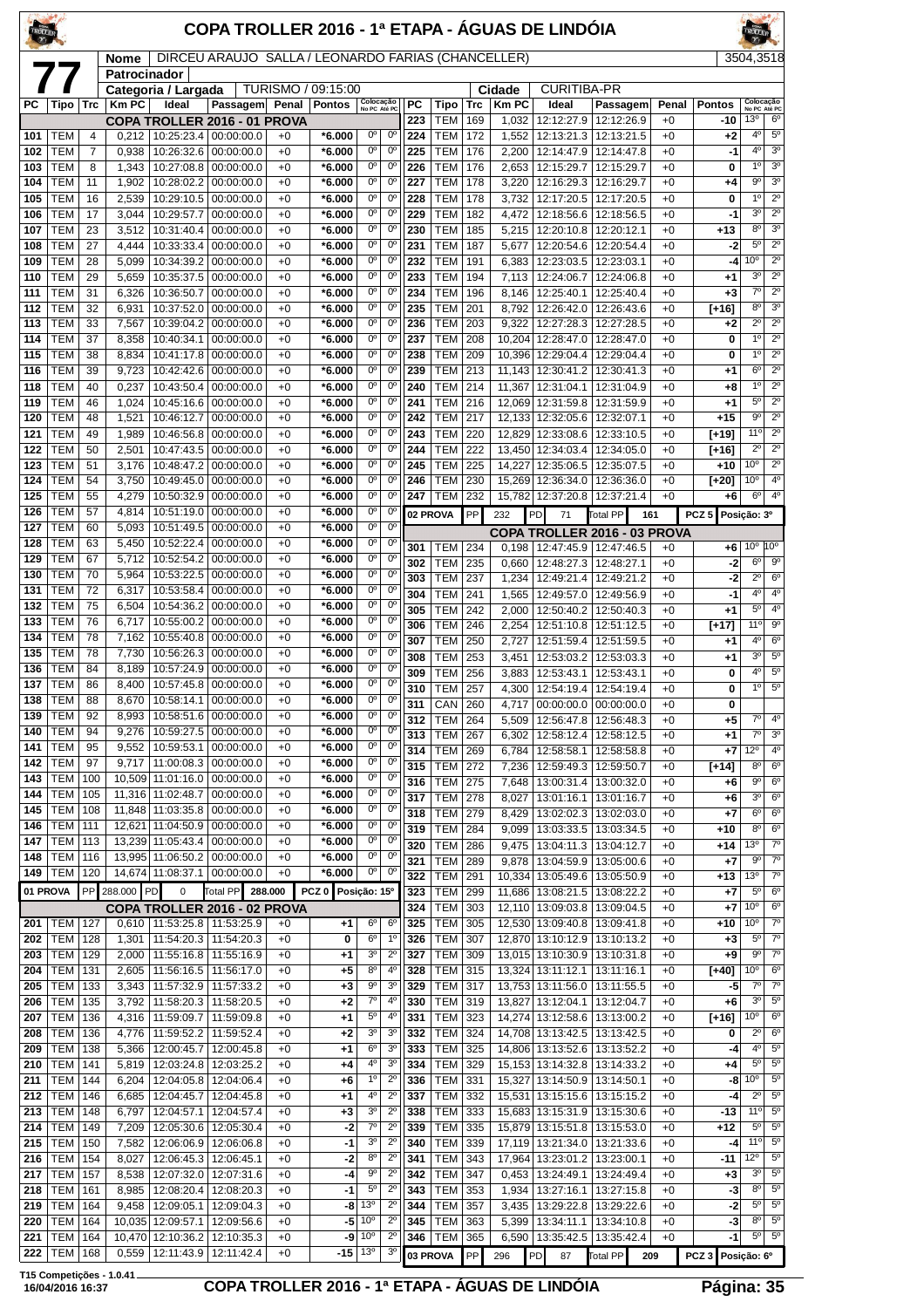# COPA TROLLER 2016 - 1ª ETAPA - ÁGUAS DE LINDÓIA

**77**

**Nome:** DIRCEU ARAUJO SALLA / LEONARDO FARIAS (CHANCELLER) — 3504,3518

**Patrocinador:**

**Categoria / Largada:** TURISMO / 09:15:00 — **Cidade:** CURITIBA-PR

| PC | Tipo | Trc | Km PC | Ideal | Passagem | Penal | Pontos | Colocação No PC | Colocação Até PC |
|---|---|---|---|---|---|---|---|---|---|
| **COPA TROLLER 2016 - 01 PROVA** | | | | | | | | | |
| 101 | TEM | 4 | 0,212 | 10:25:23.4 | 00:00:00.0 | +0 | *6.000 | 0º | 0º |
| 102 | TEM | 7 | 0,938 | 10:26:32.6 | 00:00:00.0 | +0 | *6.000 | 0º | 0º |
| 103 | TEM | 8 | 1,343 | 10:27:08.8 | 00:00:00.0 | +0 | *6.000 | 0º | 0º |
| 104 | TEM | 11 | 1,902 | 10:28:02.2 | 00:00:00.0 | +0 | *6.000 | 0º | 0º |
| 105 | TEM | 16 | 2,539 | 10:29:10.5 | 00:00:00.0 | +0 | *6.000 | 0º | 0º |
| 106 | TEM | 17 | 3,044 | 10:29:57.7 | 00:00:00.0 | +0 | *6.000 | 0º | 0º |
| 107 | TEM | 23 | 3,512 | 10:31:40.4 | 00:00:00.0 | +0 | *6.000 | 0º | 0º |
| 108 | TEM | 27 | 4,444 | 10:33:33.4 | 00:00:00.0 | +0 | *6.000 | 0º | 0º |
| 109 | TEM | 28 | 5,099 | 10:34:39.2 | 00:00:00.0 | +0 | *6.000 | 0º | 0º |
| 110 | TEM | 29 | 5,659 | 10:35:37.5 | 00:00:00.0 | +0 | *6.000 | 0º | 0º |
| 111 | TEM | 31 | 6,326 | 10:36:50.7 | 00:00:00.0 | +0 | *6.000 | 0º | 0º |
| 112 | TEM | 32 | 6,931 | 10:37:52.0 | 00:00:00.0 | +0 | *6.000 | 0º | 0º |
| 113 | TEM | 33 | 7,567 | 10:39:04.2 | 00:00:00.0 | +0 | *6.000 | 0º | 0º |
| 114 | TEM | 37 | 8,358 | 10:40:34.1 | 00:00:00.0 | +0 | *6.000 | 0º | 0º |
| 115 | TEM | 38 | 8,834 | 10:41:17.8 | 00:00:00.0 | +0 | *6.000 | 0º | 0º |
| 116 | TEM | 39 | 9,723 | 10:42:42.6 | 00:00:00.0 | +0 | *6.000 | 0º | 0º |
| 118 | TEM | 40 | 0,237 | 10:43:50.4 | 00:00:00.0 | +0 | *6.000 | 0º | 0º |
| 119 | TEM | 46 | 1,024 | 10:45:16.6 | 00:00:00.0 | +0 | *6.000 | 0º | 0º |
| 120 | TEM | 48 | 1,521 | 10:46:12.7 | 00:00:00.0 | +0 | *6.000 | 0º | 0º |
| 121 | TEM | 49 | 1,989 | 10:46:56.8 | 00:00:00.0 | +0 | *6.000 | 0º | 0º |
| 122 | TEM | 50 | 2,501 | 10:47:43.5 | 00:00:00.0 | +0 | *6.000 | 0º | 0º |
| 123 | TEM | 51 | 3,176 | 10:48:47.2 | 00:00:00.0 | +0 | *6.000 | 0º | 0º |
| 124 | TEM | 54 | 3,750 | 10:49:45.0 | 00:00:00.0 | +0 | *6.000 | 0º | 0º |
| 125 | TEM | 55 | 4,279 | 10:50:32.9 | 00:00:00.0 | +0 | *6.000 | 0º | 0º |
| 126 | TEM | 57 | 4,814 | 10:51:19.0 | 00:00:00.0 | +0 | *6.000 | 0º | 0º |
| 127 | TEM | 60 | 5,093 | 10:51:49.5 | 00:00:00.0 | +0 | *6.000 | 0º | 0º |
| 128 | TEM | 63 | 5,450 | 10:52:22.4 | 00:00:00.0 | +0 | *6.000 | 0º | 0º |
| 129 | TEM | 67 | 5,712 | 10:52:54.2 | 00:00:00.0 | +0 | *6.000 | 0º | 0º |
| 130 | TEM | 70 | 5,964 | 10:53:22.5 | 00:00:00.0 | +0 | *6.000 | 0º | 0º |
| 131 | TEM | 72 | 6,317 | 10:53:58.4 | 00:00:00.0 | +0 | *6.000 | 0º | 0º |
| 132 | TEM | 75 | 6,504 | 10:54:36.2 | 00:00:00.0 | +0 | *6.000 | 0º | 0º |
| 133 | TEM | 76 | 6,717 | 10:55:00.2 | 00:00:00.0 | +0 | *6.000 | 0º | 0º |
| 134 | TEM | 78 | 7,162 | 10:55:40.8 | 00:00:00.0 | +0 | *6.000 | 0º | 0º |
| 135 | TEM | 78 | 7,730 | 10:56:26.3 | 00:00:00.0 | +0 | *6.000 | 0º | 0º |
| 136 | TEM | 84 | 8,189 | 10:57:24.9 | 00:00:00.0 | +0 | *6.000 | 0º | 0º |
| 137 | TEM | 86 | 8,400 | 10:57:45.8 | 00:00:00.0 | +0 | *6.000 | 0º | 0º |
| 138 | TEM | 88 | 8,670 | 10:58:14.1 | 00:00:00.0 | +0 | *6.000 | 0º | 0º |
| 139 | TEM | 92 | 8,993 | 10:58:51.6 | 00:00:00.0 | +0 | *6.000 | 0º | 0º |
| 140 | TEM | 94 | 9,276 | 10:59:27.5 | 00:00:00.0 | +0 | *6.000 | 0º | 0º |
| 141 | TEM | 95 | 9,552 | 10:59:53.1 | 00:00:00.0 | +0 | *6.000 | 0º | 0º |
| 142 | TEM | 97 | 9,717 | 11:00:08.3 | 00:00:00.0 | +0 | *6.000 | 0º | 0º |
| 143 | TEM | 100 | 10,509 | 11:01:16.0 | 00:00:00.0 | +0 | *6.000 | 0º | 0º |
| 144 | TEM | 105 | 11,316 | 11:02:48.7 | 00:00:00.0 | +0 | *6.000 | 0º | 0º |
| 145 | TEM | 108 | 11,848 | 11:03:35.8 | 00:00:00.0 | +0 | *6.000 | 0º | 0º |
| 146 | TEM | 111 | 12,621 | 11:04:50.9 | 00:00:00.0 | +0 | *6.000 | 0º | 0º |
| 147 | TEM | 113 | 13,239 | 11:05:43.4 | 00:00:00.0 | +0 | *6.000 | 0º | 0º |
| 148 | TEM | 116 | 13,995 | 11:06:50.2 | 00:00:00.0 | +0 | *6.000 | 0º | 0º |
| 149 | TEM | 120 | 14,674 | 11:08:37.1 | 00:00:00.0 | +0 | *6.000 | 0º | 0º |
| **01 PROVA** | PP | 288.000 | PD | 0 | Total PP | 288.000 | PCZ 0 | Posição: 15º | |
| **COPA TROLLER 2016 - 02 PROVA** | | | | | | | | | |
| 201 | TEM | 127 | 0,610 | 11:53:25.8 | 11:53:25.9 | +0 | +1 | 6º | 6º |
| 202 | TEM | 128 | 1,301 | 11:54:20.3 | 11:54:20.3 | +0 | 0 | 6º | 1º |
| 203 | TEM | 129 | 2,000 | 11:55:16.8 | 11:55:16.9 | +0 | +1 | 3º | 2º |
| 204 | TEM | 131 | 2,605 | 11:56:16.5 | 11:56:17.0 | +0 | +5 | 8º | 4º |
| 205 | TEM | 133 | 3,343 | 11:57:32.9 | 11:57:33.2 | +0 | +3 | 9º | 3º |
| 206 | TEM | 135 | 3,792 | 11:58:20.3 | 11:58:20.5 | +0 | +2 | 7º | 4º |
| 207 | TEM | 136 | 4,316 | 11:59:09.7 | 11:59:09.8 | +0 | +1 | 5º | 4º |
| 208 | TEM | 136 | 4,776 | 11:59:52.2 | 11:59:52.4 | +0 | +2 | 3º | 3º |
| 209 | TEM | 138 | 5,366 | 12:00:45.7 | 12:00:45.8 | +0 | +1 | 6º | 3º |
| 210 | TEM | 141 | 5,819 | 12:03:24.8 | 12:03:25.2 | +0 | +4 | 4º | 3º |
| 211 | TEM | 144 | 6,204 | 12:04:05.8 | 12:04:06.4 | +0 | +6 | 1º | 2º |
| 212 | TEM | 146 | 6,685 | 12:04:45.7 | 12:04:45.8 | +0 | +1 | 4º | 2º |
| 213 | TEM | 148 | 6,797 | 12:04:57.1 | 12:04:57.4 | +0 | +3 | 3º | 2º |
| 214 | TEM | 149 | 7,209 | 12:05:30.6 | 12:05:30.4 | +0 | -2 | 7º | 2º |
| 215 | TEM | 150 | 7,582 | 12:06:06.9 | 12:06:06.8 | +0 | -1 | 3º | 2º |
| 216 | TEM | 154 | 8,027 | 12:06:45.3 | 12:06:45.1 | +0 | -2 | 8º | 2º |
| 217 | TEM | 157 | 8,538 | 12:07:32.0 | 12:07:31.6 | +0 | -4 | 9º | 2º |
| 218 | TEM | 161 | 8,985 | 12:08:20.4 | 12:08:20.3 | +0 | -1 | 5º | 2º |
| 219 | TEM | 164 | 9,458 | 12:09:05.1 | 12:09:04.3 | +0 | -8 | 13º | 2º |
| 220 | TEM | 164 | 10,035 | 12:09:57.1 | 12:09:56.6 | +0 | -5 | 10º | 2º |
| 221 | TEM | 164 | 10,470 | 12:10:36.2 | 12:10:35.3 | +0 | -9 | 10º | 2º |
| 222 | TEM | 168 | 0,559 | 12:11:43.9 | 12:11:42.4 | +0 | -15 | 13º | 3º |
| 223 | TEM | 169 | 1,032 | 12:12:27.9 | 12:12:26.9 | +0 | -10 | 13º | 6º |
| 224 | TEM | 172 | 1,552 | 12:13:21.3 | 12:13:21.5 | +0 | +2 | 4º | 5º |
| 225 | TEM | 176 | 2,200 | 12:14:47.9 | 12:14:47.8 | +0 | -1 | 4º | 3º |
| 226 | TEM | 176 | 2,653 | 12:15:29.7 | 12:15:29.7 | +0 | 0 | 1º | 3º |
| 227 | TEM | 178 | 3,220 | 12:16:29.3 | 12:16:29.7 | +0 | +4 | 9º | 3º |
| 228 | TEM | 178 | 3,732 | 12:17:20.5 | 12:17:20.5 | +0 | 0 | 1º | 2º |
| 229 | TEM | 182 | 4,472 | 12:18:56.6 | 12:18:56.5 | +0 | -1 | 3º | 2º |
| 230 | TEM | 185 | 5,215 | 12:20:10.8 | 12:20:12.1 | +0 | +13 | 8º | 3º |
| 231 | TEM | 187 | 5,677 | 12:20:54.6 | 12:20:54.4 | +0 | -2 | 5º | 2º |
| 232 | TEM | 191 | 6,383 | 12:23:03.5 | 12:23:03.1 | +0 | -4 | 10º | 2º |
| 233 | TEM | 194 | 7,113 | 12:24:06.7 | 12:24:06.8 | +0 | +1 | 3º | 2º |
| 234 | TEM | 196 | 8,146 | 12:25:40.1 | 12:25:40.4 | +0 | +3 | 7º | 2º |
| 235 | TEM | 201 | 8,792 | 12:26:42.0 | 12:26:43.6 | +0 | [+16] | 8º | 3º |
| 236 | TEM | 203 | 9,322 | 12:27:28.3 | 12:27:28.5 | +0 | +2 | 2º | 2º |
| 237 | TEM | 208 | 10,204 | 12:28:47.0 | 12:28:47.0 | +0 | 0 | 1º | 2º |
| 238 | TEM | 209 | 10,396 | 12:29:04.4 | 12:29:04.4 | +0 | 0 | 1º | 2º |
| 239 | TEM | 213 | 11,143 | 12:30:41.2 | 12:30:41.3 | +0 | +1 | 6º | 2º |
| 240 | TEM | 214 | 11,367 | 12:31:04.1 | 12:31:04.9 | +0 | +8 | 1º | 2º |
| 241 | TEM | 216 | 12,069 | 12:31:59.8 | 12:31:59.9 | +0 | +1 | 5º | 2º |
| 242 | TEM | 217 | 12,133 | 12:32:05.6 | 12:32:07.1 | +0 | +15 | 9º | 2º |
| 243 | TEM | 220 | 12,829 | 12:33:08.6 | 12:33:10.5 | +0 | [+19] | 11º | 2º |
| 244 | TEM | 222 | 13,450 | 12:34:03.4 | 12:34:05.0 | +0 | [+16] | 2º | 2º |
| 245 | TEM | 225 | 14,227 | 12:35:06.5 | 12:35:07.5 | +0 | +10 | 10º | 2º |
| 246 | TEM | 230 | 15,269 | 12:36:34.0 | 12:36:36.0 | +0 | [+20] | 10º | 4º |
| 247 | TEM | 232 | 15,782 | 12:37:20.8 | 12:37:21.4 | +0 | +6 | 6º | 4º |
| **02 PROVA** | PP | 232 | PD | 71 | Total PP | 161 | PCZ 5 | Posição: 3º | |
| **COPA TROLLER 2016 - 03 PROVA** | | | | | | | | | |
| 301 | TEM | 234 | 0,198 | 12:47:45.9 | 12:47:46.5 | +0 | +6 | 10º | 10º |
| 302 | TEM | 235 | 0,660 | 12:48:27.3 | 12:48:27.1 | +0 | -2 | 6º | 9º |
| 303 | TEM | 237 | 1,234 | 12:49:21.4 | 12:49:21.2 | +0 | -2 | 2º | 6º |
| 304 | TEM | 241 | 1,565 | 12:49:57.0 | 12:49:56.9 | +0 | -1 | 4º | 4º |
| 305 | TEM | 242 | 2,000 | 12:50:40.2 | 12:50:40.3 | +0 | +1 | 5º | 4º |
| 306 | TEM | 246 | 2,254 | 12:51:10.8 | 12:51:12.5 | +0 | [+17] | 11º | 9º |
| 307 | TEM | 250 | 2,727 | 12:51:59.4 | 12:51:59.5 | +0 | +1 | 4º | 6º |
| 308 | TEM | 253 | 3,451 | 12:53:03.2 | 12:53:03.3 | +0 | +1 | 3º | 5º |
| 309 | TEM | 256 | 3,883 | 12:53:43.1 | 12:53:43.1 | +0 | 0 | 4º | 5º |
| 310 | TEM | 257 | 4,300 | 12:54:19.4 | 12:54:19.4 | +0 | 0 | 1º | 5º |
| 311 | CAN | 260 | 4,717 | 00:00:00.0 | 00:00:00.0 | +0 | 0 | | |
| 312 | TEM | 264 | 5,509 | 12:56:47.8 | 12:56:48.3 | +0 | +5 | 7º | 4º |
| 313 | TEM | 267 | 6,302 | 12:58:12.4 | 12:58:12.5 | +0 | +1 | 7º | 3º |
| 314 | TEM | 269 | 6,784 | 12:58:58.1 | 12:58:58.8 | +0 | +7 | 12º | 4º |
| 315 | TEM | 272 | 7,236 | 12:59:49.3 | 12:59:50.7 | +0 | [+14] | 8º | 6º |
| 316 | TEM | 275 | 7,648 | 13:00:31.4 | 13:00:32.0 | +0 | +6 | 9º | 6º |
| 317 | TEM | 278 | 8,027 | 13:01:16.1 | 13:01:16.7 | +0 | +6 | 3º | 6º |
| 318 | TEM | 279 | 8,429 | 13:02:02.3 | 13:02:03.0 | +0 | +7 | 6º | 6º |
| 319 | TEM | 284 | 9,099 | 13:03:33.5 | 13:03:34.5 | +0 | +10 | 8º | 6º |
| 320 | TEM | 286 | 9,475 | 13:04:11.3 | 13:04:12.7 | +0 | +14 | 13º | 7º |
| 321 | TEM | 289 | 9,878 | 13:04:59.9 | 13:05:00.6 | +0 | +7 | 9º | 7º |
| 322 | TEM | 291 | 10,334 | 13:05:49.6 | 13:05:50.9 | +0 | +13 | 13º | 7º |
| 323 | TEM | 299 | 11,686 | 13:08:21.5 | 13:08:22.2 | +0 | +7 | 5º | 6º |
| 324 | TEM | 303 | 12,110 | 13:09:03.8 | 13:09:04.5 | +0 | +7 | 10º | 6º |
| 325 | TEM | 305 | 12,530 | 13:09:40.8 | 13:09:41.8 | +0 | +10 | 10º | 7º |
| 326 | TEM | 307 | 12,870 | 13:10:12.9 | 13:10:13.2 | +0 | +3 | 5º | 7º |
| 327 | TEM | 309 | 13,015 | 13:10:30.9 | 13:10:31.8 | +0 | +9 | 9º | 7º |
| 328 | TEM | 315 | 13,324 | 13:11:12.1 | 13:11:16.1 | +0 | [+40] | 10º | 6º |
| 329 | TEM | 317 | 13,753 | 13:11:56.0 | 13:11:55.5 | +0 | -5 | 7º | 7º |
| 330 | TEM | 319 | 13,827 | 13:12:04.1 | 13:12:04.7 | +0 | +6 | 3º | 5º |
| 331 | TEM | 323 | 14,274 | 13:12:58.6 | 13:13:00.2 | +0 | [+16] | 10º | 6º |
| 332 | TEM | 324 | 14,708 | 13:13:42.5 | 13:13:42.5 | +0 | 0 | 2º | 6º |
| 333 | TEM | 325 | 14,806 | 13:13:52.6 | 13:13:52.2 | +0 | -4 | 4º | 5º |
| 334 | TEM | 329 | 15,153 | 13:14:32.8 | 13:14:33.2 | +0 | +4 | 5º | 5º |
| 336 | TEM | 331 | 15,327 | 13:14:50.9 | 13:14:50.1 | +0 | -8 | 10º | 5º |
| 337 | TEM | 332 | 15,531 | 13:15:15.6 | 13:15:15.2 | +0 | -4 | 2º | 5º |
| 338 | TEM | 333 | 15,683 | 13:15:31.9 | 13:15:30.6 | +0 | -13 | 11º | 5º |
| 339 | TEM | 335 | 15,879 | 13:15:51.8 | 13:15:53.0 | +0 | +12 | 5º | 5º |
| 340 | TEM | 339 | 17,119 | 13:21:34.0 | 13:21:33.6 | +0 | -4 | 11º | 5º |
| 341 | TEM | 343 | 17,964 | 13:23:01.2 | 13:23:00.1 | +0 | -11 | 12º | 5º |
| 342 | TEM | 347 | 0,453 | 13:24:49.1 | 13:24:49.4 | +0 | +3 | 3º | 5º |
| 343 | TEM | 353 | 1,934 | 13:27:16.1 | 13:27:15.8 | +0 | -3 | 8º | 5º |
| 344 | TEM | 357 | 3,435 | 13:29:22.8 | 13:29:22.6 | +0 | -2 | 5º | 5º |
| 345 | TEM | 363 | 5,399 | 13:34:11.1 | 13:34:10.8 | +0 | -3 | 8º | 5º |
| 346 | TEM | 365 | 6,590 | 13:35:42.5 | 13:35:42.4 | +0 | -1 | 5º | 5º |
| **03 PROVA** | PP | 296 | PD | 87 | Total PP | 209 | PCZ 3 | Posição: 6º | |

T15 Competições - 1.0.41 — 16/04/2016 16:37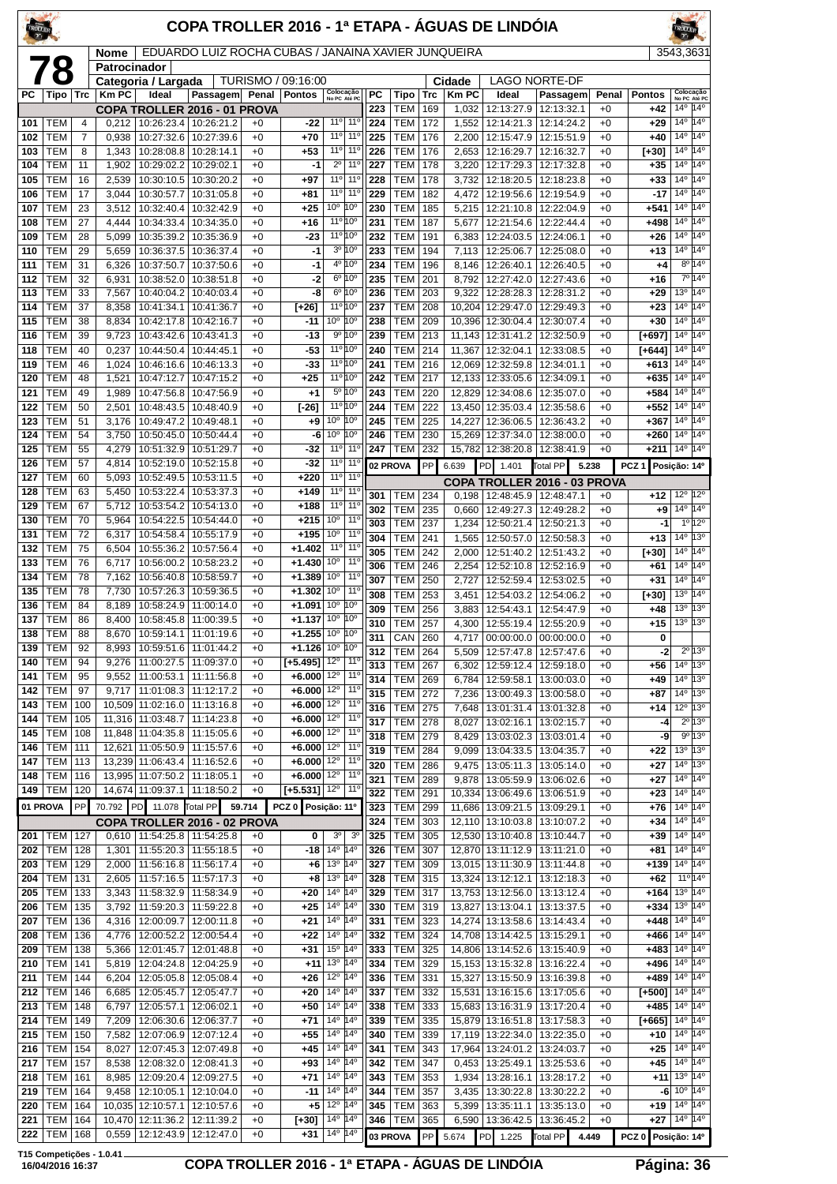# COPA TROLLER 2016 - 1ª ETAPA - ÁGUAS DE LINDÓIA

**78**

| Nome | EDUARDO LUIZ ROCHA CUBAS / JANAINA XAVIER JUNQUEIRA | 3543,3631 |
|---|---|---|
| Patrocinador | | |
| Categoria / Largada | TURISMO / 09:16:00 | Cidade: LAGO NORTE-DF |

| PC | Tipo | Trc | Km PC | Ideal | Passagem | Penal | Pontos | Colocação No PC | Colocação Até PC |
|---|---|---|---|---|---|---|---|---|---|
| | | | | **COPA TROLLER 2016 - 01 PROVA** | | | | | |
| 101 | TEM | 4 | 0,212 | 10:26:23.4 | 10:26:21.2 | +0 | -22 | 11º | 11º |
| 102 | TEM | 7 | 0,938 | 10:27:32.6 | 10:27:39.6 | +0 | +70 | 11º | 11º |
| 103 | TEM | 8 | 1,343 | 10:28:08.8 | 10:28:14.1 | +0 | +53 | 11º | 11º |
| 104 | TEM | 11 | 1,902 | 10:29:02.2 | 10:29:02.1 | +0 | -1 | 2º | 11º |
| 105 | TEM | 16 | 2,539 | 10:30:10.5 | 10:30:20.2 | +0 | +97 | 11º | 11º |
| 106 | TEM | 17 | 3,044 | 10:30:57.7 | 10:31:05.8 | +0 | +81 | 11º | 11º |
| 107 | TEM | 23 | 3,512 | 10:32:40.4 | 10:32:42.9 | +0 | +25 | 10º | 10º |
| 108 | TEM | 27 | 4,444 | 10:34:33.4 | 10:34:35.0 | +0 | +16 | 11º | 10º |
| 109 | TEM | 28 | 5,099 | 10:35:39.2 | 10:35:36.9 | +0 | -23 | 11º | 10º |
| 110 | TEM | 29 | 5,659 | 10:36:37.5 | 10:36:37.4 | +0 | -1 | 3º | 10º |
| 111 | TEM | 31 | 6,326 | 10:37:50.7 | 10:37:50.6 | +0 | -1 | 4º | 10º |
| 112 | TEM | 32 | 6,931 | 10:38:52.0 | 10:38:51.8 | +0 | -2 | 6º | 10º |
| 113 | TEM | 33 | 7,567 | 10:40:04.2 | 10:40:03.4 | +0 | -8 | 6º | 10º |
| 114 | TEM | 37 | 8,358 | 10:41:34.1 | 10:41:36.7 | +0 | [+26] | 11º | 10º |
| 115 | TEM | 38 | 8,834 | 10:42:17.8 | 10:42:16.7 | +0 | -11 | 10º | 10º |
| 116 | TEM | 39 | 9,723 | 10:43:42.6 | 10:43:41.3 | +0 | -13 | 9º | 10º |
| 118 | TEM | 40 | 0,237 | 10:44:50.4 | 10:44:45.1 | +0 | -53 | 11º | 10º |
| 119 | TEM | 46 | 1,024 | 10:46:16.6 | 10:46:13.3 | +0 | -33 | 11º | 10º |
| 120 | TEM | 48 | 1,521 | 10:47:12.7 | 10:47:15.2 | +0 | +25 | 11º | 10º |
| 121 | TEM | 49 | 1,989 | 10:47:56.8 | 10:47:56.9 | +0 | +1 | 5º | 10º |
| 122 | TEM | 50 | 2,501 | 10:48:43.5 | 10:48:40.9 | +0 | [-26] | 11º | 10º |
| 123 | TEM | 51 | 3,176 | 10:49:47.2 | 10:49:48.1 | +0 | +9 | 10º | 10º |
| 124 | TEM | 54 | 3,750 | 10:50:45.0 | 10:50:44.4 | +0 | -6 | 10º | 10º |
| 125 | TEM | 55 | 4,279 | 10:51:32.9 | 10:51:29.7 | +0 | -32 | 11º | 11º |
| 126 | TEM | 57 | 4,814 | 10:52:19.0 | 10:52:15.8 | +0 | -32 | 11º | 11º |
| 127 | TEM | 60 | 5,093 | 10:52:49.5 | 10:53:11.5 | +0 | +220 | 11º | 11º |
| 128 | TEM | 63 | 5,450 | 10:53:22.4 | 10:53:37.3 | +0 | +149 | 11º | 11º |
| 129 | TEM | 67 | 5,712 | 10:53:54.2 | 10:54:13.0 | +0 | +188 | 11º | 11º |
| 130 | TEM | 70 | 5,964 | 10:54:22.5 | 10:54:44.0 | +0 | +215 | 10º | 11º |
| 131 | TEM | 72 | 6,317 | 10:54:58.4 | 10:55:17.9 | +0 | +195 | 10º | 11º |
| 132 | TEM | 75 | 6,504 | 10:55:36.2 | 10:57:56.4 | +0 | +1.402 | 11º | 11º |
| 133 | TEM | 76 | 6,717 | 10:56:00.2 | 10:58:23.2 | +0 | +1.430 | 10º | 11º |
| 134 | TEM | 78 | 7,162 | 10:56:40.8 | 10:58:59.7 | +0 | +1.389 | 10º | 11º |
| 135 | TEM | 78 | 7,730 | 10:57:26.3 | 10:59:36.5 | +0 | +1.302 | 10º | 11º |
| 136 | TEM | 84 | 8,189 | 10:58:24.9 | 11:00:14.0 | +0 | +1.091 | 10º | 10º |
| 137 | TEM | 86 | 8,400 | 10:58:45.8 | 11:00:39.5 | +0 | +1.137 | 10º | 10º |
| 138 | TEM | 88 | 8,670 | 10:59:14.1 | 11:01:19.6 | +0 | +1.255 | 10º | 10º |
| 139 | TEM | 92 | 8,993 | 10:59:51.6 | 11:01:44.2 | +0 | +1.126 | 10º | 10º |
| 140 | TEM | 94 | 9,276 | 11:00:27.5 | 11:09:37.0 | +0 | [+5.495] | 12º | 11º |
| 141 | TEM | 95 | 9,552 | 11:00:53.1 | 11:11:56.8 | +0 | +6.000 | 12º | 11º |
| 142 | TEM | 97 | 9,717 | 11:01:08.3 | 11:12:17.2 | +0 | +6.000 | 12º | 11º |
| 143 | TEM | 100 | 10,509 | 11:02:16.0 | 11:13:16.8 | +0 | +6.000 | 12º | 11º |
| 144 | TEM | 105 | 11,316 | 11:03:48.7 | 11:14:23.8 | +0 | +6.000 | 12º | 11º |
| 145 | TEM | 108 | 11,848 | 11:04:35.8 | 11:15:05.6 | +0 | +6.000 | 12º | 11º |
| 146 | TEM | 111 | 12,621 | 11:05:50.9 | 11:15:57.6 | +0 | +6.000 | 12º | 11º |
| 147 | TEM | 113 | 13,239 | 11:06:43.4 | 11:16:52.6 | +0 | +6.000 | 12º | 11º |
| 148 | TEM | 116 | 13,995 | 11:07:50.2 | 11:18:05.1 | +0 | +6.000 | 12º | 11º |
| 149 | TEM | 120 | 14,674 | 11:09:37.1 | 11:18:50.2 | +0 | [+5.531] | 12º | 11º |
| **01 PROVA** | PP | 70.792 | PD 11.078 | Total PP | 59.714 | | PCZ 0 | Posição: 11º | |
| | | | | **COPA TROLLER 2016 - 02 PROVA** | | | | | |
| 201 | TEM | 127 | 0,610 | 11:54:25.8 | 11:54:25.8 | +0 | 0 | 3º | 3º |
| 202 | TEM | 128 | 1,301 | 11:55:20.3 | 11:55:18.5 | +0 | -18 | 14º | 14º |
| 203 | TEM | 129 | 2,000 | 11:56:16.8 | 11:56:17.4 | +0 | +6 | 13º | 14º |
| 204 | TEM | 131 | 2,605 | 11:57:16.5 | 11:57:17.3 | +0 | +8 | 13º | 14º |
| 205 | TEM | 133 | 3,343 | 11:58:32.9 | 11:58:34.9 | +0 | +20 | 14º | 14º |
| 206 | TEM | 135 | 3,792 | 11:59:20.3 | 11:59:22.8 | +0 | +25 | 14º | 14º |
| 207 | TEM | 136 | 4,316 | 12:00:09.7 | 12:00:11.8 | +0 | +21 | 14º | 14º |
| 208 | TEM | 136 | 4,776 | 12:00:52.2 | 12:00:54.4 | +0 | +22 | 14º | 14º |
| 209 | TEM | 138 | 5,366 | 12:01:45.7 | 12:01:48.8 | +0 | +31 | 15º | 14º |
| 210 | TEM | 141 | 5,819 | 12:04:24.8 | 12:04:25.9 | +0 | +11 | 13º | 14º |
| 211 | TEM | 144 | 6,204 | 12:05:05.8 | 12:05:08.4 | +0 | +26 | 12º | 14º |
| 212 | TEM | 146 | 6,685 | 12:05:45.7 | 12:05:47.7 | +0 | +20 | 14º | 14º |
| 213 | TEM | 148 | 6,797 | 12:05:57.1 | 12:06:02.1 | +0 | +50 | 14º | 14º |
| 214 | TEM | 149 | 7,209 | 12:06:30.6 | 12:06:37.7 | +0 | +71 | 14º | 14º |
| 215 | TEM | 150 | 7,582 | 12:07:06.9 | 12:07:12.4 | +0 | +55 | 14º | 14º |
| 216 | TEM | 154 | 8,027 | 12:07:45.3 | 12:07:49.8 | +0 | +45 | 14º | 14º |
| 217 | TEM | 157 | 8,538 | 12:08:32.0 | 12:08:41.3 | +0 | +93 | 14º | 14º |
| 218 | TEM | 161 | 8,985 | 12:09:20.4 | 12:09:27.5 | +0 | +71 | 14º | 14º |
| 219 | TEM | 164 | 9,458 | 12:10:05.1 | 12:10:04.0 | +0 | -11 | 14º | 14º |
| 220 | TEM | 164 | 10,035 | 12:10:57.1 | 12:10:57.6 | +0 | +5 | 12º | 14º |
| 221 | TEM | 164 | 10,470 | 12:11:36.2 | 12:11:39.2 | +0 | [+30] | 14º | 14º |
| 222 | TEM | 168 | 0,559 | 12:12:43.9 | 12:12:47.0 | +0 | +31 | 14º | 14º |
| 223 | TEM | 169 | 1,032 | 12:13:27.9 | 12:13:32.1 | +0 | +42 | 14º | 14º |
| 224 | TEM | 172 | 1,552 | 12:14:21.3 | 12:14:24.2 | +0 | +29 | 14º | 14º |
| 225 | TEM | 176 | 2,200 | 12:15:47.9 | 12:15:51.9 | +0 | +40 | 14º | 14º |
| 226 | TEM | 176 | 2,653 | 12:16:29.7 | 12:16:32.7 | +0 | [+30] | 14º | 14º |
| 227 | TEM | 178 | 3,220 | 12:17:29.3 | 12:17:32.8 | +0 | +35 | 14º | 14º |
| 228 | TEM | 178 | 3,732 | 12:18:20.5 | 12:18:23.8 | +0 | +33 | 14º | 14º |
| 229 | TEM | 182 | 4,472 | 12:19:56.6 | 12:19:54.9 | +0 | -17 | 14º | 14º |
| 230 | TEM | 185 | 5,215 | 12:21:10.8 | 12:22:04.9 | +0 | +541 | 14º | 14º |
| 231 | TEM | 187 | 5,677 | 12:21:54.6 | 12:22:44.4 | +0 | +498 | 14º | 14º |
| 232 | TEM | 191 | 6,383 | 12:24:03.5 | 12:24:06.1 | +0 | +26 | 14º | 14º |
| 233 | TEM | 194 | 7,113 | 12:25:06.7 | 12:25:08.0 | +0 | +13 | 14º | 14º |
| 234 | TEM | 196 | 8,146 | 12:26:40.1 | 12:26:40.5 | +0 | +4 | 8º | 14º |
| 235 | TEM | 201 | 8,792 | 12:27:42.0 | 12:27:43.6 | +0 | +16 | 7º | 14º |
| 236 | TEM | 203 | 9,322 | 12:28:28.3 | 12:28:31.2 | +0 | +29 | 13º | 14º |
| 237 | TEM | 208 | 10,204 | 12:29:47.0 | 12:29:49.3 | +0 | +23 | 14º | 14º |
| 238 | TEM | 209 | 10,396 | 12:30:04.4 | 12:30:07.4 | +0 | +30 | 14º | 14º |
| 239 | TEM | 213 | 11,143 | 12:31:41.2 | 12:32:50.9 | +0 | [+697] | 14º | 14º |
| 240 | TEM | 214 | 11,367 | 12:32:04.1 | 12:33:08.5 | +0 | [+644] | 14º | 14º |
| 241 | TEM | 216 | 12,069 | 12:32:59.8 | 12:34:01.1 | +0 | +613 | 14º | 14º |
| 242 | TEM | 217 | 12,133 | 12:33:05.6 | 12:34:09.1 | +0 | +635 | 14º | 14º |
| 243 | TEM | 220 | 12,829 | 12:34:08.6 | 12:35:07.0 | +0 | +584 | 14º | 14º |
| 244 | TEM | 222 | 13,450 | 12:35:03.4 | 12:35:58.6 | +0 | +552 | 14º | 14º |
| 245 | TEM | 225 | 14,227 | 12:36:06.5 | 12:36:43.2 | +0 | +367 | 14º | 14º |
| 246 | TEM | 230 | 15,269 | 12:37:34.0 | 12:38:00.0 | +0 | +260 | 14º | 14º |
| 247 | TEM | 232 | 15,782 | 12:38:20.8 | 12:38:41.9 | +0 | +211 | 14º | 14º |
| **02 PROVA** | PP | 6.639 | PD 1.401 | Total PP | 5.238 | | PCZ 1 | Posição: 14º | |
| | | | | **COPA TROLLER 2016 - 03 PROVA** | | | | | |
| 301 | TEM | 234 | 0,198 | 12:48:45.9 | 12:48:47.1 | +0 | +12 | 12º | 12º |
| 302 | TEM | 235 | 0,660 | 12:49:27.3 | 12:49:28.2 | +0 | +9 | 14º | 14º |
| 303 | TEM | 237 | 1,234 | 12:50:21.4 | 12:50:21.3 | +0 | -1 | 1º | 12º |
| 304 | TEM | 241 | 1,565 | 12:50:57.0 | 12:50:58.3 | +0 | +13 | 14º | 13º |
| 305 | TEM | 242 | 2,000 | 12:51:40.2 | 12:51:43.2 | +0 | [+30] | 14º | 14º |
| 306 | TEM | 246 | 2,254 | 12:52:10.8 | 12:52:16.9 | +0 | +61 | 14º | 14º |
| 307 | TEM | 250 | 2,727 | 12:52:59.4 | 12:53:02.5 | +0 | +31 | 14º | 14º |
| 308 | TEM | 253 | 3,451 | 12:54:03.2 | 12:54:06.2 | +0 | [+30] | 13º | 14º |
| 309 | TEM | 256 | 3,883 | 12:54:43.1 | 12:54:47.9 | +0 | +48 | 13º | 13º |
| 310 | TEM | 257 | 4,300 | 12:55:19.4 | 12:55:20.9 | +0 | +15 | 13º | 13º |
| 311 | CAN | 260 | 4,717 | 00:00:00.0 | 00:00:00.0 | +0 | 0 | | |
| 312 | TEM | 264 | 5,509 | 12:57:47.8 | 12:57:47.6 | +0 | -2 | 2º | 13º |
| 313 | TEM | 267 | 6,302 | 12:59:12.4 | 12:59:18.0 | +0 | +56 | 14º | 13º |
| 314 | TEM | 269 | 6,784 | 12:59:58.1 | 13:00:03.0 | +0 | +49 | 14º | 13º |
| 315 | TEM | 272 | 7,236 | 13:00:49.3 | 13:00:58.0 | +0 | +87 | 14º | 13º |
| 316 | TEM | 275 | 7,648 | 13:01:31.4 | 13:01:32.8 | +0 | +14 | 12º | 13º |
| 317 | TEM | 278 | 8,027 | 13:02:16.1 | 13:02:15.7 | +0 | -4 | 2º | 13º |
| 318 | TEM | 279 | 8,429 | 13:03:02.3 | 13:03:01.4 | +0 | -9 | 9º | 13º |
| 319 | TEM | 284 | 9,099 | 13:04:33.5 | 13:04:35.7 | +0 | +22 | 13º | 13º |
| 320 | TEM | 286 | 9,475 | 13:05:11.3 | 13:05:14.0 | +0 | +27 | 14º | 13º |
| 321 | TEM | 289 | 9,878 | 13:05:59.9 | 13:06:02.6 | +0 | +27 | 14º | 14º |
| 322 | TEM | 291 | 10,334 | 13:06:49.6 | 13:06:51.9 | +0 | +23 | 14º | 14º |
| 323 | TEM | 299 | 11,686 | 13:09:21.5 | 13:09:29.1 | +0 | +76 | 14º | 14º |
| 324 | TEM | 303 | 12,110 | 13:10:03.8 | 13:10:07.2 | +0 | +34 | 14º | 14º |
| 325 | TEM | 305 | 12,530 | 13:10:40.8 | 13:10:44.7 | +0 | +39 | 14º | 14º |
| 326 | TEM | 307 | 12,870 | 13:11:12.9 | 13:11:21.0 | +0 | +81 | 14º | 14º |
| 327 | TEM | 309 | 13,015 | 13:11:30.9 | 13:11:44.8 | +0 | +139 | 14º | 14º |
| 328 | TEM | 315 | 13,324 | 13:12:12.1 | 13:12:18.3 | +0 | +62 | 11º | 14º |
| 329 | TEM | 317 | 13,753 | 13:12:56.0 | 13:13:12.4 | +0 | +164 | 13º | 14º |
| 330 | TEM | 319 | 13,827 | 13:13:04.1 | 13:13:37.5 | +0 | +334 | 13º | 14º |
| 331 | TEM | 323 | 14,274 | 13:13:58.6 | 13:14:43.4 | +0 | +448 | 14º | 14º |
| 332 | TEM | 324 | 14,708 | 13:14:42.5 | 13:15:29.1 | +0 | +466 | 14º | 14º |
| 333 | TEM | 325 | 14,806 | 13:14:52.6 | 13:15:40.9 | +0 | +483 | 14º | 14º |
| 334 | TEM | 329 | 15,153 | 13:15:32.8 | 13:16:22.4 | +0 | +496 | 14º | 14º |
| 336 | TEM | 331 | 15,327 | 13:15:50.9 | 13:16:39.8 | +0 | +489 | 14º | 14º |
| 337 | TEM | 332 | 15,531 | 13:16:15.6 | 13:17:05.6 | +0 | [+500] | 14º | 14º |
| 338 | TEM | 333 | 15,683 | 13:16:31.9 | 13:17:20.4 | +0 | +485 | 14º | 14º |
| 339 | TEM | 335 | 15,879 | 13:16:51.8 | 13:17:58.3 | +0 | [+665] | 14º | 14º |
| 340 | TEM | 339 | 17,119 | 13:22:34.0 | 13:22:35.0 | +0 | +10 | 14º | 14º |
| 341 | TEM | 343 | 17,964 | 13:24:01.2 | 13:24:03.7 | +0 | +25 | 14º | 14º |
| 342 | TEM | 347 | 0,453 | 13:25:49.1 | 13:25:53.6 | +0 | +45 | 14º | 14º |
| 343 | TEM | 353 | 1,934 | 13:28:16.1 | 13:28:17.2 | +0 | +11 | 13º | 14º |
| 344 | TEM | 357 | 3,435 | 13:30:22.8 | 13:30:22.2 | +0 | -6 | 10º | 14º |
| 345 | TEM | 363 | 5,399 | 13:35:11.1 | 13:35:13.0 | +0 | +19 | 14º | 14º |
| 346 | TEM | 365 | 6,590 | 13:36:42.5 | 13:36:45.2 | +0 | +27 | 14º | 14º |
| **03 PROVA** | PP | 5.674 | PD 1.225 | Total PP | 4.449 | | PCZ 0 | Posição: 14º | |

T15 Competições - 1.0.41 — 16/04/2016 16:37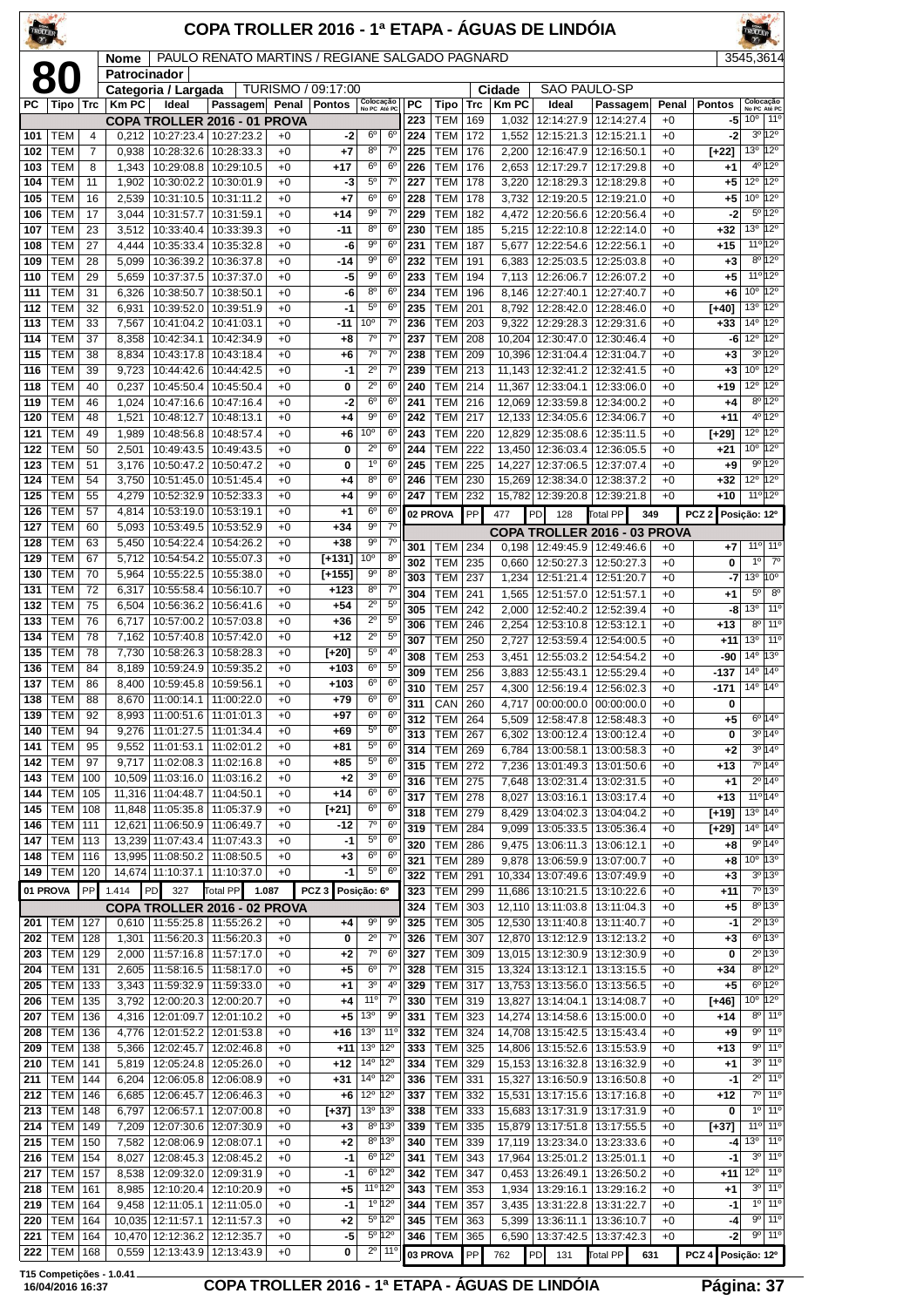# COPA TROLLER 2016 - 1ª ETAPA - ÁGUAS DE LINDÓIA

**80**

| Nome | PAULO RENATO MARTINS / REGIANE SALGADO PAGNARD | 3545,3614 |
|---|---|---|
| Patrocinador | | |
| Categoria / Largada | TURISMO / 09:17:00 | Cidade: SAO PAULO-SP |

| PC | Tipo | Trc | Km PC | Ideal | Passagem | Penal | Pontos | Colocação No PC | Colocação Até PC |
|---|---|---|---|---|---|---|---|---|---|
| | | | | COPA TROLLER 2016 - 01 PROVA | | | | | |
| 101 | TEM | 4 | 0,212 | 10:27:23.4 | 10:27:23.2 | +0 | -2 | 6º | 6º |
| 102 | TEM | 7 | 0,938 | 10:28:32.6 | 10:28:33.3 | +0 | +7 | 8º | 7º |
| 103 | TEM | 8 | 1,343 | 10:29:08.8 | 10:29:10.5 | +0 | +17 | 6º | 6º |
| 104 | TEM | 11 | 1,902 | 10:30:02.2 | 10:30:01.9 | +0 | -3 | 5º | 7º |
| 105 | TEM | 16 | 2,539 | 10:31:10.5 | 10:31:11.2 | +0 | +7 | 6º | 6º |
| 106 | TEM | 17 | 3,044 | 10:31:57.7 | 10:31:59.1 | +0 | +14 | 9º | 7º |
| 107 | TEM | 23 | 3,512 | 10:33:40.4 | 10:33:39.3 | +0 | -11 | 8º | 6º |
| 108 | TEM | 27 | 4,444 | 10:35:33.4 | 10:35:32.8 | +0 | -6 | 9º | 6º |
| 109 | TEM | 28 | 5,099 | 10:36:39.2 | 10:36:37.8 | +0 | -14 | 9º | 6º |
| 110 | TEM | 29 | 5,659 | 10:37:37.5 | 10:37:37.0 | +0 | -5 | 9º | 6º |
| 111 | TEM | 31 | 6,326 | 10:38:50.7 | 10:38:50.1 | +0 | -6 | 8º | 6º |
| 112 | TEM | 32 | 6,931 | 10:39:52.0 | 10:39:51.9 | +0 | -1 | 5º | 6º |
| 113 | TEM | 33 | 7,567 | 10:41:04.2 | 10:41:03.1 | +0 | -11 | 10º | 7º |
| 114 | TEM | 37 | 8,358 | 10:42:34.1 | 10:42:34.9 | +0 | +8 | 7º | 7º |
| 115 | TEM | 38 | 8,834 | 10:43:17.8 | 10:43:18.4 | +0 | +6 | 7º | 7º |
| 116 | TEM | 39 | 9,723 | 10:44:42.6 | 10:44:42.5 | +0 | -1 | 2º | 7º |
| 118 | TEM | 40 | 0,237 | 10:45:50.4 | 10:45:50.4 | +0 | 0 | 2º | 6º |
| 119 | TEM | 46 | 1,024 | 10:47:16.6 | 10:47:16.4 | +0 | -2 | 6º | 6º |
| 120 | TEM | 48 | 1,521 | 10:48:12.7 | 10:48:13.1 | +0 | +4 | 9º | 6º |
| 121 | TEM | 49 | 1,989 | 10:48:56.8 | 10:48:57.4 | +0 | +6 | 10º | 6º |
| 122 | TEM | 50 | 2,501 | 10:49:43.5 | 10:49:43.5 | +0 | 0 | 2º | 6º |
| 123 | TEM | 51 | 3,176 | 10:50:47.2 | 10:50:47.2 | +0 | 0 | 1º | 6º |
| 124 | TEM | 54 | 3,750 | 10:51:45.0 | 10:51:45.4 | +0 | +4 | 8º | 6º |
| 125 | TEM | 55 | 4,279 | 10:52:32.9 | 10:52:33.3 | +0 | +4 | 9º | 6º |
| 126 | TEM | 57 | 4,814 | 10:53:19.0 | 10:53:19.1 | +0 | +1 | 6º | 6º |
| 127 | TEM | 60 | 5,093 | 10:53:49.5 | 10:53:52.9 | +0 | +34 | 9º | 7º |
| 128 | TEM | 63 | 5,450 | 10:54:22.4 | 10:54:26.2 | +0 | +38 | 9º | 7º |
| 129 | TEM | 67 | 5,712 | 10:54:54.2 | 10:55:07.3 | +0 | [+131] | 10º | 8º |
| 130 | TEM | 70 | 5,964 | 10:55:22.5 | 10:55:38.0 | +0 | [+155] | 9º | 8º |
| 131 | TEM | 72 | 6,317 | 10:55:58.4 | 10:56:10.7 | +0 | +123 | 8º | 7º |
| 132 | TEM | 75 | 6,504 | 10:56:36.2 | 10:56:41.6 | +0 | +54 | 2º | 5º |
| 133 | TEM | 76 | 6,717 | 10:57:00.2 | 10:57:03.8 | +0 | +36 | 2º | 5º |
| 134 | TEM | 78 | 7,162 | 10:57:40.8 | 10:57:42.0 | +0 | +12 | 2º | 5º |
| 135 | TEM | 78 | 7,730 | 10:58:26.3 | 10:58:28.3 | +0 | [+20] | 5º | 4º |
| 136 | TEM | 84 | 8,189 | 10:59:24.9 | 10:59:35.2 | +0 | +103 | 6º | 5º |
| 137 | TEM | 86 | 8,400 | 10:59:45.8 | 10:59:56.1 | +0 | +103 | 6º | 6º |
| 138 | TEM | 88 | 8,670 | 11:00:14.1 | 11:00:22.0 | +0 | +79 | 6º | 6º |
| 139 | TEM | 92 | 8,993 | 11:00:51.6 | 11:01:01.3 | +0 | +97 | 6º | 6º |
| 140 | TEM | 94 | 9,276 | 11:01:27.5 | 11:01:34.4 | +0 | +69 | 5º | 6º |
| 141 | TEM | 95 | 9,552 | 11:01:53.1 | 11:02:01.2 | +0 | +81 | 5º | 6º |
| 142 | TEM | 97 | 9,717 | 11:02:08.3 | 11:02:16.8 | +0 | +85 | 5º | 6º |
| 143 | TEM | 100 | 10,509 | 11:03:16.0 | 11:03:16.2 | +0 | +2 | 3º | 6º |
| 144 | TEM | 105 | 11,316 | 11:04:48.7 | 11:04:50.1 | +0 | +14 | 6º | 6º |
| 145 | TEM | 108 | 11,848 | 11:05:35.8 | 11:05:37.9 | +0 | [+21] | 6º | 6º |
| 146 | TEM | 111 | 12,621 | 11:06:50.9 | 11:06:49.7 | +0 | -12 | 7º | 6º |
| 147 | TEM | 113 | 13,239 | 11:07:43.4 | 11:07:43.3 | +0 | -1 | 5º | 6º |
| 148 | TEM | 116 | 13,995 | 11:08:50.2 | 11:08:50.5 | +0 | +3 | 6º | 6º |
| 149 | TEM | 120 | 14,674 | 11:10:37.1 | 11:10:37.0 | +0 | -1 | 5º | 6º |
| 01 PROVA | PP | 1.414 | PD 327 | Total PP 1.087 | | | PCZ 3 | Posição: 6º | |
| | | | | COPA TROLLER 2016 - 02 PROVA | | | | | |
| 201 | TEM | 127 | 0,610 | 11:55:25.8 | 11:55:26.2 | +0 | +4 | 9º | 9º |
| 202 | TEM | 128 | 1,301 | 11:56:20.3 | 11:56:20.3 | +0 | 0 | 2º | 7º |
| 203 | TEM | 129 | 2,000 | 11:57:16.8 | 11:57:17.0 | +0 | +2 | 7º | 6º |
| 204 | TEM | 131 | 2,605 | 11:58:16.5 | 11:58:17.0 | +0 | +5 | 6º | 7º |
| 205 | TEM | 133 | 3,343 | 11:59:32.9 | 11:59:33.0 | +0 | +1 | 3º | 4º |
| 206 | TEM | 135 | 3,792 | 12:00:20.3 | 12:00:20.7 | +0 | +4 | 11º | 7º |
| 207 | TEM | 136 | 4,316 | 12:01:09.7 | 12:01:10.2 | +0 | +5 | 13º | 9º |
| 208 | TEM | 136 | 4,776 | 12:01:52.2 | 12:01:53.8 | +0 | +16 | 13º | 11º |
| 209 | TEM | 138 | 5,366 | 12:02:45.7 | 12:02:46.8 | +0 | +11 | 13º | 12º |
| 210 | TEM | 141 | 5,819 | 12:05:24.8 | 12:05:26.0 | +0 | +12 | 14º | 12º |
| 211 | TEM | 144 | 6,204 | 12:06:05.8 | 12:06:08.9 | +0 | +31 | 14º | 12º |
| 212 | TEM | 146 | 6,685 | 12:06:45.7 | 12:06:46.3 | +0 | +6 | 12º | 12º |
| 213 | TEM | 148 | 6,797 | 12:06:57.1 | 12:07:00.8 | +0 | [+37] | 13º | 13º |
| 214 | TEM | 149 | 7,209 | 12:07:30.6 | 12:07:30.9 | +0 | +3 | 8º | 13º |
| 215 | TEM | 150 | 7,582 | 12:08:06.9 | 12:08:07.1 | +0 | +2 | 8º | 13º |
| 216 | TEM | 154 | 8,027 | 12:08:45.3 | 12:08:45.2 | +0 | -1 | 6º | 12º |
| 217 | TEM | 157 | 8,538 | 12:09:32.0 | 12:09:31.9 | +0 | -1 | 6º | 12º |
| 218 | TEM | 161 | 8,985 | 12:10:20.4 | 12:10:20.9 | +0 | +5 | 11º | 12º |
| 219 | TEM | 164 | 9,458 | 12:11:05.1 | 12:11:05.0 | +0 | -1 | 1º | 12º |
| 220 | TEM | 164 | 10,035 | 12:11:57.1 | 12:11:57.3 | +0 | +2 | 5º | 12º |
| 221 | TEM | 164 | 10,470 | 12:12:36.2 | 12:12:35.7 | +0 | -5 | 5º | 12º |
| 222 | TEM | 168 | 0,559 | 12:13:43.9 | 12:13:43.9 | +0 | 0 | 2º | 11º |
| 223 | TEM | 169 | 1,032 | 12:14:27.9 | 12:14:27.4 | +0 | -5 | 10º | 11º |
| 224 | TEM | 172 | 1,552 | 12:15:21.3 | 12:15:21.1 | +0 | -2 | 3º | 12º |
| 225 | TEM | 176 | 2,200 | 12:16:47.9 | 12:16:50.1 | +0 | [+22] | 13º | 12º |
| 226 | TEM | 176 | 2,653 | 12:17:29.7 | 12:17:29.8 | +0 | +1 | 4º | 12º |
| 227 | TEM | 178 | 3,220 | 12:18:29.3 | 12:18:29.8 | +0 | +5 | 12º | 12º |
| 228 | TEM | 178 | 3,732 | 12:19:20.5 | 12:19:21.0 | +0 | +5 | 10º | 12º |
| 229 | TEM | 182 | 4,472 | 12:20:56.6 | 12:20:56.4 | +0 | -2 | 5º | 12º |
| 230 | TEM | 185 | 5,215 | 12:22:10.8 | 12:22:14.0 | +0 | +32 | 13º | 12º |
| 231 | TEM | 187 | 5,677 | 12:22:54.6 | 12:22:56.1 | +0 | +15 | 11º | 12º |
| 232 | TEM | 191 | 6,383 | 12:25:03.5 | 12:25:03.8 | +0 | +3 | 8º | 12º |
| 233 | TEM | 194 | 7,113 | 12:26:06.7 | 12:26:07.2 | +0 | +5 | 11º | 12º |
| 234 | TEM | 196 | 8,146 | 12:27:40.1 | 12:27:40.7 | +0 | +6 | 10º | 12º |
| 235 | TEM | 201 | 8,792 | 12:28:42.0 | 12:28:46.0 | +0 | [+40] | 13º | 12º |
| 236 | TEM | 203 | 9,322 | 12:29:28.3 | 12:29:31.6 | +0 | +33 | 14º | 12º |
| 237 | TEM | 208 | 10,204 | 12:30:47.0 | 12:30:46.4 | +0 | -6 | 12º | 12º |
| 238 | TEM | 209 | 10,396 | 12:31:04.4 | 12:31:04.7 | +0 | +3 | 3º | 12º |
| 239 | TEM | 213 | 11,143 | 12:32:41.2 | 12:32:41.5 | +0 | +3 | 10º | 12º |
| 240 | TEM | 214 | 11,367 | 12:33:04.1 | 12:33:06.0 | +0 | +19 | 12º | 12º |
| 241 | TEM | 216 | 12,069 | 12:33:59.8 | 12:34:00.2 | +0 | +4 | 8º | 12º |
| 242 | TEM | 217 | 12,133 | 12:34:05.6 | 12:34:06.7 | +0 | +11 | 4º | 12º |
| 243 | TEM | 220 | 12,829 | 12:35:08.6 | 12:35:11.5 | +0 | [+29] | 12º | 12º |
| 244 | TEM | 222 | 13,450 | 12:36:03.4 | 12:36:05.5 | +0 | +21 | 10º | 12º |
| 245 | TEM | 225 | 14,227 | 12:37:06.5 | 12:37:07.4 | +0 | +9 | 9º | 12º |
| 246 | TEM | 230 | 15,269 | 12:38:34.0 | 12:38:37.2 | +0 | +32 | 12º | 12º |
| 247 | TEM | 232 | 15,782 | 12:39:20.8 | 12:39:21.8 | +0 | +10 | 11º | 12º |
| 02 PROVA | PP | 477 | PD 128 | Total PP 349 | | | PCZ 2 | Posição: 12º | |
| | | | | COPA TROLLER 2016 - 03 PROVA | | | | | |
| 301 | TEM | 234 | 0,198 | 12:49:45.9 | 12:49:46.6 | +0 | +7 | 11º | 11º |
| 302 | TEM | 235 | 0,660 | 12:50:27.3 | 12:50:27.3 | +0 | 0 | 1º | 7º |
| 303 | TEM | 237 | 1,234 | 12:51:21.4 | 12:51:20.7 | +0 | -7 | 13º | 10º |
| 304 | TEM | 241 | 1,565 | 12:51:57.0 | 12:51:57.1 | +0 | +1 | 5º | 8º |
| 305 | TEM | 242 | 2,000 | 12:52:40.2 | 12:52:39.4 | +0 | -8 | 13º | 11º |
| 306 | TEM | 246 | 2,254 | 12:53:10.8 | 12:53:12.1 | +0 | +13 | 8º | 11º |
| 307 | TEM | 250 | 2,727 | 12:53:59.4 | 12:54:00.5 | +0 | +11 | 13º | 11º |
| 308 | TEM | 253 | 3,451 | 12:55:03.2 | 12:54:54.2 | +0 | -90 | 14º | 13º |
| 309 | TEM | 256 | 3,883 | 12:55:43.1 | 12:55:29.4 | +0 | -137 | 14º | 14º |
| 310 | TEM | 257 | 4,300 | 12:56:19.4 | 12:56:02.3 | +0 | -171 | 14º | 14º |
| 311 | CAN | 260 | 4,717 | 00:00:00.0 | 00:00:00.0 | +0 | 0 | | |
| 312 | TEM | 264 | 5,509 | 12:58:47.8 | 12:58:48.3 | +0 | +5 | 6º | 14º |
| 313 | TEM | 267 | 6,302 | 13:00:12.4 | 13:00:12.4 | +0 | 0 | 3º | 14º |
| 314 | TEM | 269 | 6,784 | 13:00:58.1 | 13:00:58.3 | +0 | +2 | 3º | 14º |
| 315 | TEM | 272 | 7,236 | 13:01:49.3 | 13:01:50.6 | +0 | +13 | 7º | 14º |
| 316 | TEM | 275 | 7,648 | 13:02:31.4 | 13:02:31.5 | +0 | +1 | 2º | 14º |
| 317 | TEM | 278 | 8,027 | 13:03:16.1 | 13:03:17.4 | +0 | +13 | 11º | 14º |
| 318 | TEM | 279 | 8,429 | 13:04:02.3 | 13:04:04.2 | +0 | [+19] | 13º | 14º |
| 319 | TEM | 284 | 9,099 | 13:05:33.5 | 13:05:36.4 | +0 | [+29] | 14º | 14º |
| 320 | TEM | 286 | 9,475 | 13:06:11.3 | 13:06:12.1 | +0 | +8 | 9º | 14º |
| 321 | TEM | 289 | 9,878 | 13:06:59.9 | 13:07:00.7 | +0 | +8 | 10º | 13º |
| 322 | TEM | 291 | 10,334 | 13:07:49.6 | 13:07:49.9 | +0 | +3 | 3º | 13º |
| 323 | TEM | 299 | 11,686 | 13:10:21.5 | 13:10:22.6 | +0 | +11 | 7º | 13º |
| 324 | TEM | 303 | 12,110 | 13:11:03.8 | 13:11:04.3 | +0 | +5 | 8º | 13º |
| 325 | TEM | 305 | 12,530 | 13:11:40.8 | 13:11:40.7 | +0 | -1 | 2º | 13º |
| 326 | TEM | 307 | 12,870 | 13:12:12.9 | 13:12:13.2 | +0 | +3 | 6º | 13º |
| 327 | TEM | 309 | 13,015 | 13:12:30.9 | 13:12:30.9 | +0 | 0 | 2º | 13º |
| 328 | TEM | 315 | 13,324 | 13:13:12.1 | 13:13:15.5 | +0 | +34 | 8º | 12º |
| 329 | TEM | 317 | 13,753 | 13:13:56.0 | 13:13:56.5 | +0 | +5 | 6º | 12º |
| 330 | TEM | 319 | 13,827 | 13:14:04.1 | 13:14:08.7 | +0 | [+46] | 10º | 12º |
| 331 | TEM | 323 | 14,274 | 13:14:58.6 | 13:15:00.0 | +0 | +14 | 8º | 11º |
| 332 | TEM | 324 | 14,708 | 13:15:42.5 | 13:15:43.4 | +0 | +9 | 9º | 11º |
| 333 | TEM | 325 | 14,806 | 13:15:52.6 | 13:15:53.9 | +0 | +13 | 9º | 11º |
| 334 | TEM | 329 | 15,153 | 13:16:32.8 | 13:16:32.9 | +0 | +1 | 3º | 11º |
| 336 | TEM | 331 | 15,327 | 13:16:50.9 | 13:16:50.8 | +0 | -1 | 2º | 11º |
| 337 | TEM | 332 | 15,531 | 13:17:15.6 | 13:17:16.8 | +0 | +12 | 7º | 11º |
| 338 | TEM | 333 | 15,683 | 13:17:31.9 | 13:17:31.9 | +0 | 0 | 1º | 11º |
| 339 | TEM | 335 | 15,879 | 13:17:51.8 | 13:17:55.5 | +0 | [+37] | 11º | 11º |
| 340 | TEM | 339 | 17,119 | 13:23:34.0 | 13:23:33.6 | +0 | -4 | 13º | 11º |
| 341 | TEM | 343 | 17,964 | 13:25:01.2 | 13:25:01.1 | +0 | -1 | 3º | 11º |
| 342 | TEM | 347 | 0,453 | 13:26:49.1 | 13:26:50.2 | +0 | +11 | 12º | 11º |
| 343 | TEM | 353 | 1,934 | 13:29:16.1 | 13:29:16.2 | +0 | +1 | 3º | 11º |
| 344 | TEM | 357 | 3,435 | 13:31:22.8 | 13:31:22.7 | +0 | -1 | 1º | 11º |
| 345 | TEM | 363 | 5,399 | 13:36:11.1 | 13:36:10.7 | +0 | -4 | 9º | 11º |
| 346 | TEM | 365 | 6,590 | 13:37:42.5 | 13:37:42.3 | +0 | -2 | 9º | 11º |
| 03 PROVA | PP | 762 | PD 131 | Total PP 631 | | | PCZ 4 | Posição: 12º | |

T15 Competições - 1.0.41
16/04/2016 16:37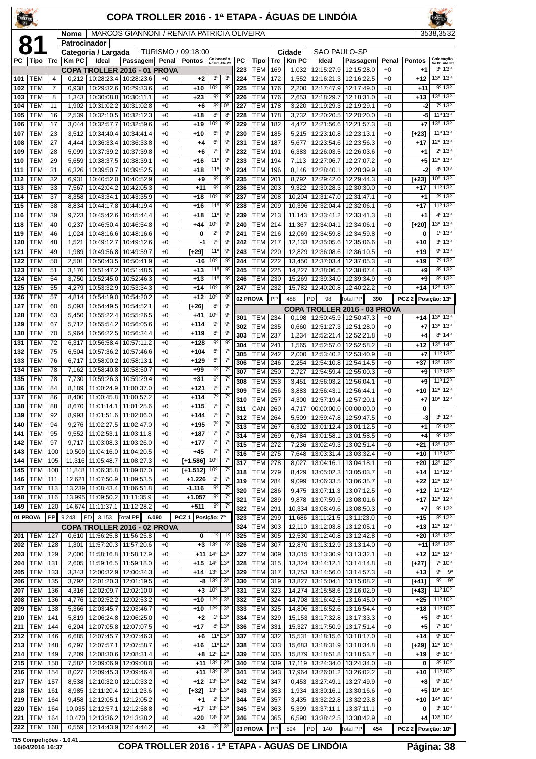# COPA TROLLER 2016 - 1ª ETAPA - ÁGUAS DE LINDÓIA

**81**

| | |
|---|---|
| Nome | MARCOS GIANNONI / RENATA PATRICIA OLIVEIRA — 3538,3532 |
| Patrocinador | |
| Categoria / Largada | TURISMO / 09:18:00 |
| Cidade | SAO PAULO-SP |

| PC | Tipo | Trc | Km PC | Ideal | Passagem | Penal | Pontos | Colocação No PC | Colocação Até PC |
|---|---|---|---|---|---|---|---|---|---|
| **COPA TROLLER 2016 - 01 PROVA** | | | | | | | | | |
| 101 | TEM | 4 | 0,212 | 10:28:23.4 | 10:28:23.6 | +0 | +2 | 3º | 3º |
| 102 | TEM | 7 | 0,938 | 10:29:32.6 | 10:29:33.6 | +0 | +10 | 10º | 9º |
| 103 | TEM | 8 | 1,343 | 10:30:08.8 | 10:30:11.1 | +0 | +23 | 9º | 9º |
| 104 | TEM | 11 | 1,902 | 10:31:02.2 | 10:31:02.8 | +0 | +6 | 8º | 10º |
| 105 | TEM | 16 | 2,539 | 10:32:10.5 | 10:32:12.3 | +0 | +18 | 8º | 8º |
| 106 | TEM | 17 | 3,044 | 10:32:57.7 | 10:32:59.6 | +0 | +19 | 10º | 9º |
| 107 | TEM | 23 | 3,512 | 10:34:40.4 | 10:34:41.4 | +0 | +10 | 6º | 9º |
| 108 | TEM | 27 | 4,444 | 10:36:33.4 | 10:36:33.8 | +0 | +4 | 6º | 9º |
| 109 | TEM | 28 | 5,099 | 10:37:39.2 | 10:37:39.8 | +0 | +6 | 7º | 9º |
| 110 | TEM | 29 | 5,659 | 10:38:37.5 | 10:38:39.1 | +0 | +16 | 11º | 9º |
| 111 | TEM | 31 | 6,326 | 10:39:50.7 | 10:39:52.5 | +0 | +18 | 11º | 9º |
| 112 | TEM | 32 | 6,931 | 10:40:52.0 | 10:40:52.9 | +0 | +9 | 9º | 9º |
| 113 | TEM | 33 | 7,567 | 10:42:04.2 | 10:42:05.3 | +0 | +11 | 9º | 9º |
| 114 | TEM | 37 | 8,358 | 10:43:34.1 | 10:43:35.9 | +0 | +18 | 10º | 9º |
| 115 | TEM | 38 | 8,834 | 10:44:17.8 | 10:44:19.4 | +0 | +16 | 11º | 9º |
| 116 | TEM | 39 | 9,723 | 10:45:42.6 | 10:45:44.4 | +0 | +18 | 11º | 9º |
| 118 | TEM | 40 | 0,237 | 10:46:50.4 | 10:46:54.8 | +0 | +44 | 10º | 9º |
| 119 | TEM | 46 | 1,024 | 10:48:16.6 | 10:48:16.6 | +0 | 0 | 2º | 9º |
| 120 | TEM | 48 | 1,521 | 10:49:12.7 | 10:49:12.6 | +0 | -1 | 7º | 9º |
| 121 | TEM | 49 | 1,989 | 10:49:56.8 | 10:49:59.7 | +0 | [+29] | 11º | 9º |
| 122 | TEM | 50 | 2,501 | 10:50:43.5 | 10:50:41.9 | +0 | -16 | 10º | 9º |
| 123 | TEM | 51 | 3,176 | 10:51:47.2 | 10:51:48.5 | +0 | +13 | 11º | 9º |
| 124 | TEM | 54 | 3,750 | 10:52:45.0 | 10:52:46.3 | +0 | +13 | 11º | 9º |
| 125 | TEM | 55 | 4,279 | 10:53:32.9 | 10:53:34.3 | +0 | +14 | 10º | 9º |
| 126 | TEM | 57 | 4,814 | 10:54:19.0 | 10:54:20.2 | +0 | +12 | 10º | 9º |
| 127 | TEM | 60 | 5,093 | 10:54:49.5 | 10:54:52.1 | +0 | [+26] | 8º | 9º |
| 128 | TEM | 63 | 5,450 | 10:55:22.4 | 10:55:26.5 | +0 | +41 | 10º | 9º |
| 129 | TEM | 67 | 5,712 | 10:55:54.2 | 10:56:05.6 | +0 | +114 | 9º | 9º |
| 130 | TEM | 70 | 5,964 | 10:56:22.5 | 10:56:34.4 | +0 | +119 | 8º | 9º |
| 131 | TEM | 72 | 6,317 | 10:56:58.4 | 10:57:11.2 | +0 | +128 | 9º | 9º |
| 132 | TEM | 75 | 6,504 | 10:57:36.2 | 10:57:46.6 | +0 | +104 | 6º | 7º |
| 133 | TEM | 76 | 6,717 | 10:58:00.2 | 10:58:13.1 | +0 | +129 | 6º | 7º |
| 134 | TEM | 78 | 7,162 | 10:58:40.8 | 10:58:50.7 | +0 | +99 | 6º | 7º |
| 135 | TEM | 78 | 7,730 | 10:59:26.3 | 10:59:29.4 | +0 | +31 | 6º | 7º |
| 136 | TEM | 84 | 8,189 | 11:00:24.9 | 11:00:37.0 | +0 | +121 | 7º | 7º |
| 137 | TEM | 86 | 8,400 | 11:00:45.8 | 11:00:57.2 | +0 | +114 | 7º | 7º |
| 138 | TEM | 88 | 8,670 | 11:01:14.1 | 11:01:25.6 | +0 | +115 | 7º | 7º |
| 139 | TEM | 92 | 8,993 | 11:01:51.6 | 11:02:06.0 | +0 | +144 | 7º | 7º |
| 140 | TEM | 94 | 9,276 | 11:02:27.5 | 11:02:47.0 | +0 | +195 | 7º | 7º |
| 141 | TEM | 95 | 9,552 | 11:02:53.1 | 11:03:11.8 | +0 | +187 | 7º | 7º |
| 142 | TEM | 97 | 9,717 | 11:03:08.3 | 11:03:26.0 | +0 | +177 | 7º | 7º |
| 143 | TEM | 100 | 10,509 | 11:04:16.0 | 11:04:20.5 | +0 | +45 | 7º | 7º |
| 144 | TEM | 105 | 11,316 | 11:05:48.7 | 11:08:27.3 | +0 | [+1.586] | 10º | 7º |
| 145 | TEM | 108 | 11,848 | 11:06:35.8 | 11:09:07.0 | +0 | [+1.512] | 10º | 7º |
| 146 | TEM | 111 | 12,621 | 11:07:50.9 | 11:09:53.5 | +0 | +1.226 | 9º | 7º |
| 147 | TEM | 113 | 13,239 | 11:08:43.4 | 11:06:51.8 | +0 | -1.116 | 9º | 7º |
| 148 | TEM | 116 | 13,995 | 11:09:50.2 | 11:11:35.9 | +0 | +1.057 | 9º | 7º |
| 149 | TEM | 120 | 14,674 | 11:11:37.1 | 11:12:28.2 | +0 | +511 | 9º | 7º |
| 01 PROVA | PP | 9.243 | PD 3.153 | Total PP 6.090 | | | PCZ 1 | Posição: 7º | |
| **COPA TROLLER 2016 - 02 PROVA** | | | | | | | | | |
| 201 | TEM | 127 | 0,610 | 11:56:25.8 | 11:56:25.8 | +0 | 0 | 1º | 1º |
| 202 | TEM | 128 | 1,301 | 11:57:20.3 | 11:57:20.6 | +0 | +3 | 13º | 6º |
| 203 | TEM | 129 | 2,000 | 11:58:16.8 | 11:58:17.9 | +0 | +11 | 14º | 13º |
| 204 | TEM | 131 | 2,605 | 11:59:16.5 | 11:59:18.0 | +0 | +15 | 14º | 13º |
| 205 | TEM | 133 | 3,343 | 12:00:32.9 | 12:00:34.3 | +0 | +14 | 13º | 13º |
| 206 | TEM | 135 | 3,792 | 12:01:20.3 | 12:01:19.5 | +0 | -8 | 13º | 13º |
| 207 | TEM | 136 | 4,316 | 12:02:09.7 | 12:02:10.0 | +0 | +3 | 10º | 13º |
| 208 | TEM | 136 | 4,776 | 12:02:52.2 | 12:02:53.2 | +0 | +10 | 12º | 13º |
| 209 | TEM | 138 | 5,366 | 12:03:45.7 | 12:03:46.7 | +0 | +10 | 12º | 13º |
| 210 | TEM | 141 | 5,819 | 12:06:24.8 | 12:06:25.0 | +0 | +2 | 1º | 13º |
| 211 | TEM | 144 | 6,204 | 12:07:05.8 | 12:07:07.5 | +0 | +17 | 8º | 13º |
| 212 | TEM | 146 | 6,685 | 12:07:45.7 | 12:07:46.3 | +0 | +6 | 11º | 13º |
| 213 | TEM | 148 | 6,797 | 12:07:57.1 | 12:07:58.7 | +0 | +16 | 11º | 12º |
| 214 | TEM | 149 | 7,209 | 12:08:30.6 | 12:08:31.4 | +0 | +8 | 12º | 12º |
| 215 | TEM | 150 | 7,582 | 12:09:06.9 | 12:09:08.0 | +0 | +11 | 13º | 12º |
| 216 | TEM | 154 | 8,027 | 12:09:45.3 | 12:09:46.4 | +0 | +11 | 13º | 13º |
| 217 | TEM | 157 | 8,538 | 12:10:32.0 | 12:10:33.2 | +0 | +12 | 13º | 13º |
| 218 | TEM | 161 | 8,985 | 12:11:20.4 | 12:11:23.6 | +0 | [+32] | 13º | 13º |
| 219 | TEM | 164 | 9,458 | 12:12:05.1 | 12:12:05.2 | +0 | +1 | 2º | 13º |
| 220 | TEM | 164 | 10,035 | 12:12:57.1 | 12:12:58.8 | +0 | +17 | 13º | 13º |
| 221 | TEM | 164 | 10,470 | 12:13:36.2 | 12:13:38.2 | +0 | +20 | 13º | 13º |
| 222 | TEM | 168 | 0,559 | 12:14:43.9 | 12:14:44.2 | +0 | +3 | 5º | 13º |
| 223 | TEM | 169 | 1,032 | 12:15:27.9 | 12:15:28.0 | +0 | +1 | 3º | 13º |
| 224 | TEM | 172 | 1,552 | 12:16:21.3 | 12:16:22.5 | +0 | +12 | 13º | 13º |
| 225 | TEM | 176 | 2,200 | 12:17:47.9 | 12:17:49.0 | +0 | +11 | 9º | 13º |
| 226 | TEM | 176 | 2,653 | 12:18:29.7 | 12:18:31.0 | +0 | +13 | 13º | 13º |
| 227 | TEM | 178 | 3,220 | 12:19:29.3 | 12:19:29.1 | +0 | -2 | 7º | 13º |
| 228 | TEM | 178 | 3,732 | 12:20:20.5 | 12:20:20.0 | +0 | -5 | 11º | 13º |
| 229 | TEM | 182 | 4,472 | 12:21:56.6 | 12:21:57.3 | +0 | +7 | 13º | 13º |
| 230 | TEM | 185 | 5,215 | 12:23:10.8 | 12:23:13.1 | +0 | [+23] | 11º | 13º |
| 231 | TEM | 187 | 5,677 | 12:23:54.6 | 12:23:56.3 | +0 | +17 | 12º | 13º |
| 232 | TEM | 191 | 6,383 | 12:26:03.5 | 12:26:03.6 | +0 | +1 | 2º | 13º |
| 233 | TEM | 194 | 7,113 | 12:27:06.7 | 12:27:07.2 | +0 | +5 | 12º | 13º |
| 234 | TEM | 196 | 8,146 | 12:28:40.1 | 12:28:39.9 | +0 | -2 | 4º | 13º |
| 235 | TEM | 201 | 8,792 | 12:29:42.0 | 12:29:44.3 | +0 | [+23] | 10º | 13º |
| 236 | TEM | 203 | 9,322 | 12:30:28.3 | 12:30:30.0 | +0 | +17 | 11º | 13º |
| 237 | TEM | 208 | 10,204 | 12:31:47.0 | 12:31:47.1 | +0 | +1 | 2º | 13º |
| 238 | TEM | 209 | 10,396 | 12:32:04.4 | 12:32:06.1 | +0 | +17 | 11º | 13º |
| 239 | TEM | 213 | 11,143 | 12:33:41.2 | 12:33:41.3 | +0 | +1 | 4º | 13º |
| 240 | TEM | 214 | 11,367 | 12:34:04.1 | 12:34:06.1 | +0 | [+20] | 13º | 13º |
| 241 | TEM | 216 | 12,069 | 12:34:59.8 | 12:34:59.8 | +0 | 0 | 1º | 13º |
| 242 | TEM | 217 | 12,133 | 12:35:05.6 | 12:35:06.6 | +0 | +10 | 3º | 13º |
| 243 | TEM | 220 | 12,829 | 12:36:08.6 | 12:36:10.5 | +0 | +19 | 9º | 13º |
| 244 | TEM | 222 | 13,450 | 12:37:03.4 | 12:37:05.3 | +0 | +19 | 7º | 13º |
| 245 | TEM | 225 | 14,227 | 12:38:06.5 | 12:38:07.4 | +0 | +9 | 8º | 13º |
| 246 | TEM | 230 | 15,269 | 12:39:34.0 | 12:39:34.9 | +0 | +9 | 8º | 13º |
| 247 | TEM | 232 | 15,782 | 12:40:20.8 | 12:40:22.2 | +0 | +14 | 12º | 13º |
| 02 PROVA | PP | 488 | PD 98 | Total PP 390 | | | PCZ 2 | Posição: 13º | |
| **COPA TROLLER 2016 - 03 PROVA** | | | | | | | | | |
| 301 | TEM | 234 | 0,198 | 12:50:45.9 | 12:50:47.3 | +0 | +14 | 13º | 13º |
| 302 | TEM | 235 | 0,660 | 12:51:27.3 | 12:51:28.0 | +0 | +7 | 13º | 13º |
| 303 | TEM | 237 | 1,234 | 12:52:21.4 | 12:52:21.8 | +0 | +4 | 8º | 14º |
| 304 | TEM | 241 | 1,565 | 12:52:57.0 | 12:52:58.2 | +0 | +12 | 13º | 14º |
| 305 | TEM | 242 | 2,000 | 12:53:40.2 | 12:53:40.9 | +0 | +7 | 11º | 13º |
| 306 | TEM | 246 | 2,254 | 12:54:10.8 | 12:54:14.5 | +0 | +37 | 13º | 13º |
| 307 | TEM | 250 | 2,727 | 12:54:59.4 | 12:55:00.3 | +0 | +9 | 11º | 13º |
| 308 | TEM | 253 | 3,451 | 12:56:03.2 | 12:56:04.1 | +0 | +9 | 11º | 12º |
| 309 | TEM | 256 | 3,883 | 12:56:43.1 | 12:56:44.1 | +0 | +10 | 12º | 12º |
| 310 | TEM | 257 | 4,300 | 12:57:19.4 | 12:57:20.1 | +0 | +7 | 10º | 12º |
| 311 | CAN | 260 | 4,717 | 00:00:00.0 | 00:00:00.0 | +0 | 0 | | |
| 312 | TEM | 264 | 5,509 | 12:59:47.8 | 12:59:47.5 | +0 | -3 | 3º | 12º |
| 313 | TEM | 267 | 6,302 | 13:01:12.4 | 13:01:12.5 | +0 | +1 | 5º | 12º |
| 314 | TEM | 269 | 6,784 | 13:01:58.1 | 13:01:58.5 | +0 | +4 | 9º | 12º |
| 315 | TEM | 272 | 7,236 | 13:02:49.3 | 13:02:51.4 | +0 | +21 | 13º | 12º |
| 316 | TEM | 275 | 7,648 | 13:03:31.4 | 13:03:32.4 | +0 | +10 | 11º | 12º |
| 317 | TEM | 278 | 8,027 | 13:04:16.1 | 13:04:18.1 | +0 | +20 | 13º | 12º |
| 318 | TEM | 279 | 8,429 | 13:05:02.3 | 13:05:03.7 | +0 | +14 | 11º | 12º |
| 319 | TEM | 284 | 9,099 | 13:06:33.5 | 13:06:35.7 | +0 | +22 | 12º | 12º |
| 320 | TEM | 286 | 9,475 | 13:07:11.3 | 13:07:12.5 | +0 | +12 | 11º | 12º |
| 321 | TEM | 289 | 9,878 | 13:07:59.9 | 13:08:01.6 | +0 | +17 | 12º | 12º |
| 322 | TEM | 291 | 10,334 | 13:08:49.6 | 13:08:50.3 | +0 | +7 | 9º | 12º |
| 323 | TEM | 299 | 11,686 | 13:11:21.5 | 13:11:23.0 | +0 | +15 | 8º | 12º |
| 324 | TEM | 303 | 12,110 | 13:12:03.8 | 13:12:05.1 | +0 | +13 | 12º | 12º |
| 325 | TEM | 305 | 12,530 | 13:12:40.8 | 13:12:42.8 | +0 | +20 | 13º | 12º |
| 326 | TEM | 307 | 12,870 | 13:13:12.9 | 13:13:14.0 | +0 | +11 | 13º | 12º |
| 327 | TEM | 309 | 13,015 | 13:13:30.9 | 13:13:32.1 | +0 | +12 | 12º | 12º |
| 328 | TEM | 315 | 13,324 | 13:14:12.1 | 13:14:14.8 | +0 | [+27] | 7º | 10º |
| 329 | TEM | 317 | 13,753 | 13:14:56.0 | 13:14:57.3 | +0 | +13 | 9º | 9º |
| 330 | TEM | 319 | 13,827 | 13:15:04.1 | 13:15:08.2 | +0 | [+41] | 9º | 9º |
| 331 | TEM | 323 | 14,274 | 13:15:58.6 | 13:16:02.9 | +0 | [+43] | 11º | 10º |
| 332 | TEM | 324 | 14,708 | 13:16:42.5 | 13:16:45.0 | +0 | +25 | 11º | 10º |
| 333 | TEM | 325 | 14,806 | 13:16:52.6 | 13:16:54.4 | +0 | +18 | 11º | 10º |
| 334 | TEM | 329 | 15,153 | 13:17:32.8 | 13:17:33.3 | +0 | +5 | 8º | 10º |
| 335 | TEM | 331 | 15,327 | 13:17:50.9 | 13:17:51.4 | +0 | +5 | 7º | 10º |
| 337 | TEM | 332 | 15,531 | 13:18:15.6 | 13:18:17.0 | +0 | +14 | 9º | 10º |
| 338 | TEM | 333 | 15,683 | 13:18:31.9 | 13:18:34.8 | +0 | [+29] | 12º | 10º |
| 339 | TEM | 336 | 15,879 | 13:18:51.8 | 13:18:53.7 | +0 | +19 | 8º | 10º |
| 340 | TEM | 339 | 17,119 | 13:24:34.0 | 13:24:34.0 | +0 | 0 | 3º | 10º |
| 341 | TEM | 343 | 17,964 | 13:26:01.2 | 13:26:02.2 | +0 | +10 | 11º | 10º |
| 342 | TEM | 347 | 0,453 | 13:27:49.1 | 13:27:49.9 | +0 | +8 | 9º | 10º |
| 343 | TEM | 353 | 1,934 | 13:30:16.1 | 13:30:16.6 | +0 | +5 | 10º | 10º |
| 344 | TEM | 357 | 3,435 | 13:32:22.8 | 13:32:23.8 | +0 | +10 | 14º | 10º |
| 345 | TEM | 363 | 5,399 | 13:37:11.1 | 13:37:11.1 | +0 | 0 | 3º | 10º |
| 346 | TEM | 365 | 6,590 | 13:38:42.5 | 13:38:42.9 | +0 | +4 | 13º | 10º |
| 03 PROVA | PP | 594 | PD 140 | Total PP 454 | | | PCZ 2 | Posição: 10º | |

T15 Competições - 1.0.41
16/04/2016 16:37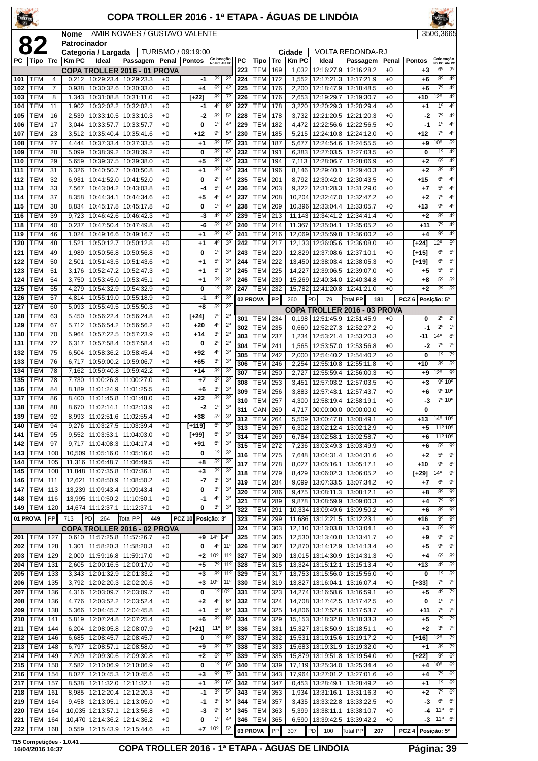# COPA TROLLER 2016 - 1ª ETAPA - ÁGUAS DE LINDÓIA

**82**

| | |
|---|---|
| Nome | AMIR NOVAES / GUSTAVO VALENTE |
| Patrocinador | |
| Categoria / Largada | TURISMO / 09:19:00 |
| Cidade | VOLTA REDONDA-RJ |
| | 3506,3665 |

| PC | Tipo | Trc | Km PC | Ideal | Passagem | Penal | Pontos | Colocação No PC | Colocação Até PC |
|---|---|---|---|---|---|---|---|---|---|
| **COPA TROLLER 2016 - 01 PROVA** | | | | | | | | | |
| 101 | TEM | 4 | 0,212 | 10:29:23.4 | 10:29:23.3 | +0 | -1 | 2º | 2º |
| 102 | TEM | 7 | 0,938 | 10:30:32.6 | 10:30:33.0 | +0 | +4 | 6º | 4º |
| 103 | TEM | 8 | 1,343 | 10:31:08.8 | 10:31:11.0 | +0 | [+22] | 8º | 7º |
| 104 | TEM | 11 | 1,902 | 10:32:02.2 | 10:32:02.1 | +0 | -1 | 4º | 6º |
| 105 | TEM | 16 | 2,539 | 10:33:10.5 | 10:33:10.3 | +0 | -2 | 3º | 5º |
| 106 | TEM | 17 | 3,044 | 10:33:57.7 | 10:33:57.7 | +0 | 0 | 1º | 4º |
| 107 | TEM | 23 | 3,512 | 10:35:40.4 | 10:35:41.6 | +0 | +12 | 9º | 5º |
| 108 | TEM | 27 | 4,444 | 10:37:33.4 | 10:37:33.5 | +0 | +1 | 3º | 5º |
| 109 | TEM | 28 | 5,099 | 10:38:39.2 | 10:38:39.2 | +0 | 0 | 3º | 4º |
| 110 | TEM | 29 | 5,659 | 10:39:37.5 | 10:39:38.0 | +0 | +5 | 8º | 4º |
| 111 | TEM | 31 | 6,326 | 10:40:50.7 | 10:40:50.8 | +0 | +1 | 3º | 4º |
| 112 | TEM | 32 | 6,931 | 10:41:52.0 | 10:41:52.0 | +0 | 0 | 2º | 4º |
| 113 | TEM | 33 | 7,567 | 10:43:04.2 | 10:43:03.8 | +0 | -4 | 5º | 4º |
| 114 | TEM | 37 | 8,358 | 10:44:34.1 | 10:44:34.6 | +0 | +5 | 4º | 4º |
| 115 | TEM | 38 | 8,834 | 10:45:17.8 | 10:45:17.8 | +0 | 0 | 1º | 4º |
| 116 | TEM | 39 | 9,723 | 10:46:42.6 | 10:46:42.3 | +0 | -3 | 4º | 4º |
| 118 | TEM | 40 | 0,237 | 10:47:50.4 | 10:47:49.8 | +0 | -6 | 5º | 4º |
| 119 | TEM | 46 | 1,024 | 10:49:16.6 | 10:49:16.7 | +0 | +1 | 3º | 4º |
| 120 | TEM | 48 | 1,521 | 10:50:12.7 | 10:50:12.8 | +0 | +1 | 4º | 3º |
| 121 | TEM | 49 | 1,989 | 10:50:56.8 | 10:50:56.8 | +0 | 0 | 1º | 3º |
| 122 | TEM | 50 | 2,501 | 10:51:43.5 | 10:51:43.6 | +0 | +1 | 5º | 3º |
| 123 | TEM | 51 | 3,176 | 10:52:47.2 | 10:52:47.3 | +0 | +1 | 5º | 3º |
| 124 | TEM | 54 | 3,750 | 10:53:45.0 | 10:53:45.1 | +0 | +1 | 2º | 3º |
| 125 | TEM | 55 | 4,279 | 10:54:32.9 | 10:54:32.9 | +0 | 0 | 1º | 3º |
| 126 | TEM | 57 | 4,814 | 10:55:19.0 | 10:55:18.9 | +0 | -1 | 4º | 3º |
| 127 | TEM | 60 | 5,093 | 10:55:49.5 | 10:55:50.3 | +0 | +8 | 5º | 2º |
| 128 | TEM | 63 | 5,450 | 10:56:22.4 | 10:56:24.8 | +0 | [+24] | 7º | 2º |
| 129 | TEM | 67 | 5,712 | 10:56:54.2 | 10:56:56.2 | +0 | +20 | 4º | 2º |
| 130 | TEM | 70 | 5,964 | 10:57:22.5 | 10:57:23.9 | +0 | +14 | 3º | 2º |
| 131 | TEM | 72 | 6,317 | 10:57:58.4 | 10:57:58.4 | +0 | 0 | 2º | 2º |
| 132 | TEM | 75 | 6,504 | 10:58:36.2 | 10:58:45.4 | +0 | +92 | 4º | 3º |
| 133 | TEM | 76 | 6,717 | 10:59:00.2 | 10:59:06.7 | +0 | +65 | 3º | 3º |
| 134 | TEM | 78 | 7,162 | 10:59:40.8 | 10:59:42.2 | +0 | +14 | 3º | 3º |
| 135 | TEM | 78 | 7,730 | 11:00:26.3 | 11:00:27.0 | +0 | +7 | 3º | 3º |
| 136 | TEM | 84 | 8,189 | 11:01:24.9 | 11:01:25.5 | +0 | +6 | 3º | 3º |
| 137 | TEM | 86 | 8,400 | 11:01:45.8 | 11:01:48.0 | +0 | +22 | 3º | 3º |
| 138 | TEM | 88 | 8,670 | 11:02:14.1 | 11:02:13.9 | +0 | -2 | 1º | 3º |
| 139 | TEM | 92 | 8,993 | 11:02:51.6 | 11:02:55.4 | +0 | +38 | 5º | 3º |
| 140 | TEM | 94 | 9,276 | 11:03:27.5 | 11:03:39.4 | +0 | [+119] | 6º | 3º |
| 141 | TEM | 95 | 9,552 | 11:03:53.1 | 11:04:03.0 | +0 | [+99] | 6º | 3º |
| 142 | TEM | 97 | 9,717 | 11:04:08.3 | 11:04:17.4 | +0 | +91 | 6º | 3º |
| 143 | TEM | 100 | 10,509 | 11:05:16.0 | 11:05:16.0 | +0 | 0 | 1º | 3º |
| 144 | TEM | 105 | 11,316 | 11:06:48.7 | 11:06:49.5 | +0 | +8 | 5º | 3º |
| 145 | TEM | 108 | 11,848 | 11:07:35.8 | 11:07:36.1 | +0 | +3 | 2º | 3º |
| 146 | TEM | 111 | 12,621 | 11:08:50.9 | 11:08:50.2 | +0 | -7 | 3º | 3º |
| 147 | TEM | 113 | 13,239 | 11:09:43.4 | 11:09:43.4 | +0 | 0 | 3º | 3º |
| 148 | TEM | 116 | 13,995 | 11:10:50.2 | 11:10:50.1 | +0 | -1 | 4º | 3º |
| 149 | TEM | 120 | 14,674 | 11:12:37.1 | 11:12:37.1 | +0 | 0 | 3º | 3º |
| 01 PROVA | PP | 713 | PD 264 | Total PP 449 | | | PCZ 10 | Posição: 3º | |
| **COPA TROLLER 2016 - 02 PROVA** | | | | | | | | | |
| 201 | TEM | 127 | 0,610 | 11:57:25.8 | 11:57:26.7 | +0 | +9 | 14º | 14º |
| 202 | TEM | 128 | 1,301 | 11:58:20.3 | 11:58:20.3 | +0 | 0 | 4º | 11º |
| 203 | TEM | 129 | 2,000 | 11:59:16.8 | 11:59:17.0 | +0 | +2 | 10º | 11º |
| 204 | TEM | 131 | 2,605 | 12:00:16.5 | 12:00:17.0 | +0 | +5 | 7º | 11º |
| 205 | TEM | 133 | 3,343 | 12:01:32.9 | 12:01:33.2 | +0 | +3 | 8º | 11º |
| 206 | TEM | 135 | 3,792 | 12:02:20.3 | 12:02:20.6 | +0 | +3 | 10º | 11º |
| 207 | TEM | 136 | 4,316 | 12:03:09.7 | 12:03:09.7 | +0 | 0 | 1º | 10º |
| 208 | TEM | 136 | 4,776 | 12:03:52.2 | 12:03:52.4 | +0 | +2 | 4º | 6º |
| 209 | TEM | 138 | 5,366 | 12:04:45.7 | 12:04:45.8 | +0 | +1 | 5º | 6º |
| 210 | TEM | 141 | 5,819 | 12:07:24.8 | 12:07:25.4 | +0 | +6 | 8º | 8º |
| 211 | TEM | 144 | 6,204 | 12:08:05.8 | 12:08:07.9 | +0 | [+21] | 11º | 8º |
| 212 | TEM | 146 | 6,685 | 12:08:45.7 | 12:08:45.7 | +0 | 0 | 1º | 8º |
| 213 | TEM | 148 | 6,797 | 12:08:57.1 | 12:08:58.0 | +0 | +9 | 8º | 7º |
| 214 | TEM | 149 | 7,209 | 12:09:30.6 | 12:09:30.8 | +0 | +2 | 6º | 7º |
| 215 | TEM | 150 | 7,582 | 12:10:06.9 | 12:10:06.9 | +0 | 0 | 1º | 6º |
| 216 | TEM | 154 | 8,027 | 12:10:45.3 | 12:10:45.6 | +0 | +3 | 9º | 7º |
| 217 | TEM | 157 | 8,538 | 12:11:32.0 | 12:11:32.1 | +0 | +1 | 3º | 6º |
| 218 | TEM | 161 | 8,985 | 12:12:20.4 | 12:12:20.3 | +0 | -1 | 3º | 5º |
| 219 | TEM | 164 | 9,458 | 12:13:05.1 | 12:13:05.0 | +0 | -1 | 3º | 5º |
| 220 | TEM | 164 | 10,035 | 12:13:57.1 | 12:13:56.8 | +0 | -3 | 9º | 5º |
| 221 | TEM | 164 | 10,470 | 12:14:36.2 | 12:14:36.2 | +0 | 0 | 1º | 4º |
| 222 | TEM | 168 | 0,559 | 12:15:43.9 | 12:15:44.6 | +0 | +7 | 10º | 5º |
| 223 | TEM | 169 | 1,032 | 12:16:27.9 | 12:16:28.2 | +0 | +3 | 6º | 2º |
| 224 | TEM | 172 | 1,552 | 12:17:21.3 | 12:17:21.9 | +0 | +6 | 8º | 4º |
| 225 | TEM | 176 | 2,200 | 12:18:47.9 | 12:18:48.5 | +0 | +6 | 7º | 4º |
| 226 | TEM | 176 | 2,653 | 12:19:29.7 | 12:19:30.7 | +0 | +10 | 12º | 4º |
| 227 | TEM | 178 | 3,220 | 12:20:29.3 | 12:20:29.4 | +0 | +1 | 1º | 4º |
| 228 | TEM | 178 | 3,732 | 12:21:20.5 | 12:21:20.3 | +0 | -2 | 7º | 4º |
| 229 | TEM | 182 | 4,472 | 12:22:56.6 | 12:22:56.5 | +0 | -1 | 1º | 4º |
| 230 | TEM | 185 | 5,215 | 12:24:10.8 | 12:24:12.0 | +0 | +12 | 7º | 4º |
| 231 | TEM | 187 | 5,677 | 12:24:54.6 | 12:24:55.5 | +0 | +9 | 10º | 5º |
| 232 | TEM | 191 | 6,383 | 12:27:03.5 | 12:27:03.5 | +0 | 0 | 1º | 4º |
| 233 | TEM | 194 | 7,113 | 12:28:06.7 | 12:28:06.9 | +0 | +2 | 6º | 4º |
| 234 | TEM | 196 | 8,146 | 12:29:40.1 | 12:29:40.3 | +0 | +2 | 3º | 4º |
| 235 | TEM | 201 | 8,792 | 12:30:42.0 | 12:30:43.5 | +0 | +15 | 6º | 4º |
| 236 | TEM | 203 | 9,322 | 12:31:28.3 | 12:31:29.0 | +0 | +7 | 5º | 4º |
| 237 | TEM | 208 | 10,204 | 12:32:47.0 | 12:32:47.2 | +0 | +2 | 7º | 4º |
| 238 | TEM | 209 | 10,396 | 12:33:04.4 | 12:33:05.7 | +0 | +13 | 9º | 4º |
| 239 | TEM | 213 | 11,143 | 12:34:41.2 | 12:34:41.4 | +0 | +2 | 8º | 4º |
| 240 | TEM | 214 | 11,367 | 12:35:04.1 | 12:35:05.2 | +0 | +11 | 7º | 4º |
| 241 | TEM | 216 | 12,069 | 12:35:59.8 | 12:36:00.2 | +0 | +4 | 9º | 4º |
| 242 | TEM | 217 | 12,133 | 12:36:05.6 | 12:36:08.0 | +0 | [+24] | 12º | 5º |
| 243 | TEM | 220 | 12,829 | 12:37:08.6 | 12:37:10.1 | +0 | [+15] | 6º | 5º |
| 244 | TEM | 222 | 13,450 | 12:38:03.4 | 12:38:05.3 | +0 | [+19] | 6º | 5º |
| 245 | TEM | 225 | 14,227 | 12:39:06.5 | 12:39:07.0 | +0 | +5 | 5º | 5º |
| 246 | TEM | 230 | 15,269 | 12:40:34.0 | 12:40:34.8 | +0 | +8 | 5º | 5º |
| 247 | TEM | 232 | 15,782 | 12:41:20.8 | 12:41:21.0 | +0 | +2 | 2º | 5º |
| 02 PROVA | PP | 260 | PD 79 | Total PP 181 | | | PCZ 6 | Posição: 5º | |
| **COPA TROLLER 2016 - 03 PROVA** | | | | | | | | | |
| 301 | TEM | 234 | 0,198 | 12:51:45.9 | 12:51:45.9 | +0 | 0 | 2º | 2º |
| 302 | TEM | 235 | 0,660 | 12:52:27.3 | 12:52:27.2 | +0 | -1 | 2º | 1º |
| 303 | TEM | 237 | 1,234 | 12:53:21.4 | 12:53:20.3 | +0 | -11 | 14º | 8º |
| 304 | TEM | 241 | 1,565 | 12:53:57.0 | 12:53:56.8 | +0 | -2 | 7º | 7º |
| 305 | TEM | 242 | 2,000 | 12:54:40.2 | 12:54:40.2 | +0 | 0 | 1º | 7º |
| 306 | TEM | 246 | 2,254 | 12:55:10.8 | 12:55:11.8 | +0 | +10 | 3º | 5º |
| 307 | TEM | 250 | 2,727 | 12:55:59.4 | 12:56:00.3 | +0 | +9 | 12º | 9º |
| 308 | TEM | 253 | 3,451 | 12:57:03.2 | 12:57:03.5 | +0 | +3 | 9º | 10º |
| 309 | TEM | 256 | 3,883 | 12:57:43.1 | 12:57:43.7 | +0 | +6 | 9º | 10º |
| 310 | TEM | 257 | 4,300 | 12:58:19.4 | 12:58:19.1 | +0 | -3 | 7º | 10º |
| 311 | CAN | 260 | 4,717 | 00:00:00.0 | 00:00:00.0 | +0 | 0 | | |
| 312 | TEM | 264 | 5,509 | 13:00:47.8 | 13:00:49.1 | +0 | +13 | 14º | 10º |
| 313 | TEM | 267 | 6,302 | 13:02:12.4 | 13:02:12.9 | +0 | +5 | 11º | 10º |
| 314 | TEM | 269 | 6,784 | 13:02:58.1 | 13:02:58.7 | +0 | +6 | 11º | 10º |
| 315 | TEM | 272 | 7,236 | 13:03:49.3 | 13:03:49.9 | +0 | +6 | 5º | 9º |
| 316 | TEM | 275 | 7,648 | 13:04:31.4 | 13:04:31.6 | +0 | +2 | 5º | 9º |
| 317 | TEM | 278 | 8,027 | 13:05:16.1 | 13:05:17.1 | +0 | +10 | 9º | 8º |
| 318 | TEM | 279 | 8,429 | 13:06:02.3 | 13:06:05.2 | +0 | [+29] | 14º | 9º |
| 319 | TEM | 284 | 9,099 | 13:07:33.5 | 13:07:34.2 | +0 | +7 | 6º | 9º |
| 320 | TEM | 286 | 9,475 | 13:08:11.3 | 13:08:12.1 | +0 | +8 | 8º | 9º |
| 321 | TEM | 289 | 9,878 | 13:08:59.9 | 13:09:00.3 | +0 | +4 | 7º | 9º |
| 322 | TEM | 291 | 10,334 | 13:09:49.6 | 13:09:50.2 | +0 | +6 | 8º | 9º |
| 323 | TEM | 299 | 11,686 | 13:12:21.5 | 13:12:23.1 | +0 | +16 | 9º | 9º |
| 324 | TEM | 303 | 12,110 | 13:13:03.8 | 13:13:04.1 | +0 | +3 | 5º | 9º |
| 325 | TEM | 305 | 12,530 | 13:13:40.8 | 13:13:41.7 | +0 | +9 | 9º | 9º |
| 326 | TEM | 307 | 12,870 | 13:14:12.9 | 13:14:13.4 | +0 | +5 | 9º | 9º |
| 327 | TEM | 309 | 13,015 | 13:14:30.9 | 13:14:31.3 | +0 | +4 | 6º | 8º |
| 328 | TEM | 315 | 13,324 | 13:15:12.1 | 13:15:13.4 | +0 | +13 | 4º | 5º |
| 329 | TEM | 317 | 13,753 | 13:15:56.0 | 13:15:56.0 | +0 | 0 | 1º | 5º |
| 330 | TEM | 319 | 13,827 | 13:16:04.1 | 13:16:07.4 | +0 | [+33] | 7º | 7º |
| 331 | TEM | 323 | 14,274 | 13:16:58.6 | 13:16:59.1 | +0 | +5 | 4º | 7º |
| 332 | TEM | 324 | 14,708 | 13:17:42.5 | 13:17:42.5 | +0 | 0 | 1º | 7º |
| 333 | TEM | 325 | 14,806 | 13:17:52.6 | 13:17:53.7 | +0 | +11 | 7º | 7º |
| 334 | TEM | 329 | 15,153 | 13:18:32.8 | 13:18:33.3 | +0 | +5 | 7º | 7º |
| 336 | TEM | 331 | 15,327 | 13:18:50.9 | 13:18:51.1 | +0 | +2 | 3º | 7º |
| 337 | TEM | 332 | 15,531 | 13:19:15.6 | 13:19:17.2 | +0 | [+16] | 12º | 7º |
| 338 | TEM | 333 | 15,683 | 13:19:31.9 | 13:19:32.0 | +0 | +1 | 3º | 7º |
| 339 | TEM | 335 | 15,879 | 13:19:51.8 | 13:19:54.0 | +0 | [+22] | 9º | 6º |
| 340 | TEM | 339 | 17,119 | 13:25:34.0 | 13:25:34.4 | +0 | +4 | 10º | 6º |
| 341 | TEM | 343 | 17,964 | 13:27:01.2 | 13:27:01.6 | +0 | +4 | 7º | 6º |
| 342 | TEM | 347 | 0,453 | 13:28:49.1 | 13:28:49.2 | +0 | +1 | 1º | 6º |
| 343 | TEM | 353 | 1,934 | 13:31:16.1 | 13:31:16.3 | +0 | +2 | 7º | 6º |
| 344 | TEM | 357 | 3,435 | 13:33:22.8 | 13:33:22.5 | +0 | -3 | 6º | 6º |
| 345 | TEM | 363 | 5,399 | 13:38:11.1 | 13:38:10.7 | +0 | -4 | 11º | 6º |
| 346 | TEM | 365 | 6,590 | 13:39:42.5 | 13:39:42.2 | +0 | -3 | 11º | 6º |
| 03 PROVA | PP | 307 | PD 100 | Total PP 207 | | | PCZ 4 | Posição: 5º | |

T15 Competições - 1.0.41
16/04/2016 16:37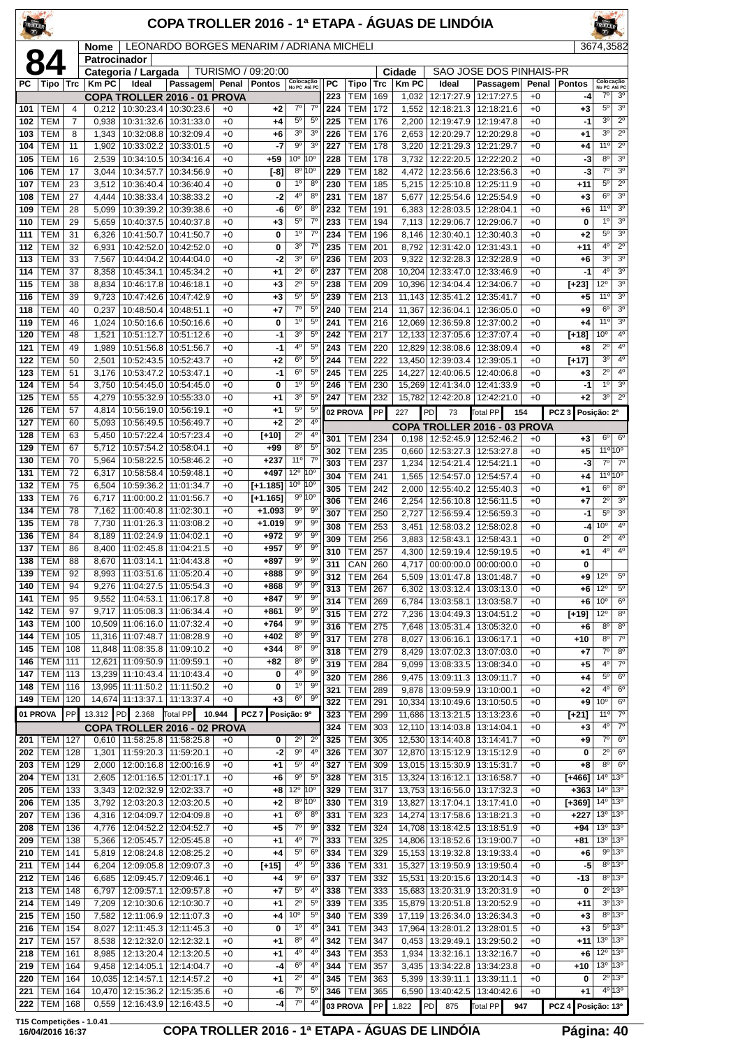# COPA TROLLER 2016 - 1ª ETAPA - ÁGUAS DE LINDÓIA

**84** | **Nome** LEONARDO BORGES MENARIM / ADRIANA MICHELI | 3674,3582

**Patrocinador**

**Categoria / Largada** TURISMO / 09:20:00 | **Cidade** SAO JOSE DOS PINHAIS-PR

| PC | Tipo | Trc | Km PC | Ideal | Passagem | Penal | Pontos | Colocação No PC | Colocação Até PC |
|---|---|---|---|---|---|---|---|---|---|
| | | | | **COPA TROLLER 2016 - 01 PROVA** | | | | | |
| 101 | TEM | 4 | 0,212 | 10:30:23.4 | 10:30:23.6 | +0 | +2 | 7º | 7º |
| 102 | TEM | 7 | 0,938 | 10:31:32.6 | 10:31:33.0 | +0 | +4 | 5º | 5º |
| 103 | TEM | 8 | 1,343 | 10:32:08.8 | 10:32:09.4 | +0 | +6 | 3º | 3º |
| 104 | TEM | 11 | 1,902 | 10:33:02.2 | 10:33:01.5 | +0 | -7 | 9º | 3º |
| 105 | TEM | 16 | 2,539 | 10:34:10.5 | 10:34:16.4 | +0 | +59 | 10º | 10º |
| 106 | TEM | 17 | 3,044 | 10:34:57.7 | 10:34:56.9 | +0 | [-8] | 8º | 10º |
| 107 | TEM | 23 | 3,512 | 10:36:40.4 | 10:36:40.4 | +0 | 0 | 1º | 8º |
| 108 | TEM | 27 | 4,444 | 10:38:33.4 | 10:38:33.2 | +0 | -2 | 4º | 8º |
| 109 | TEM | 28 | 5,099 | 10:39:39.2 | 10:39:38.6 | +0 | -6 | 6º | 8º |
| 110 | TEM | 29 | 5,659 | 10:40:37.5 | 10:40:37.8 | +0 | +3 | 5º | 7º |
| 111 | TEM | 31 | 6,326 | 10:41:50.7 | 10:41:50.7 | +0 | 0 | 1º | 7º |
| 112 | TEM | 32 | 6,931 | 10:42:52.0 | 10:42:52.0 | +0 | 0 | 3º | 7º |
| 113 | TEM | 33 | 7,567 | 10:44:04.2 | 10:44:04.0 | +0 | -2 | 3º | 6º |
| 114 | TEM | 37 | 8,358 | 10:45:34.1 | 10:45:34.2 | +0 | +1 | 2º | 6º |
| 115 | TEM | 38 | 8,834 | 10:46:17.8 | 10:46:18.1 | +0 | +3 | 2º | 5º |
| 116 | TEM | 39 | 9,723 | 10:47:42.6 | 10:47:42.9 | +0 | +3 | 5º | 5º |
| 118 | TEM | 40 | 0,237 | 10:48:50.4 | 10:48:51.1 | +0 | +7 | 7º | 5º |
| 119 | TEM | 46 | 1,024 | 10:50:16.6 | 10:50:16.6 | +0 | 0 | 1º | 5º |
| 120 | TEM | 48 | 1,521 | 10:51:12.7 | 10:51:12.6 | +0 | -1 | 3º | 5º |
| 121 | TEM | 49 | 1,989 | 10:51:56.8 | 10:51:56.7 | +0 | -1 | 4º | 5º |
| 122 | TEM | 50 | 2,501 | 10:52:43.5 | 10:52:43.7 | +0 | +2 | 6º | 5º |
| 123 | TEM | 51 | 3,176 | 10:53:47.2 | 10:53:47.1 | +0 | -1 | 6º | 5º |
| 124 | TEM | 54 | 3,750 | 10:54:45.0 | 10:54:45.0 | +0 | 0 | 1º | 5º |
| 125 | TEM | 55 | 4,279 | 10:55:32.9 | 10:55:33.0 | +0 | +1 | 3º | 5º |
| 126 | TEM | 57 | 4,814 | 10:56:19.0 | 10:56:19.1 | +0 | +1 | 5º | 5º |
| 127 | TEM | 60 | 5,093 | 10:56:49.5 | 10:56:49.7 | +0 | +2 | 2º | 4º |
| 128 | TEM | 63 | 5,450 | 10:57:22.4 | 10:57:23.4 | +0 | [+10] | 2º | 4º |
| 129 | TEM | 67 | 5,712 | 10:57:54.2 | 10:58:04.1 | +0 | +99 | 8º | 5º |
| 130 | TEM | 70 | 5,964 | 10:58:22.5 | 10:58:46.2 | +0 | +237 | 11º | 7º |
| 131 | TEM | 72 | 6,317 | 10:58:58.4 | 10:59:48.1 | +0 | +497 | 12º | 10º |
| 132 | TEM | 75 | 6,504 | 10:59:36.2 | 11:01:34.7 | +0 | [+1.185] | 10º | 10º |
| 133 | TEM | 76 | 6,717 | 11:00:00.2 | 11:01:56.7 | +0 | [+1.165] | 9º | 10º |
| 134 | TEM | 78 | 7,162 | 11:00:40.8 | 11:02:30.1 | +0 | +1.093 | 9º | 9º |
| 135 | TEM | 78 | 7,730 | 11:01:26.3 | 11:03:08.2 | +0 | +1.019 | 9º | 9º |
| 136 | TEM | 84 | 8,189 | 11:02:24.9 | 11:04:02.1 | +0 | +972 | 9º | 9º |
| 137 | TEM | 86 | 8,400 | 11:02:45.8 | 11:04:21.5 | +0 | +957 | 9º | 9º |
| 138 | TEM | 88 | 8,670 | 11:03:14.1 | 11:04:43.8 | +0 | +897 | 9º | 9º |
| 139 | TEM | 92 | 8,993 | 11:03:51.6 | 11:05:20.4 | +0 | +888 | 9º | 9º |
| 140 | TEM | 94 | 9,276 | 11:04:27.5 | 11:05:54.3 | +0 | +868 | 9º | 9º |
| 141 | TEM | 95 | 9,552 | 11:04:53.1 | 11:06:17.8 | +0 | +847 | 9º | 9º |
| 142 | TEM | 97 | 9,717 | 11:05:08.3 | 11:06:34.4 | +0 | +861 | 9º | 9º |
| 143 | TEM | 100 | 10,509 | 11:06:16.0 | 11:07:32.4 | +0 | +764 | 9º | 9º |
| 144 | TEM | 105 | 11,316 | 11:07:48.7 | 11:08:28.9 | +0 | +402 | 8º | 9º |
| 145 | TEM | 108 | 11,848 | 11:08:35.8 | 11:09:10.2 | +0 | +344 | 8º | 9º |
| 146 | TEM | 111 | 12,621 | 11:09:50.9 | 11:09:59.1 | +0 | +82 | 8º | 9º |
| 147 | TEM | 113 | 13,239 | 11:10:43.4 | 11:10:43.4 | +0 | 0 | 4º | 9º |
| 148 | TEM | 116 | 13,995 | 11:11:50.2 | 11:11:50.2 | +0 | 0 | 1º | 9º |
| 149 | TEM | 120 | 14,674 | 11:13:37.1 | 11:13:37.4 | +0 | +3 | 6º | 9º |
| 01 PROVA | PP | 13.312 | PD 2.368 | Total PP | 10.944 | | PCZ 7 | Posição: 9º | |
| | | | | **COPA TROLLER 2016 - 02 PROVA** | | | | | |
| 201 | TEM | 127 | 0,610 | 11:58:25.8 | 11:58:25.8 | +0 | 0 | 2º | 2º |
| 202 | TEM | 128 | 1,301 | 11:59:20.3 | 11:59:20.1 | +0 | -2 | 9º | 4º |
| 203 | TEM | 129 | 2,000 | 12:00:16.8 | 12:00:16.9 | +0 | +1 | 5º | 4º |
| 204 | TEM | 131 | 2,605 | 12:01:16.5 | 12:01:17.1 | +0 | +6 | 9º | 5º |
| 205 | TEM | 133 | 3,343 | 12:02:32.9 | 12:02:33.7 | +0 | +8 | 12º | 10º |
| 206 | TEM | 135 | 3,792 | 12:03:20.3 | 12:03:20.5 | +0 | +2 | 8º | 10º |
| 207 | TEM | 136 | 4,316 | 12:04:09.7 | 12:04:09.8 | +0 | +1 | 6º | 8º |
| 208 | TEM | 136 | 4,776 | 12:04:52.2 | 12:04:52.7 | +0 | +5 | 7º | 9º |
| 209 | TEM | 138 | 5,366 | 12:05:45.7 | 12:05:45.8 | +0 | +1 | 4º | 7º |
| 210 | TEM | 141 | 5,819 | 12:08:24.8 | 12:08:25.2 | +0 | +4 | 5º | 6º |
| 211 | TEM | 144 | 6,204 | 12:09:05.8 | 12:09:07.3 | +0 | [+15] | 4º | 5º |
| 212 | TEM | 146 | 6,685 | 12:09:45.7 | 12:09:46.1 | +0 | +4 | 9º | 6º |
| 213 | TEM | 148 | 6,797 | 12:09:57.1 | 12:09:57.8 | +0 | +7 | 5º | 4º |
| 214 | TEM | 149 | 7,209 | 12:10:30.6 | 12:10:30.7 | +0 | +1 | 2º | 5º |
| 215 | TEM | 150 | 7,582 | 12:11:06.9 | 12:11:07.3 | +0 | +4 | 10º | 5º |
| 216 | TEM | 154 | 8,027 | 12:11:45.3 | 12:11:45.3 | +0 | 0 | 1º | 4º |
| 217 | TEM | 157 | 8,538 | 12:12:32.0 | 12:12:32.1 | +0 | +1 | 8º | 4º |
| 218 | TEM | 161 | 8,985 | 12:13:20.4 | 12:13:20.5 | +0 | +1 | 4º | 4º |
| 219 | TEM | 164 | 9,458 | 12:14:05.1 | 12:14:04.7 | +0 | -4 | 6º | 4º |
| 220 | TEM | 164 | 10,035 | 12:14:57.1 | 12:14:57.2 | +0 | +1 | 2º | 4º |
| 221 | TEM | 164 | 10,470 | 12:15:36.2 | 12:15:35.6 | +0 | -6 | 7º | 5º |
| 222 | TEM | 168 | 0,559 | 12:16:43.9 | 12:16:43.5 | +0 | -4 | 7º | 4º |
| 223 | TEM | 169 | 1,032 | 12:17:27.9 | 12:17:27.5 | +0 | -4 | 7º | 3º |
| 224 | TEM | 172 | 1,552 | 12:18:21.3 | 12:18:21.6 | +0 | +3 | 5º | 3º |
| 225 | TEM | 176 | 2,200 | 12:19:47.9 | 12:19:47.8 | +0 | -1 | 3º | 2º |
| 226 | TEM | 176 | 2,653 | 12:20:29.7 | 12:20:29.8 | +0 | +1 | 3º | 2º |
| 227 | TEM | 178 | 3,220 | 12:21:29.3 | 12:21:29.7 | +0 | +4 | 11º | 2º |
| 228 | TEM | 178 | 3,732 | 12:22:20.5 | 12:22:20.2 | +0 | -3 | 8º | 3º |
| 229 | TEM | 182 | 4,472 | 12:23:56.6 | 12:23:56.3 | +0 | -3 | 7º | 3º |
| 230 | TEM | 185 | 5,215 | 12:25:10.8 | 12:25:11.9 | +0 | +11 | 5º | 2º |
| 231 | TEM | 187 | 5,677 | 12:25:54.6 | 12:25:54.9 | +0 | +3 | 6º | 3º |
| 232 | TEM | 191 | 6,383 | 12:28:03.5 | 12:28:04.1 | +0 | +6 | 11º | 3º |
| 233 | TEM | 194 | 7,113 | 12:29:06.7 | 12:29:06.7 | +0 | 0 | 1º | 3º |
| 234 | TEM | 196 | 8,146 | 12:30:40.1 | 12:30:40.3 | +0 | +2 | 5º | 3º |
| 235 | TEM | 201 | 8,792 | 12:31:42.0 | 12:31:43.1 | +0 | +11 | 4º | 2º |
| 236 | TEM | 203 | 9,322 | 12:32:28.3 | 12:32:28.9 | +0 | +6 | 3º | 3º |
| 237 | TEM | 208 | 10,204 | 12:33:47.0 | 12:33:46.9 | +0 | -1 | 4º | 3º |
| 238 | TEM | 209 | 10,396 | 12:34:04.4 | 12:34:06.7 | +0 | [+23] | 12º | 3º |
| 239 | TEM | 213 | 11,143 | 12:35:41.2 | 12:35:41.7 | +0 | +5 | 11º | 3º |
| 240 | TEM | 214 | 11,367 | 12:36:04.1 | 12:36:05.0 | +0 | +9 | 6º | 3º |
| 241 | TEM | 216 | 12,069 | 12:36:59.8 | 12:37:00.2 | +0 | +4 | 11º | 3º |
| 242 | TEM | 217 | 12,133 | 12:37:05.6 | 12:37:07.4 | +0 | [+18] | 10º | 4º |
| 243 | TEM | 220 | 12,829 | 12:38:08.6 | 12:38:09.4 | +0 | +8 | 2º | 4º |
| 244 | TEM | 222 | 13,450 | 12:39:03.4 | 12:39:05.1 | +0 | [+17] | 3º | 4º |
| 245 | TEM | 225 | 14,227 | 12:40:06.5 | 12:40:06.8 | +0 | +3 | 2º | 4º |
| 246 | TEM | 230 | 15,269 | 12:41:34.0 | 12:41:33.9 | +0 | -1 | 1º | 3º |
| 247 | TEM | 232 | 15,782 | 12:42:20.8 | 12:42:21.0 | +0 | +2 | 3º | 2º |
| 02 PROVA | PP | 227 | PD 73 | Total PP | 154 | | PCZ 3 | Posição: 2º | |
| | | | | **COPA TROLLER 2016 - 03 PROVA** | | | | | |
| 301 | TEM | 234 | 0,198 | 12:52:45.9 | 12:52:46.2 | +0 | +3 | 6º | 6º |
| 302 | TEM | 235 | 0,660 | 12:53:27.3 | 12:53:27.8 | +0 | +5 | 11º | 10º |
| 303 | TEM | 237 | 1,234 | 12:54:21.4 | 12:54:21.1 | +0 | -3 | 7º | 7º |
| 304 | TEM | 241 | 1,565 | 12:54:57.0 | 12:54:57.4 | +0 | +4 | 11º | 10º |
| 305 | TEM | 242 | 2,000 | 12:55:40.2 | 12:55:40.3 | +0 | +1 | 6º | 8º |
| 306 | TEM | 246 | 2,254 | 12:56:10.8 | 12:56:11.5 | +0 | +7 | 2º | 3º |
| 307 | TEM | 250 | 2,727 | 12:56:59.4 | 12:56:59.3 | +0 | -1 | 5º | 3º |
| 308 | TEM | 253 | 3,451 | 12:58:03.2 | 12:58:02.8 | +0 | -4 | 10º | 4º |
| 309 | TEM | 256 | 3,883 | 12:58:43.1 | 12:58:43.1 | +0 | 0 | 2º | 4º |
| 310 | TEM | 257 | 4,300 | 12:59:19.4 | 12:59:19.5 | +0 | +1 | 4º | 4º |
| 311 | CAN | 260 | 4,717 | 00:00:00.0 | 00:00:00.0 | +0 | 0 | | |
| 312 | TEM | 264 | 5,509 | 13:01:47.8 | 13:01:48.7 | +0 | +9 | 12º | 5º |
| 313 | TEM | 267 | 6,302 | 13:03:12.4 | 13:03:13.0 | +0 | +6 | 12º | 5º |
| 314 | TEM | 269 | 6,784 | 13:03:58.1 | 13:03:58.7 | +0 | +6 | 10º | 6º |
| 315 | TEM | 272 | 7,236 | 13:04:49.3 | 13:04:51.2 | +0 | [+19] | 12º | 8º |
| 316 | TEM | 275 | 7,648 | 13:05:31.4 | 13:05:32.0 | +0 | +6 | 8º | 8º |
| 317 | TEM | 278 | 8,027 | 13:06:16.1 | 13:06:17.1 | +0 | +10 | 8º | 7º |
| 318 | TEM | 279 | 8,429 | 13:07:02.3 | 13:07:03.0 | +0 | +7 | 7º | 8º |
| 319 | TEM | 284 | 9,099 | 13:08:33.5 | 13:08:34.0 | +0 | +5 | 4º | 7º |
| 320 | TEM | 286 | 9,475 | 13:09:11.3 | 13:09:11.7 | +0 | +4 | 5º | 6º |
| 321 | TEM | 289 | 9,878 | 13:09:59.9 | 13:10:00.1 | +0 | +2 | 4º | 6º |
| 322 | TEM | 291 | 10,334 | 13:10:49.6 | 13:10:50.5 | +0 | +9 | 10º | 6º |
| 323 | TEM | 299 | 11,686 | 13:13:21.5 | 13:13:23.6 | +0 | [+21] | 11º | 7º |
| 324 | TEM | 303 | 12,110 | 13:14:03.8 | 13:14:04.1 | +0 | +3 | 4º | 7º |
| 325 | TEM | 305 | 12,530 | 13:14:40.8 | 13:14:41.7 | +0 | +9 | 7º | 6º |
| 326 | TEM | 307 | 12,870 | 13:15:12.9 | 13:15:12.9 | +0 | 0 | 2º | 6º |
| 327 | TEM | 309 | 13,015 | 13:15:30.9 | 13:15:31.7 | +0 | +8 | 8º | 6º |
| 328 | TEM | 315 | 13,324 | 13:16:12.1 | 13:16:58.7 | +0 | [+466] | 14º | 13º |
| 329 | TEM | 317 | 13,753 | 13:16:56.0 | 13:17:32.3 | +0 | +363 | 14º | 13º |
| 330 | TEM | 319 | 13,827 | 13:17:04.1 | 13:17:41.0 | +0 | [+369] | 14º | 13º |
| 331 | TEM | 323 | 14,274 | 13:17:58.6 | 13:18:21.3 | +0 | +227 | 13º | 13º |
| 332 | TEM | 324 | 14,708 | 13:18:42.5 | 13:18:51.9 | +0 | +94 | 13º | 13º |
| 333 | TEM | 325 | 14,806 | 13:18:52.6 | 13:19:00.7 | +0 | +81 | 13º | 13º |
| 334 | TEM | 329 | 15,153 | 13:19:32.8 | 13:19:33.4 | +0 | +6 | 9º | 13º |
| 335 | TEM | 331 | 15,327 | 13:19:50.9 | 13:19:50.4 | +0 | -5 | 8º | 13º |
| 336 | TEM | 332 | 15,531 | 13:20:15.6 | 13:20:14.3 | +0 | -13 | 8º | 13º |
| 337 | TEM | 333 | 15,683 | 13:20:31.9 | 13:20:31.9 | +0 | 0 | 2º | 13º |
| 338 | TEM | 335 | 15,879 | 13:20:51.8 | 13:20:52.9 | +0 | +11 | 3º | 13º |
| 339 | TEM | 339 | 17,119 | 13:26:34.0 | 13:26:34.3 | +0 | +3 | 8º | 13º |
| 340 | TEM | 343 | 17,964 | 13:28:01.2 | 13:28:01.5 | +0 | +3 | 5º | 13º |
| 341 | TEM | 347 | 0,453 | 13:29:49.1 | 13:29:50.2 | +0 | +11 | 13º | 13º |
| 342 | TEM | 353 | 1,934 | 13:32:16.1 | 13:32:16.7 | +0 | +6 | 12º | 13º |
| 343 | TEM | 357 | 3,435 | 13:34:22.8 | 13:34:23.8 | +0 | +10 | 13º | 13º |
| 344 | TEM | 363 | 5,399 | 13:39:11.1 | 13:39:11.1 | +0 | 0 | 2º | 13º |
| 345 | TEM | 365 | 6,590 | 13:40:42.5 | 13:40:42.6 | +0 | +1 | 4º | 13º |
| 03 PROVA | PP | 1.822 | PD 875 | Total PP | 947 | | PCZ 4 | Posição: 13º | |

T15 Competições - 1.0.41
16/04/2016 16:37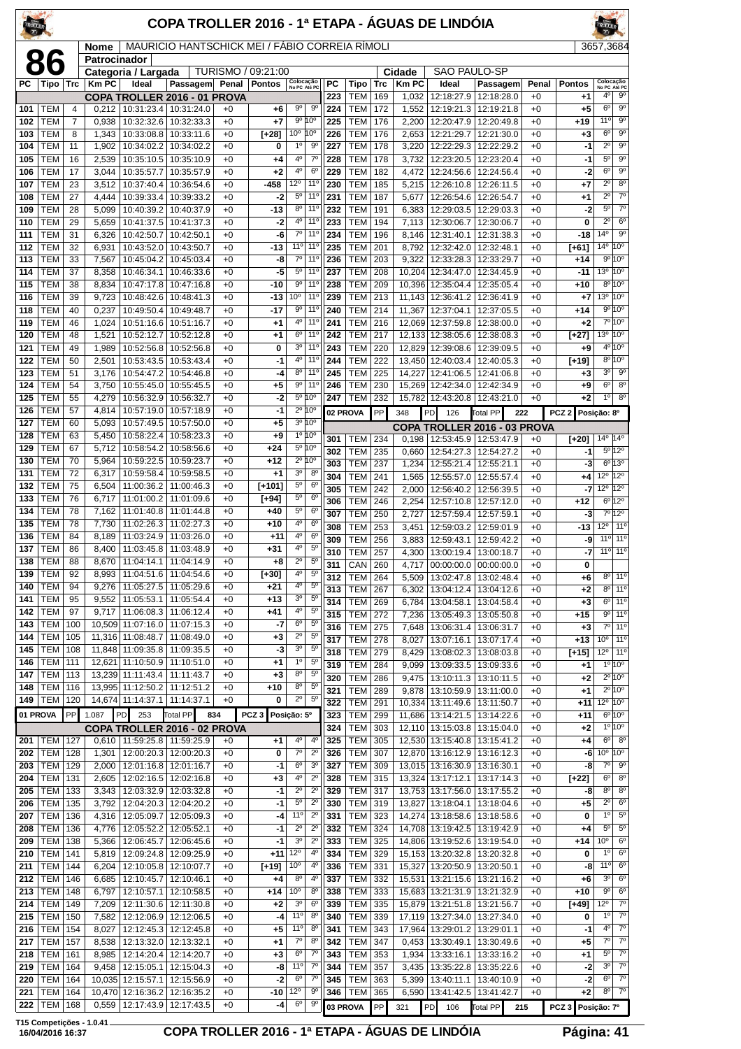# COPA TROLLER 2016 - 1ª ETAPA - ÁGUAS DE LINDÓIA

**86**

| Nome | MAURICIO HANTSCHICK MEI / FÁBIO CORREIA RIMOLI | 3657,3684 |
|---|---|---|
| Patrocinador | | |
| Categoria / Largada | TURISMO / 09:21:00 | |
| Cidade | SAO PAULO-SP | |

| PC | Tipo | Trc | Km PC | Ideal | Passagem | Penal | Pontos | Colocação No PC | Colocação Até PC |
|---|---|---|---|---|---|---|---|---|---|
| **COPA TROLLER 2016 - 01 PROVA** | | | | | | | | | |
| 101 | TEM | 4 | 0,212 | 10:31:23.4 | 10:31:24.0 | +0 | +6 | 9º | 9º |
| 102 | TEM | 7 | 0,938 | 10:32:32.6 | 10:32:33.3 | +0 | +7 | 9º | 10º |
| 103 | TEM | 8 | 1,343 | 10:33:08.8 | 10:33:11.6 | +0 | [+28] | 10º | 10º |
| 104 | TEM | 11 | 1,902 | 10:34:02.2 | 10:34:02.2 | +0 | 0 | 1º | 9º |
| 105 | TEM | 16 | 2,539 | 10:35:10.5 | 10:35:10.9 | +0 | +4 | 4º | 7º |
| 106 | TEM | 17 | 3,044 | 10:35:57.7 | 10:35:57.9 | +0 | +2 | 4º | 6º |
| 107 | TEM | 23 | 3,512 | 10:37:40.4 | 10:36:54.6 | +0 | -458 | 12º | 11º |
| 108 | TEM | 27 | 4,444 | 10:39:33.4 | 10:39:33.2 | +0 | -2 | 5º | 11º |
| 109 | TEM | 28 | 5,099 | 10:40:39.2 | 10:40:37.9 | +0 | -13 | 8º | 11º |
| 110 | TEM | 29 | 5,659 | 10:41:37.5 | 10:41:37.3 | +0 | -2 | 4º | 11º |
| 111 | TEM | 31 | 6,326 | 10:42:50.7 | 10:42:50.1 | +0 | -6 | 7º | 11º |
| 112 | TEM | 32 | 6,931 | 10:43:52.0 | 10:43:50.7 | +0 | -13 | 11º | 11º |
| 113 | TEM | 33 | 7,567 | 10:45:04.2 | 10:45:03.4 | +0 | -8 | 7º | 11º |
| 114 | TEM | 37 | 8,358 | 10:46:34.1 | 10:46:33.6 | +0 | -5 | 5º | 11º |
| 115 | TEM | 38 | 8,834 | 10:47:17.8 | 10:47:16.8 | +0 | -10 | 9º | 11º |
| 116 | TEM | 39 | 9,723 | 10:48:42.6 | 10:48:41.3 | +0 | -13 | 10º | 11º |
| 118 | TEM | 40 | 0,237 | 10:49:50.4 | 10:49:48.7 | +0 | -17 | 9º | 11º |
| 119 | TEM | 46 | 1,024 | 10:51:16.6 | 10:51:16.7 | +0 | +1 | 4º | 11º |
| 120 | TEM | 48 | 1,521 | 10:52:12.7 | 10:52:12.8 | +0 | +1 | 6º | 11º |
| 121 | TEM | 49 | 1,989 | 10:52:56.8 | 10:52:56.8 | +0 | 0 | 3º | 11º |
| 122 | TEM | 50 | 2,501 | 10:53:43.5 | 10:53:43.4 | +0 | -1 | 4º | 11º |
| 123 | TEM | 51 | 3,176 | 10:54:47.2 | 10:54:46.8 | +0 | -4 | 8º | 11º |
| 124 | TEM | 54 | 3,750 | 10:55:45.0 | 10:55:45.5 | +0 | +5 | 9º | 11º |
| 125 | TEM | 55 | 4,279 | 10:56:32.9 | 10:56:32.7 | +0 | -2 | 5º | 10º |
| 126 | TEM | 57 | 4,814 | 10:57:19.0 | 10:57:18.9 | +0 | -1 | 2º | 10º |
| 127 | TEM | 60 | 5,093 | 10:57:49.5 | 10:57:50.0 | +0 | +5 | 3º | 10º |
| 128 | TEM | 63 | 5,450 | 10:58:22.4 | 10:58:23.3 | +0 | +9 | 1º | 10º |
| 129 | TEM | 67 | 5,712 | 10:58:54.2 | 10:58:56.6 | +0 | +24 | 5º | 10º |
| 130 | TEM | 70 | 5,964 | 10:59:22.5 | 10:59:23.7 | +0 | +12 | 2º | 10º |
| 131 | TEM | 72 | 6,317 | 10:59:58.4 | 10:59:58.5 | +0 | +1 | 3º | 8º |
| 132 | TEM | 75 | 6,504 | 11:00:36.2 | 11:00:46.3 | +0 | [+101] | 5º | 6º |
| 133 | TEM | 76 | 6,717 | 11:01:00.2 | 11:01:09.6 | +0 | [+94] | 5º | 6º |
| 134 | TEM | 78 | 7,162 | 11:01:40.8 | 11:01:44.8 | +0 | +40 | 5º | 6º |
| 135 | TEM | 78 | 7,730 | 11:02:26.3 | 11:02:27.3 | +0 | +10 | 4º | 6º |
| 136 | TEM | 84 | 8,189 | 11:03:24.9 | 11:03:26.0 | +0 | +11 | 4º | 6º |
| 137 | TEM | 86 | 8,400 | 11:03:45.8 | 11:03:48.9 | +0 | +31 | 4º | 5º |
| 138 | TEM | 88 | 8,670 | 11:04:14.1 | 11:04:14.9 | +0 | +8 | 2º | 5º |
| 139 | TEM | 92 | 8,993 | 11:04:51.6 | 11:04:54.6 | +0 | [+30] | 4º | 5º |
| 140 | TEM | 94 | 9,276 | 11:05:27.5 | 11:05:29.6 | +0 | +21 | 4º | 5º |
| 141 | TEM | 95 | 9,552 | 11:05:53.1 | 11:05:54.4 | +0 | +13 | 3º | 5º |
| 142 | TEM | 97 | 9,717 | 11:06:08.3 | 11:06:12.4 | +0 | +41 | 4º | 5º |
| 143 | TEM | 100 | 10,509 | 11:07:16.0 | 11:07:15.3 | +0 | -7 | 6º | 5º |
| 144 | TEM | 105 | 11,316 | 11:08:48.7 | 11:08:49.0 | +0 | +3 | 2º | 5º |
| 145 | TEM | 108 | 11,848 | 11:09:35.8 | 11:09:35.5 | +0 | -3 | 3º | 5º |
| 146 | TEM | 111 | 12,621 | 11:10:50.9 | 11:10:51.0 | +0 | +1 | 1º | 5º |
| 147 | TEM | 113 | 13,239 | 11:11:43.4 | 11:11:43.7 | +0 | +3 | 8º | 5º |
| 148 | TEM | 116 | 13,995 | 11:12:50.2 | 11:12:51.2 | +0 | +10 | 8º | 5º |
| 149 | TEM | 120 | 14,674 | 11:14:37.1 | 11:14:37.1 | +0 | 0 | 2º | 5º |
| 01 PROVA | PP | 1.087 | PD 253 | Total PP 834 | | PCZ 3 | Posição: 5º | | |
| **COPA TROLLER 2016 - 02 PROVA** | | | | | | | | | |
| 201 | TEM | 127 | 0,610 | 11:59:25.8 | 11:59:25.9 | +0 | +1 | 4º | 4º |
| 202 | TEM | 128 | 1,301 | 12:00:20.3 | 12:00:20.3 | +0 | 0 | 7º | 2º |
| 203 | TEM | 129 | 2,000 | 12:01:16.8 | 12:01:16.7 | +0 | -1 | 6º | 3º |
| 204 | TEM | 131 | 2,605 | 12:02:16.5 | 12:02:16.8 | +0 | +3 | 4º | 2º |
| 205 | TEM | 133 | 3,343 | 12:03:32.9 | 12:03:32.8 | +0 | -1 | 2º | 2º |
| 206 | TEM | 135 | 3,792 | 12:04:20.3 | 12:04:20.2 | +0 | -1 | 5º | 2º |
| 207 | TEM | 136 | 4,316 | 12:05:09.7 | 12:05:09.3 | +0 | -4 | 11º | 2º |
| 208 | TEM | 136 | 4,776 | 12:05:52.2 | 12:05:52.1 | +0 | -1 | 2º | 2º |
| 209 | TEM | 138 | 5,366 | 12:06:45.7 | 12:06:45.6 | +0 | -1 | 3º | 2º |
| 210 | TEM | 141 | 5,819 | 12:09:24.8 | 12:09:25.9 | +0 | +11 | 12º | 4º |
| 211 | TEM | 144 | 6,204 | 12:10:05.8 | 12:10:07.7 | +0 | [+19] | 10º | 4º |
| 212 | TEM | 146 | 6,685 | 12:10:45.7 | 12:10:46.1 | +0 | +4 | 8º | 4º |
| 213 | TEM | 148 | 6,797 | 12:10:57.1 | 12:10:58.5 | +0 | +14 | 10º | 8º |
| 214 | TEM | 149 | 7,209 | 12:11:30.6 | 12:11:30.8 | +0 | +2 | 3º | 6º |
| 215 | TEM | 150 | 7,582 | 12:12:06.9 | 12:12:06.5 | +0 | -4 | 11º | 8º |
| 216 | TEM | 154 | 8,027 | 12:12:45.3 | 12:12:45.8 | +0 | +5 | 11º | 8º |
| 217 | TEM | 157 | 8,538 | 12:13:32.0 | 12:13:32.1 | +0 | +1 | 7º | 8º |
| 218 | TEM | 161 | 8,985 | 12:14:20.4 | 12:14:20.7 | +0 | +3 | 6º | 7º |
| 219 | TEM | 164 | 9,458 | 12:15:05.1 | 12:15:04.3 | +0 | -8 | 11º | 7º |
| 220 | TEM | 164 | 10,035 | 12:15:57.1 | 12:15:56.9 | +0 | -2 | 6º | 7º |
| 221 | TEM | 164 | 10,470 | 12:16:36.2 | 12:16:35.2 | +0 | -10 | 12º | 9º |
| 222 | TEM | 168 | 0,559 | 12:17:43.9 | 12:17:43.5 | +0 | -4 | 6º | 9º |
| 223 | TEM | 169 | 1,032 | 12:18:27.9 | 12:18:28.0 | +0 | +1 | 4º | 9º |
| 224 | TEM | 172 | 1,552 | 12:19:21.3 | 12:19:21.8 | +0 | +5 | 6º | 9º |
| 225 | TEM | 176 | 2,200 | 12:20:47.9 | 12:20:49.8 | +0 | +19 | 11º | 9º |
| 226 | TEM | 176 | 2,653 | 12:21:29.7 | 12:21:30.0 | +0 | +3 | 6º | 9º |
| 227 | TEM | 178 | 3,220 | 12:22:29.3 | 12:22:29.2 | +0 | -1 | 2º | 9º |
| 228 | TEM | 178 | 3,732 | 12:23:20.5 | 12:23:20.4 | +0 | -1 | 5º | 9º |
| 229 | TEM | 182 | 4,472 | 12:24:56.6 | 12:24:56.4 | +0 | -2 | 6º | 9º |
| 230 | TEM | 185 | 5,215 | 12:26:10.8 | 12:26:11.5 | +0 | +7 | 2º | 8º |
| 231 | TEM | 187 | 5,677 | 12:26:54.6 | 12:26:54.7 | +0 | +1 | 2º | 7º |
| 232 | TEM | 191 | 6,383 | 12:29:03.5 | 12:29:03.3 | +0 | -2 | 5º | 7º |
| 233 | TEM | 194 | 7,113 | 12:30:06.7 | 12:30:06.7 | +0 | 0 | 2º | 6º |
| 234 | TEM | 196 | 8,146 | 12:31:40.1 | 12:31:38.3 | +0 | -18 | 14º | 9º |
| 235 | TEM | 201 | 8,792 | 12:32:42.0 | 12:32:48.1 | +0 | [+61] | 14º | 10º |
| 236 | TEM | 203 | 9,322 | 12:33:28.3 | 12:33:29.7 | +0 | +14 | 9º | 10º |
| 237 | TEM | 208 | 10,204 | 12:34:47.0 | 12:34:45.9 | +0 | -11 | 13º | 10º |
| 238 | TEM | 209 | 10,396 | 12:35:04.4 | 12:35:05.4 | +0 | +10 | 8º | 10º |
| 239 | TEM | 213 | 11,143 | 12:36:41.2 | 12:36:41.9 | +0 | +7 | 13º | 10º |
| 240 | TEM | 214 | 11,367 | 12:37:04.1 | 12:37:05.5 | +0 | +14 | 9º | 10º |
| 241 | TEM | 216 | 12,069 | 12:37:59.8 | 12:38:00.0 | +0 | +2 | 7º | 10º |
| 242 | TEM | 217 | 12,133 | 12:38:05.6 | 12:38:08.3 | +0 | [+27] | 13º | 10º |
| 243 | TEM | 220 | 12,829 | 12:39:08.6 | 12:39:09.5 | +0 | +9 | 4º | 10º |
| 244 | TEM | 222 | 13,450 | 12:40:03.4 | 12:40:05.3 | +0 | [+19] | 8º | 10º |
| 245 | TEM | 225 | 14,227 | 12:41:06.5 | 12:41:06.8 | +0 | +3 | 3º | 9º |
| 246 | TEM | 230 | 15,269 | 12:42:34.0 | 12:42:34.9 | +0 | +9 | 6º | 8º |
| 247 | TEM | 232 | 15,782 | 12:43:20.8 | 12:43:21.0 | +0 | +2 | 1º | 8º |
| 02 PROVA | PP | 348 | PD 126 | Total PP 222 | | PCZ 2 | Posição: 8º | | |
| **COPA TROLLER 2016 - 03 PROVA** | | | | | | | | | |
| 301 | TEM | 234 | 0,198 | 12:53:45.9 | 12:53:47.9 | +0 | [+20] | 14º | 14º |
| 302 | TEM | 235 | 0,660 | 12:54:27.3 | 12:54:27.2 | +0 | -1 | 5º | 12º |
| 303 | TEM | 237 | 1,234 | 12:55:21.4 | 12:55:21.1 | +0 | -3 | 6º | 13º |
| 304 | TEM | 241 | 1,565 | 12:55:57.0 | 12:55:57.4 | +0 | +4 | 12º | 12º |
| 305 | TEM | 242 | 2,000 | 12:56:40.2 | 12:56:39.5 | +0 | -7 | 12º | 12º |
| 306 | TEM | 246 | 2,254 | 12:57:10.8 | 12:57:12.0 | +0 | +12 | 6º | 12º |
| 307 | TEM | 250 | 2,727 | 12:57:59.4 | 12:57:59.1 | +0 | -3 | 7º | 12º |
| 308 | TEM | 253 | 3,451 | 12:59:03.2 | 12:59:01.9 | +0 | -13 | 12º | 11º |
| 309 | TEM | 256 | 3,883 | 12:59:43.1 | 12:59:42.2 | +0 | -9 | 11º | 11º |
| 310 | TEM | 257 | 4,300 | 13:00:19.4 | 13:00:18.7 | +0 | -7 | 11º | 11º |
| 311 | CAN | 260 | 4,717 | 00:00:00.0 | 00:00:00.0 | +0 | 0 | | |
| 312 | TEM | 264 | 5,509 | 13:02:47.8 | 13:02:48.4 | +0 | +6 | 8º | 11º |
| 313 | TEM | 267 | 6,302 | 13:04:12.4 | 13:04:12.6 | +0 | +2 | 8º | 11º |
| 314 | TEM | 269 | 6,784 | 13:04:58.1 | 13:04:58.4 | +0 | +3 | 6º | 11º |
| 315 | TEM | 272 | 7,236 | 13:05:49.3 | 13:05:50.8 | +0 | +15 | 9º | 11º |
| 316 | TEM | 275 | 7,648 | 13:06:31.4 | 13:06:31.7 | +0 | +3 | 7º | 11º |
| 317 | TEM | 278 | 8,027 | 13:07:16.1 | 13:07:17.4 | +0 | +13 | 10º | 11º |
| 318 | TEM | 279 | 8,429 | 13:08:02.3 | 13:08:03.8 | +0 | [+15] | 12º | 11º |
| 319 | TEM | 284 | 9,099 | 13:09:33.5 | 13:09:33.6 | +0 | +1 | 1º | 10º |
| 320 | TEM | 286 | 9,475 | 13:10:11.3 | 13:10:11.5 | +0 | +2 | 2º | 10º |
| 321 | TEM | 289 | 9,878 | 13:10:59.9 | 13:11:00.0 | +0 | +1 | 2º | 10º |
| 322 | TEM | 291 | 10,334 | 13:11:49.6 | 13:11:50.7 | +0 | +11 | 12º | 10º |
| 323 | TEM | 299 | 11,686 | 13:14:21.5 | 13:14:22.6 | +0 | +11 | 6º | 10º |
| 324 | TEM | 303 | 12,110 | 13:15:03.8 | 13:15:04.0 | +0 | +2 | 1º | 10º |
| 325 | TEM | 305 | 12,530 | 13:15:40.8 | 13:15:41.2 | +0 | +4 | 6º | 8º |
| 326 | TEM | 307 | 12,870 | 13:16:12.9 | 13:16:12.3 | +0 | -6 | 10º | 10º |
| 327 | TEM | 309 | 13,015 | 13:16:30.9 | 13:16:30.1 | +0 | -8 | 7º | 9º |
| 328 | TEM | 315 | 13,324 | 13:17:12.1 | 13:17:14.3 | +0 | [+22] | 6º | 8º |
| 329 | TEM | 317 | 13,753 | 13:17:56.0 | 13:17:55.2 | +0 | -8 | 8º | 8º |
| 330 | TEM | 319 | 13,827 | 13:18:04.1 | 13:18:04.6 | +0 | +5 | 2º | 6º |
| 331 | TEM | 323 | 14,274 | 13:18:58.6 | 13:18:58.6 | +0 | 0 | 1º | 5º |
| 332 | TEM | 324 | 14,708 | 13:19:42.5 | 13:19:42.9 | +0 | +4 | 5º | 5º |
| 333 | TEM | 325 | 14,806 | 13:19:52.6 | 13:19:54.0 | +0 | +14 | 10º | 6º |
| 334 | TEM | 329 | 15,153 | 13:20:32.8 | 13:20:32.8 | +0 | 0 | 1º | 6º |
| 335 | TEM | 331 | 15,327 | 13:20:50.9 | 13:20:50.1 | +0 | -8 | 11º | 6º |
| 336 | TEM | 332 | 15,531 | 13:21:15.6 | 13:21:16.2 | +0 | +6 | 3º | 6º |
| 337 | TEM | 333 | 15,683 | 13:21:31.9 | 13:21:32.9 | +0 | +10 | 9º | 6º |
| 338 | TEM | 335 | 15,879 | 13:21:51.8 | 13:21:56.7 | +0 | [+49] | 12º | 7º |
| 339 | TEM | 339 | 17,119 | 13:27:34.0 | 13:27:34.0 | +0 | 0 | 1º | 7º |
| 340 | TEM | 343 | 17,964 | 13:29:01.2 | 13:29:01.1 | +0 | -1 | 4º | 7º |
| 341 | TEM | 347 | 0,453 | 13:30:49.1 | 13:30:49.6 | +0 | +5 | 7º | 7º |
| 342 | TEM | 353 | 1,934 | 13:33:16.1 | 13:33:16.2 | +0 | +1 | 5º | 7º |
| 343 | TEM | 357 | 3,435 | 13:35:22.8 | 13:35:22.6 | +0 | -2 | 3º | 7º |
| 344 | TEM | 363 | 5,399 | 13:40:11.1 | 13:40:10.9 | +0 | -2 | 6º | 7º |
| 345 | TEM | 365 | 6,590 | 13:41:42.5 | 13:41:42.7 | +0 | +2 | 8º | 7º |
| 03 PROVA | PP | 321 | PD 106 | Total PP 215 | | PCZ 3 | Posição: 7º | | |

T15 Competições - 1.0.41
16/04/2016 16:37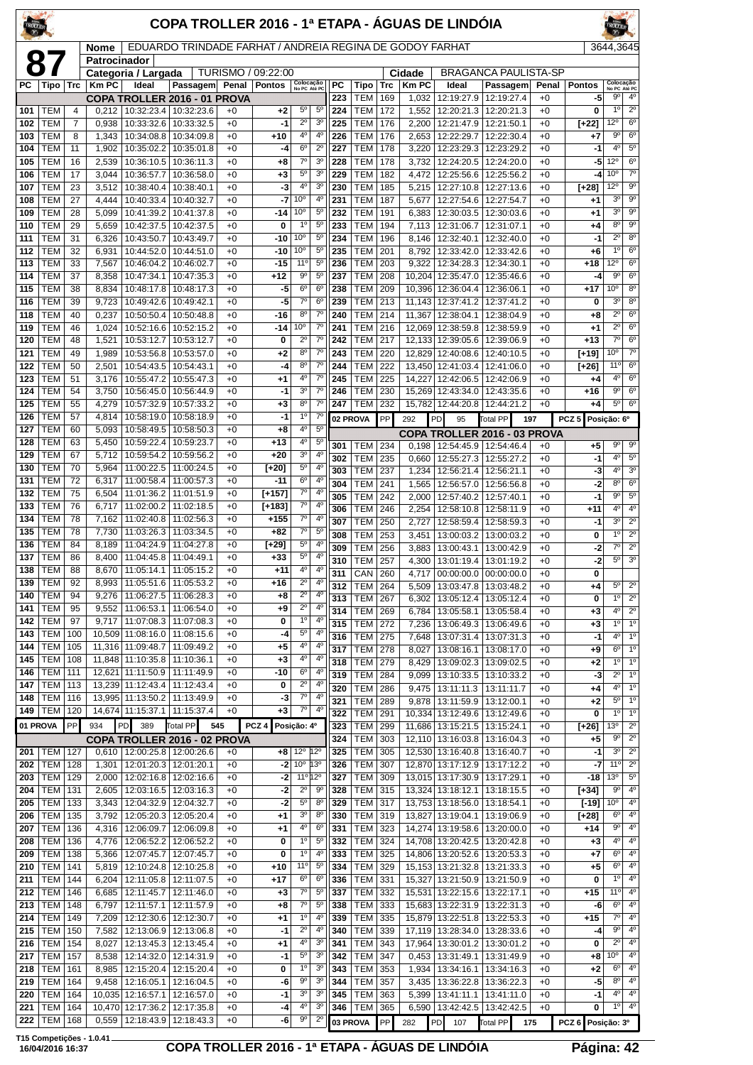# COPA TROLLER 2016 - 1ª ETAPA - ÁGUAS DE LINDÓIA

**87**

**Nome:** EDUARDO TRINDADE FARHAT / ANDREIA REGINA DE GODOY FARHAT — 3644,3645

**Patrocinador:**

**Categoria / Largada:** TURISMO / 09:22:00 — **Cidade:** BRAGANCA PAULISTA-SP

### COPA TROLLER 2016 - 01 PROVA

| PC | Tipo | Trc | Km PC | Ideal | Passagem | Penal | Pontos | Colocação No PC | Colocação Até PC |
|---|---|---|---|---|---|---|---|---|---|
| 101 | TEM | 4 | 0,212 | 10:32:23.4 | 10:32:23.6 | +0 | +2 | 5º | 5º |
| 102 | TEM | 7 | 0,938 | 10:33:32.6 | 10:33:32.5 | +0 | -1 | 2º | 3º |
| 103 | TEM | 8 | 1,343 | 10:34:08.8 | 10:34:09.8 | +0 | +10 | 4º | 4º |
| 104 | TEM | 11 | 1,902 | 10:35:02.2 | 10:35:01.8 | +0 | -4 | 6º | 2º |
| 105 | TEM | 16 | 2,539 | 10:36:10.5 | 10:36:11.3 | +0 | +8 | 7º | 3º |
| 106 | TEM | 17 | 3,044 | 10:36:57.7 | 10:36:58.0 | +0 | +3 | 5º | 3º |
| 107 | TEM | 23 | 3,512 | 10:38:40.4 | 10:38:40.1 | +0 | -3 | 4º | 3º |
| 108 | TEM | 27 | 4,444 | 10:40:33.4 | 10:40:32.7 | +0 | -7 | 10º | 4º |
| 109 | TEM | 28 | 5,099 | 10:41:39.2 | 10:41:37.8 | +0 | -14 | 10º | 5º |
| 110 | TEM | 29 | 5,659 | 10:42:37.5 | 10:42:37.5 | +0 | 0 | 1º | 5º |
| 111 | TEM | 31 | 6,326 | 10:43:50.7 | 10:43:49.7 | +0 | -10 | 10º | 5º |
| 112 | TEM | 32 | 6,931 | 10:44:52.0 | 10:44:51.0 | +0 | -10 | 10º | 5º |
| 113 | TEM | 33 | 7,567 | 10:46:04.2 | 10:46:02.7 | +0 | -15 | 11º | 5º |
| 114 | TEM | 37 | 8,358 | 10:47:34.1 | 10:47:35.3 | +0 | +12 | 9º | 5º |
| 115 | TEM | 38 | 8,834 | 10:48:17.8 | 10:48:17.3 | +0 | -5 | 6º | 6º |
| 116 | TEM | 39 | 9,723 | 10:49:42.6 | 10:49:42.1 | +0 | -5 | 7º | 6º |
| 118 | TEM | 40 | 0,237 | 10:50:50.4 | 10:50:48.8 | +0 | -16 | 8º | 7º |
| 119 | TEM | 46 | 1,024 | 10:52:16.6 | 10:52:15.2 | +0 | -14 | 10º | 7º |
| 120 | TEM | 48 | 1,521 | 10:53:12.7 | 10:53:12.7 | +0 | 0 | 2º | 7º |
| 121 | TEM | 49 | 1,989 | 10:53:56.8 | 10:53:57.0 | +0 | +2 | 8º | 7º |
| 122 | TEM | 50 | 2,501 | 10:54:43.5 | 10:54:43.1 | +0 | -4 | 8º | 7º |
| 123 | TEM | 51 | 3,176 | 10:55:47.2 | 10:55:47.3 | +0 | +1 | 4º | 7º |
| 124 | TEM | 54 | 3,750 | 10:56:45.0 | 10:56:44.9 | +0 | -1 | 3º | 7º |
| 125 | TEM | 55 | 4,279 | 10:57:32.9 | 10:57:33.2 | +0 | +3 | 8º | 7º |
| 126 | TEM | 57 | 4,814 | 10:58:19.0 | 10:58:18.9 | +0 | -1 | 1º | 7º |
| 127 | TEM | 60 | 5,093 | 10:58:49.5 | 10:58:50.3 | +0 | +8 | 4º | 5º |
| 128 | TEM | 63 | 5,450 | 10:59:22.4 | 10:59:23.7 | +0 | +13 | 4º | 5º |
| 129 | TEM | 67 | 5,712 | 10:59:54.2 | 10:59:56.2 | +0 | +20 | 3º | 4º |
| 130 | TEM | 70 | 5,964 | 11:00:22.5 | 11:00:24.5 | +0 | [+20] | 5º | 4º |
| 131 | TEM | 72 | 6,317 | 11:00:58.4 | 11:00:57.3 | +0 | -11 | 6º | 4º |
| 132 | TEM | 75 | 6,504 | 11:01:36.2 | 11:01:51.9 | +0 | [+157] | 7º | 4º |
| 133 | TEM | 76 | 6,717 | 11:02:00.2 | 11:02:18.5 | +0 | [+183] | 7º | 4º |
| 134 | TEM | 78 | 7,162 | 11:02:40.8 | 11:02:56.3 | +0 | +155 | 7º | 4º |
| 135 | TEM | 78 | 7,730 | 11:03:26.3 | 11:03:34.5 | +0 | +82 | 7º | 5º |
| 136 | TEM | 84 | 8,189 | 11:04:24.9 | 11:04:27.8 | +0 | [+29] | 5º | 4º |
| 137 | TEM | 86 | 8,400 | 11:04:45.8 | 11:04:49.1 | +0 | +33 | 5º | 4º |
| 138 | TEM | 88 | 8,670 | 11:05:14.1 | 11:05:15.2 | +0 | +11 | 4º | 4º |
| 139 | TEM | 92 | 8,993 | 11:05:51.6 | 11:05:53.2 | +0 | +16 | 2º | 4º |
| 140 | TEM | 94 | 9,276 | 11:06:27.5 | 11:06:28.3 | +0 | +8 | 2º | 4º |
| 141 | TEM | 95 | 9,552 | 11:06:53.1 | 11:06:54.0 | +0 | +9 | 2º | 4º |
| 142 | TEM | 97 | 9,717 | 11:07:08.3 | 11:07:08.3 | +0 | 0 | 1º | 4º |
| 143 | TEM | 100 | 10,509 | 11:08:16.0 | 11:08:15.6 | +0 | -4 | 5º | 4º |
| 144 | TEM | 105 | 11,316 | 11:09:48.7 | 11:09:49.2 | +0 | +5 | 4º | 4º |
| 145 | TEM | 108 | 11,848 | 11:10:35.8 | 11:10:36.1 | +0 | +3 | 4º | 4º |
| 146 | TEM | 111 | 12,621 | 11:11:50.9 | 11:11:49.9 | +0 | -10 | 6º | 4º |
| 147 | TEM | 113 | 13,239 | 11:12:43.4 | 11:12:43.4 | +0 | 0 | 2º | 4º |
| 148 | TEM | 116 | 13,995 | 11:13:50.2 | 11:13:49.9 | +0 | -3 | 7º | 4º |
| 149 | TEM | 120 | 14,674 | 11:15:37.1 | 11:15:37.4 | +0 | +3 | 7º | 4º |

**01 PROVA** — PP 934 — PD 389 — Total PP 545 — PCZ 4 — Posição: 4º

### COPA TROLLER 2016 - 02 PROVA

| PC | Tipo | Trc | Km PC | Ideal | Passagem | Penal | Pontos | Colocação No PC | Colocação Até PC |
|---|---|---|---|---|---|---|---|---|---|
| 201 | TEM | 127 | 0,610 | 12:00:25.8 | 12:00:26.6 | +0 | +8 | 12º | 12º |
| 202 | TEM | 128 | 1,301 | 12:01:20.3 | 12:01:20.1 | +0 | -2 | 10º | 13º |
| 203 | TEM | 129 | 2,000 | 12:02:16.8 | 12:02:16.6 | +0 | -2 | 11º | 12º |
| 204 | TEM | 131 | 2,605 | 12:03:16.5 | 12:03:16.3 | +0 | -2 | 2º | 9º |
| 205 | TEM | 133 | 3,343 | 12:04:32.9 | 12:04:32.7 | +0 | -2 | 5º | 8º |
| 206 | TEM | 135 | 3,792 | 12:05:20.3 | 12:05:20.4 | +0 | +1 | 3º | 8º |
| 207 | TEM | 136 | 4,316 | 12:06:09.7 | 12:06:09.8 | +0 | +1 | 4º | 6º |
| 208 | TEM | 136 | 4,776 | 12:06:52.2 | 12:06:52.2 | +0 | 0 | 1º | 5º |
| 209 | TEM | 138 | 5,366 | 12:07:45.7 | 12:07:45.7 | +0 | 0 | 1º | 4º |
| 210 | TEM | 141 | 5,819 | 12:10:24.8 | 12:10:25.8 | +0 | +10 | 11º | 5º |
| 211 | TEM | 144 | 6,204 | 12:11:05.8 | 12:11:07.5 | +0 | +17 | 6º | 6º |
| 212 | TEM | 146 | 6,685 | 12:11:45.7 | 12:11:46.0 | +0 | +3 | 7º | 5º |
| 213 | TEM | 148 | 6,797 | 12:11:57.1 | 12:11:57.9 | +0 | +8 | 7º | 5º |
| 214 | TEM | 149 | 7,209 | 12:12:30.6 | 12:12:30.7 | +0 | +1 | 1º | 4º |
| 215 | TEM | 150 | 7,582 | 12:13:06.9 | 12:13:06.8 | +0 | -1 | 2º | 4º |
| 216 | TEM | 154 | 8,027 | 12:13:45.3 | 12:13:45.4 | +0 | +1 | 4º | 3º |
| 217 | TEM | 157 | 8,538 | 12:14:32.0 | 12:14:31.9 | +0 | -1 | 5º | 3º |
| 218 | TEM | 161 | 8,985 | 12:15:20.4 | 12:15:20.4 | +0 | 0 | 1º | 3º |
| 219 | TEM | 164 | 9,458 | 12:16:05.1 | 12:16:04.5 | +0 | -6 | 9º | 3º |
| 220 | TEM | 164 | 10,035 | 12:16:57.1 | 12:16:57.0 | +0 | -1 | 3º | 3º |
| 221 | TEM | 164 | 10,470 | 12:17:36.2 | 12:17:35.8 | +0 | -4 | 4º | 3º |
| 222 | TEM | 168 | 0,559 | 12:18:43.9 | 12:18:43.3 | +0 | -6 | 9º | 2º |
| 223 | TEM | 169 | 1,032 | 12:19:27.9 | 12:19:27.4 | +0 | -5 | 9º | 4º |
| 224 | TEM | 172 | 1,552 | 12:20:21.3 | 12:20:21.3 | +0 | 0 | 1º | 2º |
| 225 | TEM | 176 | 2,200 | 12:21:47.9 | 12:21:50.1 | +0 | [+22] | 12º | 6º |
| 226 | TEM | 176 | 2,653 | 12:22:29.7 | 12:22:30.4 | +0 | +7 | 9º | 6º |
| 227 | TEM | 178 | 3,220 | 12:23:29.3 | 12:23:29.2 | +0 | -1 | 4º | 5º |
| 228 | TEM | 178 | 3,732 | 12:24:20.5 | 12:24:20.0 | +0 | -5 | 12º | 6º |
| 229 | TEM | 182 | 4,472 | 12:25:56.6 | 12:25:56.2 | +0 | -4 | 10º | 7º |
| 230 | TEM | 185 | 5,215 | 12:27:10.8 | 12:27:13.6 | +0 | [+28] | 12º | 9º |
| 231 | TEM | 187 | 5,677 | 12:27:54.6 | 12:27:54.7 | +0 | +1 | 3º | 9º |
| 232 | TEM | 191 | 6,383 | 12:30:03.5 | 12:30:03.6 | +0 | +1 | 3º | 9º |
| 233 | TEM | 194 | 7,113 | 12:31:06.7 | 12:31:07.1 | +0 | +4 | 8º | 9º |
| 234 | TEM | 196 | 8,146 | 12:32:40.1 | 12:32:40.0 | +0 | -1 | 2º | 8º |
| 235 | TEM | 201 | 8,792 | 12:33:42.0 | 12:33:42.6 | +0 | +6 | 1º | 6º |
| 236 | TEM | 203 | 9,322 | 12:34:28.3 | 12:34:30.1 | +0 | +18 | 12º | 6º |
| 237 | TEM | 208 | 10,204 | 12:35:47.0 | 12:35:46.6 | +0 | -4 | 9º | 6º |
| 238 | TEM | 209 | 10,396 | 12:36:04.4 | 12:36:06.1 | +0 | +17 | 10º | 8º |
| 239 | TEM | 213 | 11,143 | 12:37:41.2 | 12:37:41.2 | +0 | 0 | 3º | 8º |
| 240 | TEM | 214 | 11,367 | 12:38:04.1 | 12:38:04.9 | +0 | +8 | 2º | 6º |
| 241 | TEM | 216 | 12,069 | 12:38:59.8 | 12:38:59.9 | +0 | +1 | 2º | 6º |
| 242 | TEM | 217 | 12,133 | 12:39:05.6 | 12:39:06.9 | +0 | +13 | 7º | 6º |
| 243 | TEM | 220 | 12,829 | 12:40:08.6 | 12:40:10.5 | +0 | [+19] | 10º | 7º |
| 244 | TEM | 222 | 13,450 | 12:41:03.4 | 12:41:06.0 | +0 | [+26] | 11º | 6º |
| 245 | TEM | 225 | 14,227 | 12:42:06.5 | 12:42:06.9 | +0 | +4 | 4º | 6º |
| 246 | TEM | 230 | 15,269 | 12:43:34.0 | 12:43:35.6 | +0 | +16 | 9º | 6º |
| 247 | TEM | 232 | 15,782 | 12:44:20.8 | 12:44:21.2 | +0 | +4 | 5º | 6º |

**02 PROVA** — PP 292 — PD 95 — Total PP 197 — PCZ 5 — Posição: 6º

### COPA TROLLER 2016 - 03 PROVA

| PC | Tipo | Trc | Km PC | Ideal | Passagem | Penal | Pontos | Colocação No PC | Colocação Até PC |
|---|---|---|---|---|---|---|---|---|---|
| 301 | TEM | 234 | 0,198 | 12:54:45.9 | 12:54:46.4 | +0 | +5 | 9º | 9º |
| 302 | TEM | 235 | 0,660 | 12:55:27.3 | 12:55:27.2 | +0 | -1 | 4º | 5º |
| 303 | TEM | 237 | 1,234 | 12:56:21.4 | 12:56:21.1 | +0 | -3 | 4º | 3º |
| 304 | TEM | 241 | 1,565 | 12:56:57.0 | 12:56:56.8 | +0 | -2 | 8º | 6º |
| 305 | TEM | 242 | 2,000 | 12:57:40.2 | 12:57:40.1 | +0 | -1 | 9º | 5º |
| 306 | TEM | 246 | 2,254 | 12:58:10.8 | 12:58:11.9 | +0 | +11 | 4º | 4º |
| 307 | TEM | 250 | 2,727 | 12:58:59.4 | 12:58:59.3 | +0 | -1 | 3º | 2º |
| 308 | TEM | 253 | 3,451 | 13:00:03.2 | 13:00:03.2 | +0 | 0 | 1º | 2º |
| 309 | TEM | 256 | 3,883 | 13:00:43.1 | 13:00:42.9 | +0 | -2 | 7º | 2º |
| 310 | TEM | 257 | 4,300 | 13:01:19.4 | 13:01:19.2 | +0 | -2 | 5º | 3º |
| 311 | CAN | 260 | 4,717 | 00:00:00.0 | 00:00:00.0 | +0 | 0 | | |
| 312 | TEM | 264 | 5,509 | 13:03:47.8 | 13:03:48.2 | +0 | +4 | 5º | 2º |
| 313 | TEM | 267 | 6,302 | 13:05:12.4 | 13:05:12.4 | +0 | 0 | 1º | 2º |
| 314 | TEM | 269 | 6,784 | 13:05:58.1 | 13:05:58.4 | +0 | +3 | 4º | 2º |
| 315 | TEM | 272 | 7,236 | 13:06:49.3 | 13:06:49.6 | +0 | +3 | 1º | 1º |
| 316 | TEM | 275 | 7,648 | 13:07:31.4 | 13:07:31.3 | +0 | -1 | 4º | 1º |
| 317 | TEM | 278 | 8,027 | 13:08:16.1 | 13:08:17.0 | +0 | +9 | 6º | 1º |
| 318 | TEM | 279 | 8,429 | 13:09:02.3 | 13:09:02.5 | +0 | +2 | 1º | 1º |
| 319 | TEM | 284 | 9,099 | 13:10:33.5 | 13:10:33.2 | +0 | -3 | 2º | 1º |
| 320 | TEM | 286 | 9,475 | 13:11:11.3 | 13:11:11.7 | +0 | +4 | 4º | 1º |
| 321 | TEM | 289 | 9,878 | 13:11:59.9 | 13:12:00.1 | +0 | +2 | 5º | 1º |
| 322 | TEM | 291 | 10,334 | 13:12:49.6 | 13:12:49.6 | +0 | 0 | 1º | 1º |
| 323 | TEM | 299 | 11,686 | 13:15:21.5 | 13:15:24.1 | +0 | [+26] | 13º | 2º |
| 324 | TEM | 303 | 12,110 | 13:16:03.8 | 13:16:04.3 | +0 | +5 | 9º | 2º |
| 325 | TEM | 305 | 12,530 | 13:16:40.8 | 13:16:40.7 | +0 | -1 | 3º | 2º |
| 326 | TEM | 307 | 12,870 | 13:17:12.9 | 13:17:12.2 | +0 | -7 | 11º | 2º |
| 327 | TEM | 309 | 13,015 | 13:17:30.9 | 13:17:29.1 | +0 | -18 | 13º | 5º |
| 328 | TEM | 315 | 13,324 | 13:18:12.1 | 13:18:15.5 | +0 | [+34] | 9º | 4º |
| 329 | TEM | 317 | 13,753 | 13:18:56.0 | 13:18:54.1 | +0 | [-19] | 10º | 4º |
| 330 | TEM | 319 | 13,827 | 13:19:04.1 | 13:19:06.9 | +0 | [+28] | 6º | 4º |
| 331 | TEM | 323 | 14,274 | 13:19:58.6 | 13:20:00.0 | +0 | +14 | 9º | 4º |
| 332 | TEM | 324 | 14,708 | 13:20:42.5 | 13:20:42.8 | +0 | +3 | 4º | 4º |
| 333 | TEM | 325 | 14,806 | 13:20:52.6 | 13:20:53.3 | +0 | +7 | 6º | 4º |
| 334 | TEM | 329 | 15,153 | 13:21:32.8 | 13:21:33.3 | +0 | +5 | 6º | 4º |
| 336 | TEM | 331 | 15,327 | 13:21:50.9 | 13:21:50.9 | +0 | 0 | 1º | 4º |
| 337 | TEM | 332 | 15,531 | 13:22:15.6 | 13:22:17.1 | +0 | +15 | 11º | 4º |
| 338 | TEM | 333 | 15,683 | 13:22:31.9 | 13:22:31.3 | +0 | -6 | 6º | 4º |
| 339 | TEM | 335 | 15,879 | 13:22:51.8 | 13:22:53.3 | +0 | +15 | 7º | 4º |
| 340 | TEM | 339 | 17,119 | 13:28:34.0 | 13:28:33.6 | +0 | -4 | 9º | 4º |
| 341 | TEM | 343 | 17,964 | 13:30:01.2 | 13:30:01.2 | +0 | 0 | 2º | 4º |
| 342 | TEM | 347 | 0,453 | 13:31:49.1 | 13:31:49.9 | +0 | +8 | 10º | 4º |
| 343 | TEM | 353 | 1,934 | 13:34:16.1 | 13:34:16.3 | +0 | +2 | 6º | 4º |
| 344 | TEM | 357 | 3,435 | 13:36:22.8 | 13:36:22.3 | +0 | -5 | 8º | 4º |
| 345 | TEM | 363 | 5,399 | 13:41:11.1 | 13:41:11.0 | +0 | -1 | 4º | 4º |
| 346 | TEM | 365 | 6,590 | 13:42:42.5 | 13:42:42.5 | +0 | 0 | 1º | 4º |

**03 PROVA** — PP 282 — PD 107 — Total PP 175 — PCZ 6 — Posição: 3º

T15 Competições - 1.0.41 — 16/04/2016 16:37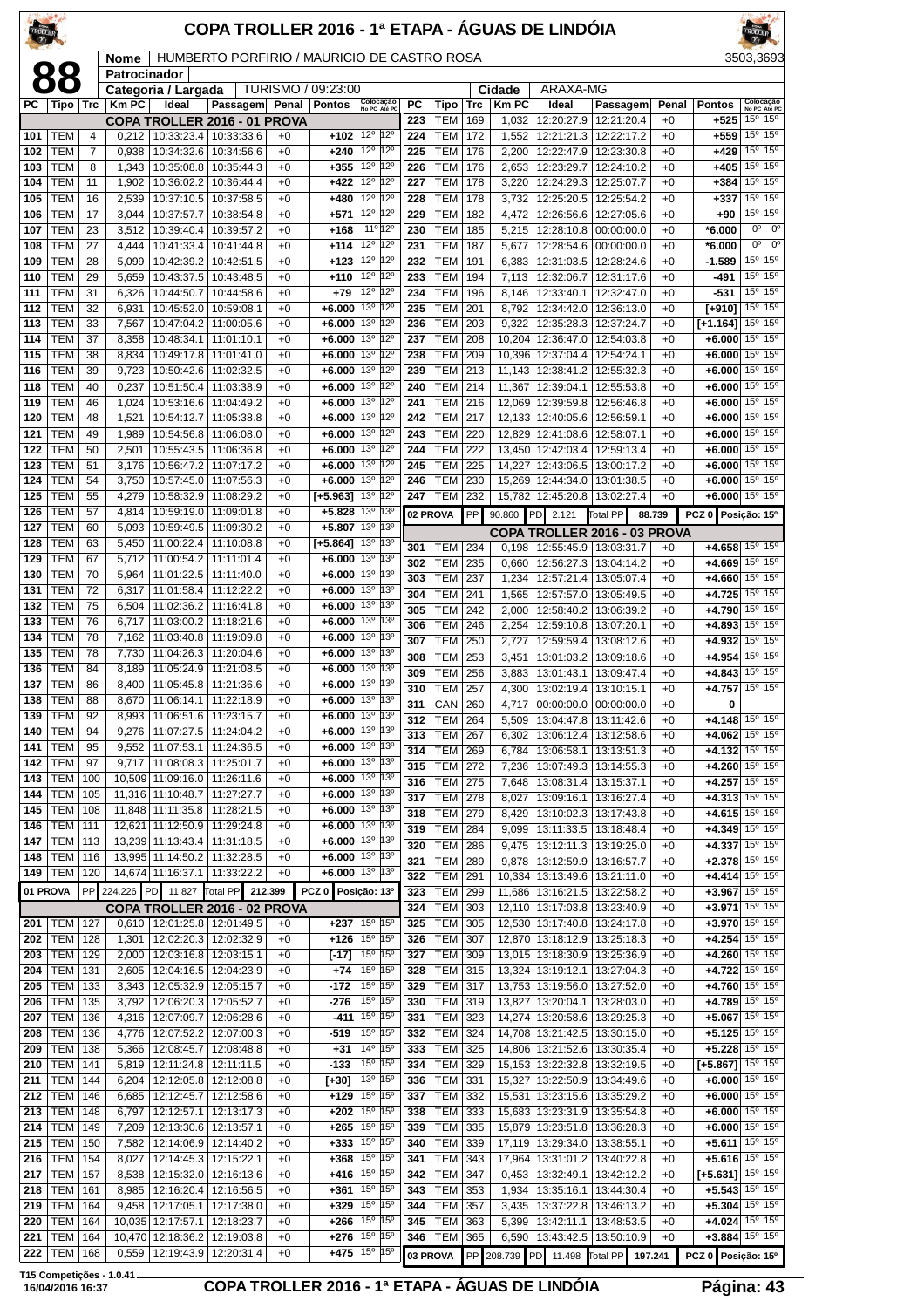# COPA TROLLER 2016 - 1ª ETAPA - ÁGUAS DE LINDÓIA

**88**

| | |
|---|---|
| Nome | HUMBERTO PORFIRIO / MAURICIO DE CASTRO ROSA — 3503,3693 |
| Patrocinador | |
| Categoria / Largada | TURISMO / 09:23:00 |
| Cidade | ARAXA-MG |

| PC | Tipo | Trc | Km PC | Ideal | Passagem | Penal | Pontos | Colocação No PC | Colocação Até PC |
|---|---|---|---|---|---|---|---|---|---|
| **COPA TROLLER 2016 - 01 PROVA** | | | | | | | | | |
| 101 | TEM | 4 | 0,212 | 10:33:23.4 | 10:33:33.6 | +0 | +102 | 12º | 12º |
| 102 | TEM | 7 | 0,938 | 10:34:32.6 | 10:34:56.6 | +0 | +240 | 12º | 12º |
| 103 | TEM | 8 | 1,343 | 10:35:08.8 | 10:35:44.3 | +0 | +355 | 12º | 12º |
| 104 | TEM | 11 | 1,902 | 10:36:02.2 | 10:36:44.4 | +0 | +422 | 12º | 12º |
| 105 | TEM | 16 | 2,539 | 10:37:10.5 | 10:37:58.5 | +0 | +480 | 12º | 12º |
| 106 | TEM | 17 | 3,044 | 10:37:57.7 | 10:38:54.8 | +0 | +571 | 12º | 12º |
| 107 | TEM | 23 | 3,512 | 10:39:40.4 | 10:39:57.2 | +0 | +168 | 11º | 12º |
| 108 | TEM | 27 | 4,444 | 10:41:33.4 | 10:41:44.8 | +0 | +114 | 12º | 12º |
| 109 | TEM | 28 | 5,099 | 10:42:39.2 | 10:42:51.5 | +0 | +123 | 12º | 12º |
| 110 | TEM | 29 | 5,659 | 10:43:37.5 | 10:43:48.5 | +0 | +110 | 12º | 12º |
| 111 | TEM | 31 | 6,326 | 10:44:50.7 | 10:44:58.6 | +0 | +79 | 12º | 12º |
| 112 | TEM | 32 | 6,931 | 10:45:52.0 | 10:59:08.1 | +0 | +6.000 | 13º | 12º |
| 113 | TEM | 33 | 7,567 | 10:47:04.2 | 11:00:05.6 | +0 | +6.000 | 13º | 12º |
| 114 | TEM | 37 | 8,358 | 10:48:34.1 | 11:01:10.1 | +0 | +6.000 | 13º | 12º |
| 115 | TEM | 38 | 8,834 | 10:49:17.8 | 11:01:41.0 | +0 | +6.000 | 13º | 12º |
| 116 | TEM | 39 | 9,723 | 10:50:42.6 | 11:02:32.5 | +0 | +6.000 | 13º | 12º |
| 118 | TEM | 40 | 0,237 | 10:51:50.4 | 11:03:38.9 | +0 | +6.000 | 13º | 12º |
| 119 | TEM | 46 | 1,024 | 10:53:16.6 | 11:04:49.2 | +0 | +6.000 | 13º | 12º |
| 120 | TEM | 48 | 1,521 | 10:54:12.7 | 11:05:38.8 | +0 | +6.000 | 13º | 12º |
| 121 | TEM | 49 | 1,989 | 10:54:56.8 | 11:06:08.0 | +0 | +6.000 | 13º | 12º |
| 122 | TEM | 50 | 2,501 | 10:55:43.5 | 11:06:36.8 | +0 | +6.000 | 13º | 12º |
| 123 | TEM | 51 | 3,176 | 10:56:47.2 | 11:07:17.2 | +0 | +6.000 | 13º | 12º |
| 124 | TEM | 54 | 3,750 | 10:57:45.0 | 11:07:56.3 | +0 | +6.000 | 13º | 12º |
| 125 | TEM | 55 | 4,279 | 10:58:32.9 | 11:08:29.2 | +0 | [+5.963] | 13º | 12º |
| 126 | TEM | 57 | 4,814 | 10:59:19.0 | 11:09:01.8 | +0 | +5.828 | 13º | 13º |
| 127 | TEM | 60 | 5,093 | 10:59:49.5 | 11:09:30.2 | +0 | +5.807 | 13º | 13º |
| 128 | TEM | 63 | 5,450 | 11:00:22.4 | 11:10:08.8 | +0 | [+5.864] | 13º | 13º |
| 129 | TEM | 67 | 5,712 | 11:00:54.2 | 11:11:01.4 | +0 | +6.000 | 13º | 13º |
| 130 | TEM | 70 | 5,964 | 11:01:22.5 | 11:11:40.0 | +0 | +6.000 | 13º | 13º |
| 131 | TEM | 72 | 6,317 | 11:01:58.4 | 11:12:22.2 | +0 | +6.000 | 13º | 13º |
| 132 | TEM | 75 | 6,504 | 11:02:36.2 | 11:16:41.8 | +0 | +6.000 | 13º | 13º |
| 133 | TEM | 76 | 6,717 | 11:03:00.2 | 11:18:21.6 | +0 | +6.000 | 13º | 13º |
| 134 | TEM | 78 | 7,162 | 11:03:40.8 | 11:19:09.8 | +0 | +6.000 | 13º | 13º |
| 135 | TEM | 78 | 7,730 | 11:04:26.3 | 11:20:04.6 | +0 | +6.000 | 13º | 13º |
| 136 | TEM | 84 | 8,189 | 11:05:24.9 | 11:21:08.5 | +0 | +6.000 | 13º | 13º |
| 137 | TEM | 86 | 8,400 | 11:05:45.8 | 11:21:36.6 | +0 | +6.000 | 13º | 13º |
| 138 | TEM | 88 | 8,670 | 11:06:14.1 | 11:22:18.9 | +0 | +6.000 | 13º | 13º |
| 139 | TEM | 92 | 8,993 | 11:06:51.6 | 11:23:15.7 | +0 | +6.000 | 13º | 13º |
| 140 | TEM | 94 | 9,276 | 11:07:27.5 | 11:24:04.2 | +0 | +6.000 | 13º | 13º |
| 141 | TEM | 95 | 9,552 | 11:07:53.1 | 11:24:36.5 | +0 | +6.000 | 13º | 13º |
| 142 | TEM | 97 | 9,717 | 11:08:08.3 | 11:25:01.7 | +0 | +6.000 | 13º | 13º |
| 143 | TEM | 100 | 10,509 | 11:09:16.0 | 11:26:11.6 | +0 | +6.000 | 13º | 13º |
| 144 | TEM | 105 | 11,316 | 11:10:48.7 | 11:27:27.7 | +0 | +6.000 | 13º | 13º |
| 145 | TEM | 108 | 11,848 | 11:11:35.8 | 11:28:21.5 | +0 | +6.000 | 13º | 13º |
| 146 | TEM | 111 | 12,621 | 11:12:50.9 | 11:29:24.8 | +0 | +6.000 | 13º | 13º |
| 147 | TEM | 113 | 13,239 | 11:13:43.4 | 11:31:18.5 | +0 | +6.000 | 13º | 13º |
| 148 | TEM | 116 | 13,995 | 11:14:50.2 | 11:32:28.5 | +0 | +6.000 | 13º | 13º |
| 149 | TEM | 120 | 14,674 | 11:16:37.1 | 11:33:22.2 | +0 | +6.000 | 13º | 13º |
| **01 PROVA** | PP | 224.226 | PD 11.827 | Total PP 212.399 | | | PCZ 0 | Posição: 13º | |
| **COPA TROLLER 2016 - 02 PROVA** | | | | | | | | | |
| 201 | TEM | 127 | 0,610 | 12:01:25.8 | 12:01:49.5 | +0 | +237 | 15º | 15º |
| 202 | TEM | 128 | 1,301 | 12:02:20.3 | 12:02:32.9 | +0 | +126 | 15º | 15º |
| 203 | TEM | 129 | 2,000 | 12:03:16.8 | 12:03:15.1 | +0 | [-17] | 15º | 15º |
| 204 | TEM | 131 | 2,605 | 12:04:16.5 | 12:04:23.9 | +0 | +74 | 15º | 15º |
| 205 | TEM | 133 | 3,343 | 12:05:32.9 | 12:05:15.7 | +0 | -172 | 15º | 15º |
| 206 | TEM | 135 | 3,792 | 12:06:20.3 | 12:05:52.7 | +0 | -276 | 15º | 15º |
| 207 | TEM | 136 | 4,316 | 12:07:09.7 | 12:06:28.6 | +0 | -411 | 15º | 15º |
| 208 | TEM | 136 | 4,776 | 12:07:52.2 | 12:07:00.3 | +0 | -519 | 15º | 15º |
| 209 | TEM | 138 | 5,366 | 12:08:45.7 | 12:08:48.8 | +0 | +31 | 14º | 15º |
| 210 | TEM | 141 | 5,819 | 12:11:24.8 | 12:11:11.5 | +0 | -133 | 15º | 15º |
| 211 | TEM | 144 | 6,204 | 12:12:05.8 | 12:12:08.8 | +0 | [+30] | 13º | 15º |
| 212 | TEM | 146 | 6,685 | 12:12:45.7 | 12:12:58.6 | +0 | +129 | 15º | 15º |
| 213 | TEM | 148 | 6,797 | 12:12:57.1 | 12:13:17.3 | +0 | +202 | 15º | 15º |
| 214 | TEM | 149 | 7,209 | 12:13:30.6 | 12:13:57.1 | +0 | +265 | 15º | 15º |
| 215 | TEM | 150 | 7,582 | 12:14:06.9 | 12:14:40.2 | +0 | +333 | 15º | 15º |
| 216 | TEM | 154 | 8,027 | 12:14:45.3 | 12:15:22.1 | +0 | +368 | 15º | 15º |
| 217 | TEM | 157 | 8,538 | 12:15:32.0 | 12:16:13.6 | +0 | +416 | 15º | 15º |
| 218 | TEM | 161 | 8,985 | 12:16:20.4 | 12:16:56.5 | +0 | +361 | 15º | 15º |
| 219 | TEM | 164 | 9,458 | 12:17:05.1 | 12:17:38.0 | +0 | +329 | 15º | 15º |
| 220 | TEM | 164 | 10,035 | 12:17:57.1 | 12:18:23.7 | +0 | +266 | 15º | 15º |
| 221 | TEM | 164 | 10,470 | 12:18:36.2 | 12:19:03.8 | +0 | +276 | 15º | 15º |
| 222 | TEM | 168 | 0,559 | 12:19:43.9 | 12:20:31.4 | +0 | +475 | 15º | 15º |
| 223 | TEM | 169 | 1,032 | 12:20:27.9 | 12:21:20.4 | +0 | +525 | 15º | 15º |
| 224 | TEM | 172 | 1,552 | 12:21:21.3 | 12:22:17.2 | +0 | +559 | 15º | 15º |
| 225 | TEM | 176 | 2,200 | 12:22:47.9 | 12:23:30.8 | +0 | +429 | 15º | 15º |
| 226 | TEM | 176 | 2,653 | 12:23:29.7 | 12:24:10.2 | +0 | +405 | 15º | 15º |
| 227 | TEM | 178 | 3,220 | 12:24:29.3 | 12:25:07.7 | +0 | +384 | 15º | 15º |
| 228 | TEM | 178 | 3,732 | 12:25:20.5 | 12:25:54.2 | +0 | +337 | 15º | 15º |
| 229 | TEM | 182 | 4,472 | 12:26:56.6 | 12:27:05.6 | +0 | +90 | 15º | 15º |
| 230 | TEM | 185 | 5,215 | 12:28:10.8 | 00:00:00.0 | +0 | *6.000 | 0º | 0º |
| 231 | TEM | 187 | 5,677 | 12:28:54.6 | 00:00:00.0 | +0 | *6.000 | 0º | 0º |
| 232 | TEM | 191 | 6,383 | 12:31:03.5 | 12:28:24.6 | +0 | -1.589 | 15º | 15º |
| 233 | TEM | 194 | 7,113 | 12:32:06.7 | 12:31:17.6 | +0 | -491 | 15º | 15º |
| 234 | TEM | 196 | 8,146 | 12:33:40.1 | 12:32:47.0 | +0 | -531 | 15º | 15º |
| 235 | TEM | 201 | 8,792 | 12:34:42.0 | 12:36:13.0 | +0 | [+910] | 15º | 15º |
| 236 | TEM | 203 | 9,322 | 12:35:28.3 | 12:37:24.7 | +0 | [+1.164] | 15º | 15º |
| 237 | TEM | 208 | 10,204 | 12:36:47.0 | 12:54:03.8 | +0 | +6.000 | 15º | 15º |
| 238 | TEM | 209 | 10,396 | 12:37:04.4 | 12:54:24.1 | +0 | +6.000 | 15º | 15º |
| 239 | TEM | 213 | 11,143 | 12:38:41.2 | 12:55:32.3 | +0 | +6.000 | 15º | 15º |
| 240 | TEM | 214 | 11,367 | 12:39:04.1 | 12:55:53.8 | +0 | +6.000 | 15º | 15º |
| 241 | TEM | 216 | 12,069 | 12:39:59.8 | 12:56:46.8 | +0 | +6.000 | 15º | 15º |
| 242 | TEM | 217 | 12,133 | 12:40:05.6 | 12:56:59.1 | +0 | +6.000 | 15º | 15º |
| 243 | TEM | 220 | 12,829 | 12:41:08.6 | 12:58:07.1 | +0 | +6.000 | 15º | 15º |
| 244 | TEM | 222 | 13,450 | 12:42:03.4 | 12:59:13.4 | +0 | +6.000 | 15º | 15º |
| 245 | TEM | 225 | 14,227 | 12:43:06.5 | 13:00:17.2 | +0 | +6.000 | 15º | 15º |
| 246 | TEM | 230 | 15,269 | 12:44:34.0 | 13:01:38.5 | +0 | +6.000 | 15º | 15º |
| 247 | TEM | 232 | 15,782 | 12:45:20.8 | 13:02:27.4 | +0 | +6.000 | 15º | 15º |
| **02 PROVA** | PP | 90.860 | PD 2.121 | Total PP 88.739 | | | PCZ 0 | Posição: 15º | |
| **COPA TROLLER 2016 - 03 PROVA** | | | | | | | | | |
| 301 | TEM | 234 | 0,198 | 12:55:45.9 | 13:03:31.7 | +0 | +4.658 | 15º | 15º |
| 302 | TEM | 235 | 0,660 | 12:56:27.3 | 13:04:14.2 | +0 | +4.669 | 15º | 15º |
| 303 | TEM | 237 | 1,234 | 12:57:21.4 | 13:05:07.4 | +0 | +4.660 | 15º | 15º |
| 304 | TEM | 241 | 1,565 | 12:57:57.0 | 13:05:49.5 | +0 | +4.725 | 15º | 15º |
| 305 | TEM | 242 | 2,000 | 12:58:40.2 | 13:06:39.2 | +0 | +4.790 | 15º | 15º |
| 306 | TEM | 246 | 2,254 | 12:59:10.8 | 13:07:20.1 | +0 | +4.893 | 15º | 15º |
| 307 | TEM | 250 | 2,727 | 12:59:59.4 | 13:08:12.6 | +0 | +4.932 | 15º | 15º |
| 308 | TEM | 253 | 3,451 | 13:01:03.2 | 13:09:18.6 | +0 | +4.954 | 15º | 15º |
| 309 | TEM | 256 | 3,883 | 13:01:43.1 | 13:09:47.4 | +0 | +4.843 | 15º | 15º |
| 310 | TEM | 257 | 4,300 | 13:02:19.4 | 13:10:15.1 | +0 | +4.757 | 15º | 15º |
| 311 | CAN | 260 | 4,717 | 00:00:00.0 | 00:00:00.0 | +0 | 0 | | |
| 312 | TEM | 264 | 5,509 | 13:04:47.8 | 13:11:42.6 | +0 | +4.148 | 15º | 15º |
| 313 | TEM | 267 | 6,302 | 13:06:12.4 | 13:12:58.6 | +0 | +4.062 | 15º | 15º |
| 314 | TEM | 269 | 6,784 | 13:06:58.1 | 13:13:51.3 | +0 | +4.132 | 15º | 15º |
| 315 | TEM | 272 | 7,236 | 13:07:49.3 | 13:14:55.3 | +0 | +4.260 | 15º | 15º |
| 316 | TEM | 275 | 7,648 | 13:08:31.4 | 13:15:37.1 | +0 | +4.257 | 15º | 15º |
| 317 | TEM | 278 | 8,027 | 13:09:16.1 | 13:16:27.4 | +0 | +4.313 | 15º | 15º |
| 318 | TEM | 279 | 8,429 | 13:10:02.3 | 13:17:43.8 | +0 | +4.615 | 15º | 15º |
| 319 | TEM | 284 | 9,099 | 13:11:33.5 | 13:18:48.4 | +0 | +4.349 | 15º | 15º |
| 320 | TEM | 286 | 9,475 | 13:12:11.3 | 13:19:25.0 | +0 | +4.337 | 15º | 15º |
| 321 | TEM | 289 | 9,878 | 13:12:59.9 | 13:16:57.7 | +0 | +2.378 | 15º | 15º |
| 322 | TEM | 291 | 10,334 | 13:13:49.6 | 13:21:11.0 | +0 | +4.414 | 15º | 15º |
| 323 | TEM | 299 | 11,686 | 13:16:21.5 | 13:22:58.2 | +0 | +3.967 | 15º | 15º |
| 324 | TEM | 303 | 12,110 | 13:17:03.8 | 13:23:40.9 | +0 | +3.971 | 15º | 15º |
| 325 | TEM | 305 | 12,530 | 13:17:40.8 | 13:24:17.8 | +0 | +3.970 | 15º | 15º |
| 326 | TEM | 307 | 12,870 | 13:18:12.9 | 13:25:18.3 | +0 | +4.254 | 15º | 15º |
| 327 | TEM | 309 | 13,015 | 13:18:30.9 | 13:25:36.9 | +0 | +4.260 | 15º | 15º |
| 328 | TEM | 315 | 13,324 | 13:19:12.1 | 13:27:04.3 | +0 | +4.722 | 15º | 15º |
| 329 | TEM | 317 | 13,753 | 13:19:56.0 | 13:27:52.0 | +0 | +4.760 | 15º | 15º |
| 330 | TEM | 319 | 13,827 | 13:20:04.1 | 13:28:03.0 | +0 | +4.789 | 15º | 15º |
| 331 | TEM | 323 | 14,274 | 13:20:58.6 | 13:29:25.3 | +0 | +5.067 | 15º | 15º |
| 332 | TEM | 324 | 14,708 | 13:21:42.5 | 13:30:15.0 | +0 | +5.125 | 15º | 15º |
| 333 | TEM | 325 | 14,806 | 13:21:52.6 | 13:30:35.4 | +0 | +5.228 | 15º | 15º |
| 334 | TEM | 329 | 15,153 | 13:22:32.8 | 13:32:19.5 | +0 | [+5.867] | 15º | 15º |
| 336 | TEM | 331 | 15,327 | 13:22:50.9 | 13:34:49.6 | +0 | +6.000 | 15º | 15º |
| 337 | TEM | 332 | 15,531 | 13:23:15.6 | 13:35:29.2 | +0 | +6.000 | 15º | 15º |
| 338 | TEM | 333 | 15,683 | 13:23:31.9 | 13:35:54.8 | +0 | +6.000 | 15º | 15º |
| 339 | TEM | 335 | 15,879 | 13:23:51.8 | 13:36:28.3 | +0 | +6.000 | 15º | 15º |
| 340 | TEM | 339 | 17,119 | 13:29:34.0 | 13:38:55.1 | +0 | +5.611 | 15º | 15º |
| 341 | TEM | 343 | 17,964 | 13:31:01.2 | 13:40:22.8 | +0 | +5.616 | 15º | 15º |
| 342 | TEM | 347 | 0,453 | 13:32:49.1 | 13:42:12.2 | +0 | [+5.631] | 15º | 15º |
| 343 | TEM | 353 | 1,934 | 13:35:16.1 | 13:44:30.4 | +0 | +5.543 | 15º | 15º |
| 344 | TEM | 357 | 3,435 | 13:37:22.8 | 13:46:13.2 | +0 | +5.304 | 15º | 15º |
| 345 | TEM | 363 | 5,399 | 13:42:11.1 | 13:48:53.5 | +0 | +4.024 | 15º | 15º |
| 346 | TEM | 365 | 6,590 | 13:43:42.5 | 13:50:10.9 | +0 | +3.884 | 15º | 15º |
| **03 PROVA** | PP | 208.739 | PD 11.498 | Total PP 197.241 | | | PCZ 0 | Posição: 15º | |

T15 Competições - 1.0.41
16/04/2016 16:37